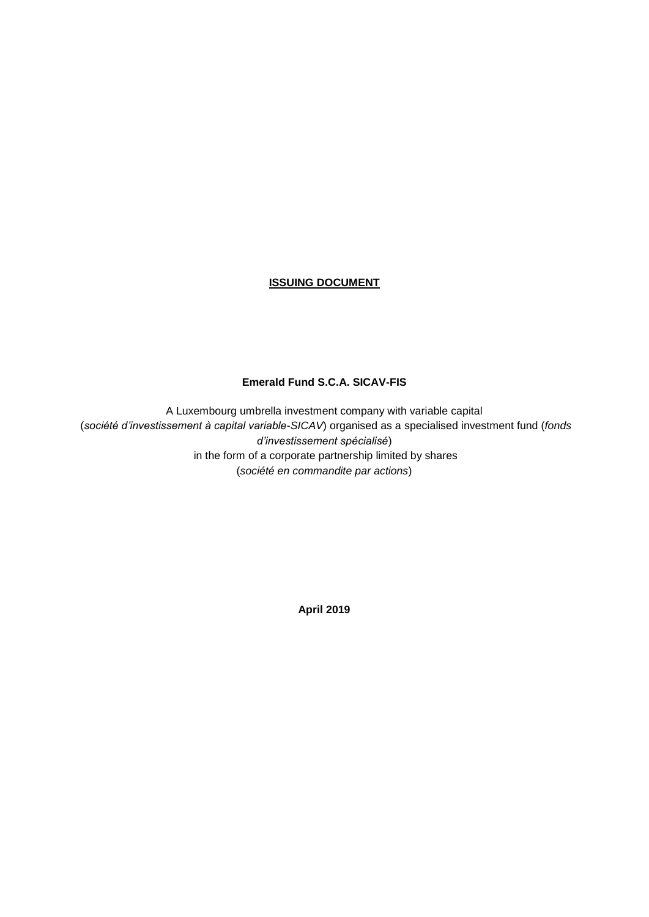**<u>ISSUING DOCUMENT</u>**

**Emerald Fund S.C.A. SICAV-FIS**

A Luxembourg umbrella investment company with variable capital (*société d'investissement à capital variable-SICAV*) organised as a specialised investment fund (*fonds d'investissement spécialisé*) in the form of a corporate partnership limited by shares (*société en commandite par actions*)

**April 2019**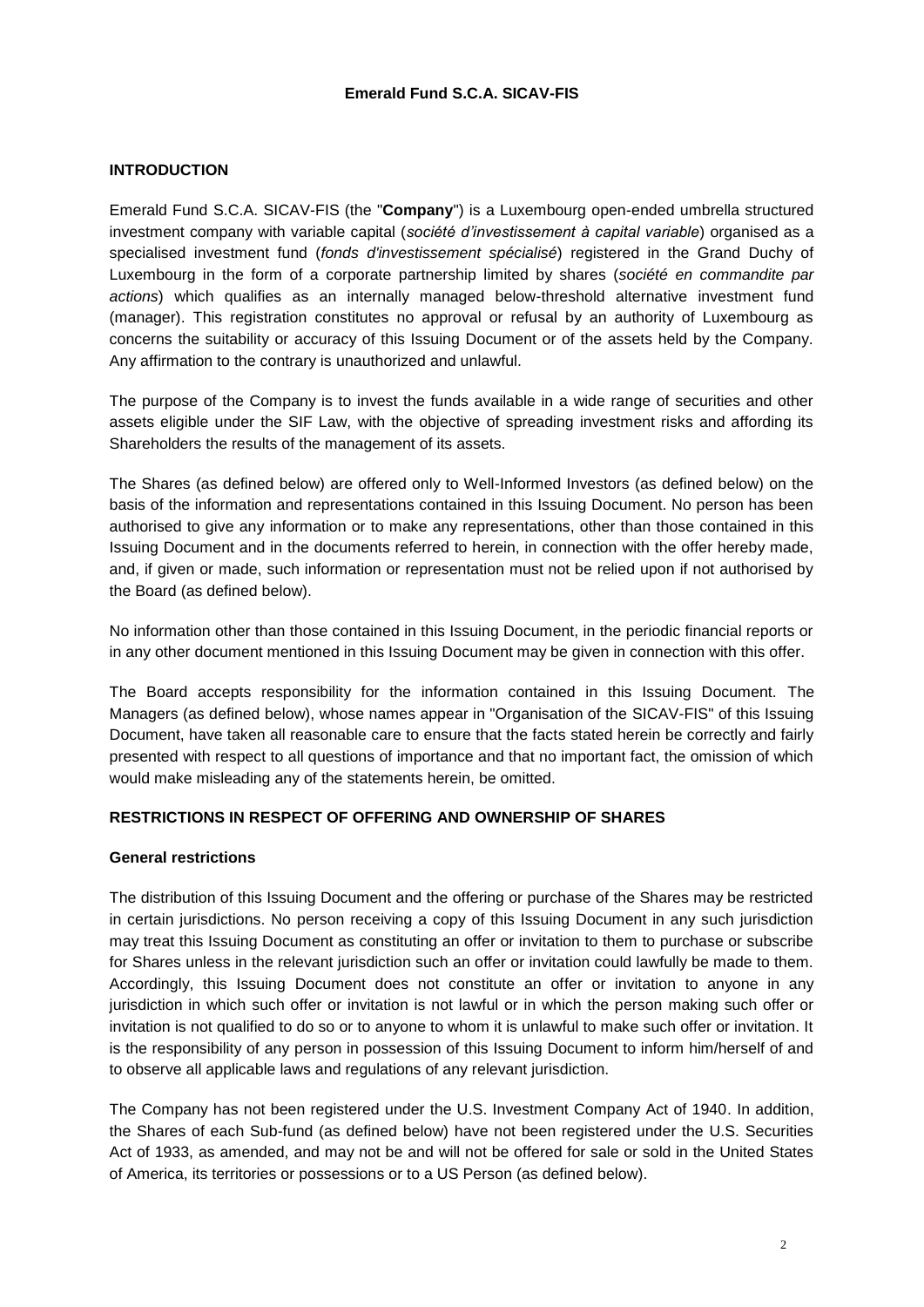**Emerald Fund S.C.A. SICAV-FIS**

## INTRODUCTION

Emerald Fund S.C.A. SICAV-FIS (the "**Company**") is a Luxembourg open-ended umbrella structured investment company with variable capital (*société d'investissement à capital variable*) organised as a specialised investment fund (*fonds d'investissement spécialisé*) registered in the Grand Duchy of Luxembourg in the form of a corporate partnership limited by shares (*société en commandite par actions*) which qualifies as an internally managed below-threshold alternative investment fund (manager). This registration constitutes no approval or refusal by an authority of Luxembourg as concerns the suitability or accuracy of this Issuing Document or of the assets held by the Company. Any affirmation to the contrary is unauthorized and unlawful.

The purpose of the Company is to invest the funds available in a wide range of securities and other assets eligible under the SIF Law, with the objective of spreading investment risks and affording its Shareholders the results of the management of its assets.

The Shares (as defined below) are offered only to Well-Informed Investors (as defined below) on the basis of the information and representations contained in this Issuing Document. No person has been authorised to give any information or to make any representations, other than those contained in this Issuing Document and in the documents referred to herein, in connection with the offer hereby made, and, if given or made, such information or representation must not be relied upon if not authorised by the Board (as defined below).

No information other than those contained in this Issuing Document, in the periodic financial reports or in any other document mentioned in this Issuing Document may be given in connection with this offer.

The Board accepts responsibility for the information contained in this Issuing Document. The Managers (as defined below), whose names appear in "Organisation of the SICAV-FIS" of this Issuing Document, have taken all reasonable care to ensure that the facts stated herein be correctly and fairly presented with respect to all questions of importance and that no important fact, the omission of which would make misleading any of the statements herein, be omitted.

## RESTRICTIONS IN RESPECT OF OFFERING AND OWNERSHIP OF SHARES

### General restrictions

The distribution of this Issuing Document and the offering or purchase of the Shares may be restricted in certain jurisdictions. No person receiving a copy of this Issuing Document in any such jurisdiction may treat this Issuing Document as constituting an offer or invitation to them to purchase or subscribe for Shares unless in the relevant jurisdiction such an offer or invitation could lawfully be made to them. Accordingly, this Issuing Document does not constitute an offer or invitation to anyone in any jurisdiction in which such offer or invitation is not lawful or in which the person making such offer or invitation is not qualified to do so or to anyone to whom it is unlawful to make such offer or invitation. It is the responsibility of any person in possession of this Issuing Document to inform him/herself of and to observe all applicable laws and regulations of any relevant jurisdiction.

The Company has not been registered under the U.S. Investment Company Act of 1940. In addition, the Shares of each Sub-fund (as defined below) have not been registered under the U.S. Securities Act of 1933, as amended, and may not be and will not be offered for sale or sold in the United States of America, its territories or possessions or to a US Person (as defined below).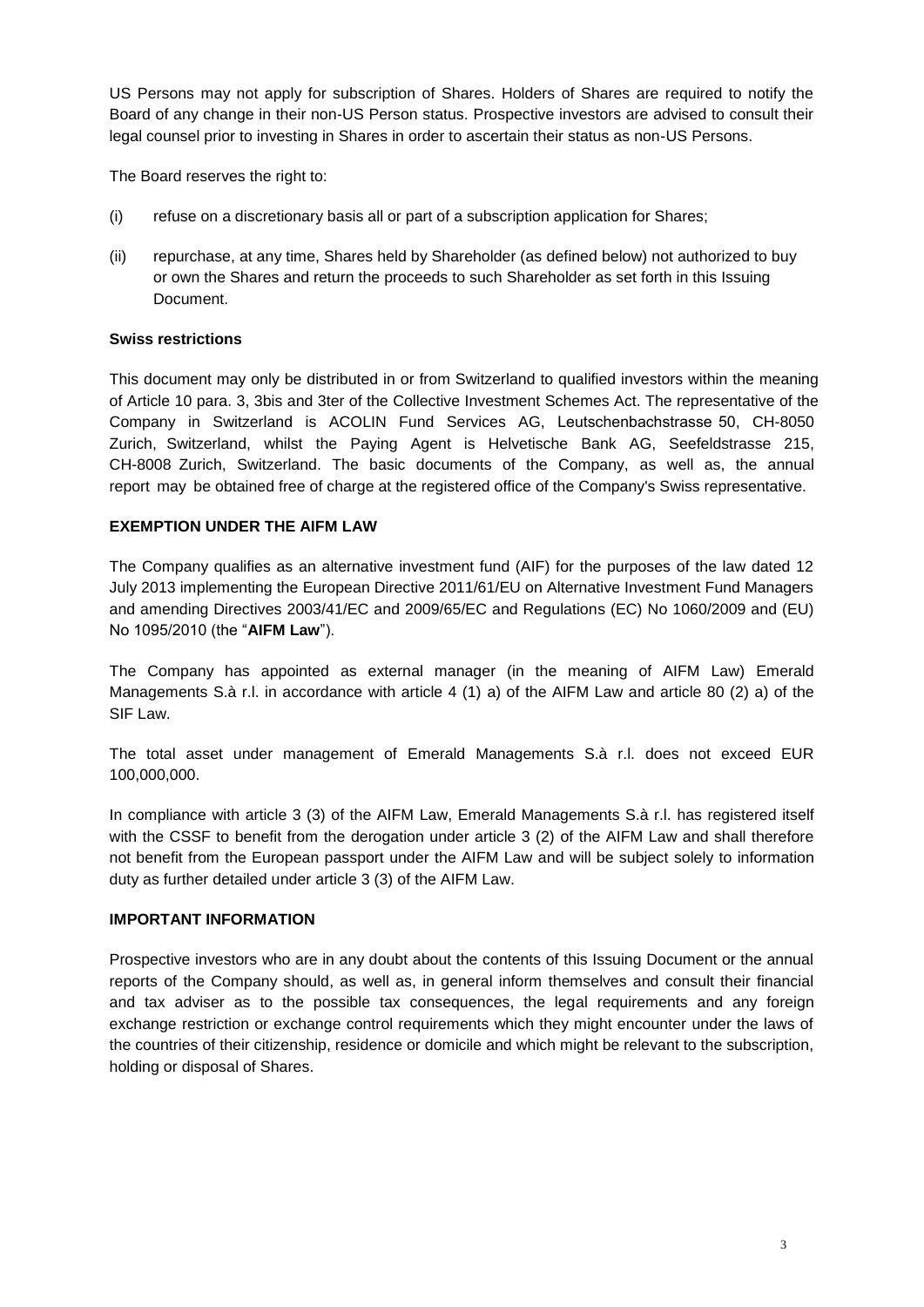US Persons may not apply for subscription of Shares. Holders of Shares are required to notify the Board of any change in their non-US Person status. Prospective investors are advised to consult their legal counsel prior to investing in Shares in order to ascertain their status as non-US Persons.

The Board reserves the right to:

(i) refuse on a discretionary basis all or part of a subscription application for Shares;

(ii) repurchase, at any time, Shares held by Shareholder (as defined below) not authorized to buy or own the Shares and return the proceeds to such Shareholder as set forth in this Issuing Document.

**Swiss restrictions**

This document may only be distributed in or from Switzerland to qualified investors within the meaning of Article 10 para. 3, 3bis and 3ter of the Collective Investment Schemes Act. The representative of the Company in Switzerland is ACOLIN Fund Services AG, Leutschenbachstrasse 50, CH-8050 Zurich, Switzerland, whilst the Paying Agent is Helvetische Bank AG, Seefeldstrasse 215, CH-8008 Zurich, Switzerland. The basic documents of the Company, as well as, the annual report may be obtained free of charge at the registered office of the Company's Swiss representative.

**EXEMPTION UNDER THE AIFM LAW**

The Company qualifies as an alternative investment fund (AIF) for the purposes of the law dated 12 July 2013 implementing the European Directive 2011/61/EU on Alternative Investment Fund Managers and amending Directives 2003/41/EC and 2009/65/EC and Regulations (EC) No 1060/2009 and (EU) No 1095/2010 (the "**AIFM Law**").

The Company has appointed as external manager (in the meaning of AIFM Law) Emerald Managements S.à r.l. in accordance with article 4 (1) a) of the AIFM Law and article 80 (2) a) of the SIF Law.

The total asset under management of Emerald Managements S.à r.l. does not exceed EUR 100,000,000.

In compliance with article 3 (3) of the AIFM Law, Emerald Managements S.à r.l. has registered itself with the CSSF to benefit from the derogation under article 3 (2) of the AIFM Law and shall therefore not benefit from the European passport under the AIFM Law and will be subject solely to information duty as further detailed under article 3 (3) of the AIFM Law.

**IMPORTANT INFORMATION**

Prospective investors who are in any doubt about the contents of this Issuing Document or the annual reports of the Company should, as well as, in general inform themselves and consult their financial and tax adviser as to the possible tax consequences, the legal requirements and any foreign exchange restriction or exchange control requirements which they might encounter under the laws of the countries of their citizenship, residence or domicile and which might be relevant to the subscription, holding or disposal of Shares.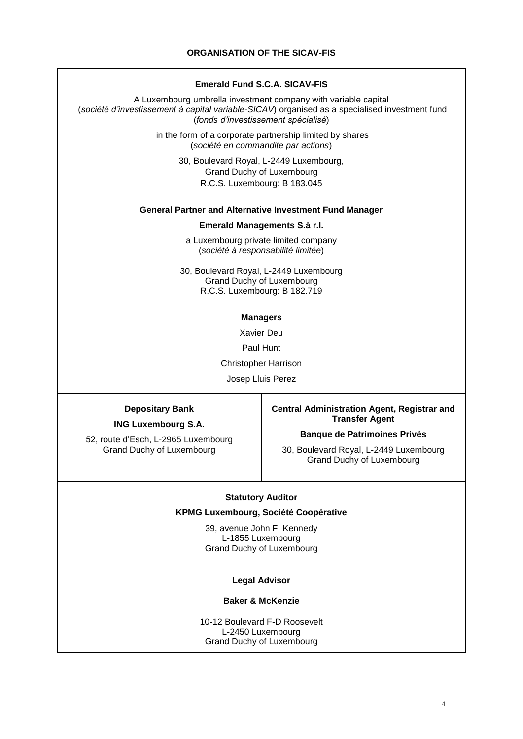## ORGANISATION OF THE SICAV-FIS

**Emerald Fund S.C.A. SICAV-FIS**

A Luxembourg umbrella investment company with variable capital (*société d'investissement à capital variable-SICAV*) organised as a specialised investment fund (*fonds d'investissement spécialisé*)

in the form of a corporate partnership limited by shares (*société en commandite par actions*)

30, Boulevard Royal, L-2449 Luxembourg,
Grand Duchy of Luxembourg
R.C.S. Luxembourg: B 183.045

**General Partner and Alternative Investment Fund Manager**

**Emerald Managements S.à r.l.**

a Luxembourg private limited company (*société à responsabilité limitée*)

30, Boulevard Royal, L-2449 Luxembourg
Grand Duchy of Luxembourg
R.C.S. Luxembourg: B 182.719

**Managers**

Xavier Deu

Paul Hunt

Christopher Harrison

Josep Lluis Perez

**Depositary Bank**

**ING Luxembourg S.A.**

52, route d'Esch, L-2965 Luxembourg
Grand Duchy of Luxembourg

**Central Administration Agent, Registrar and Transfer Agent**

**Banque de Patrimoines Privés**

30, Boulevard Royal, L-2449 Luxembourg
Grand Duchy of Luxembourg

**Statutory Auditor**

**KPMG Luxembourg, Société Coopérative**

39, avenue John F. Kennedy
L-1855 Luxembourg
Grand Duchy of Luxembourg

**Legal Advisor**

**Baker & McKenzie**

10-12 Boulevard F-D Roosevelt
L-2450 Luxembourg
Grand Duchy of Luxembourg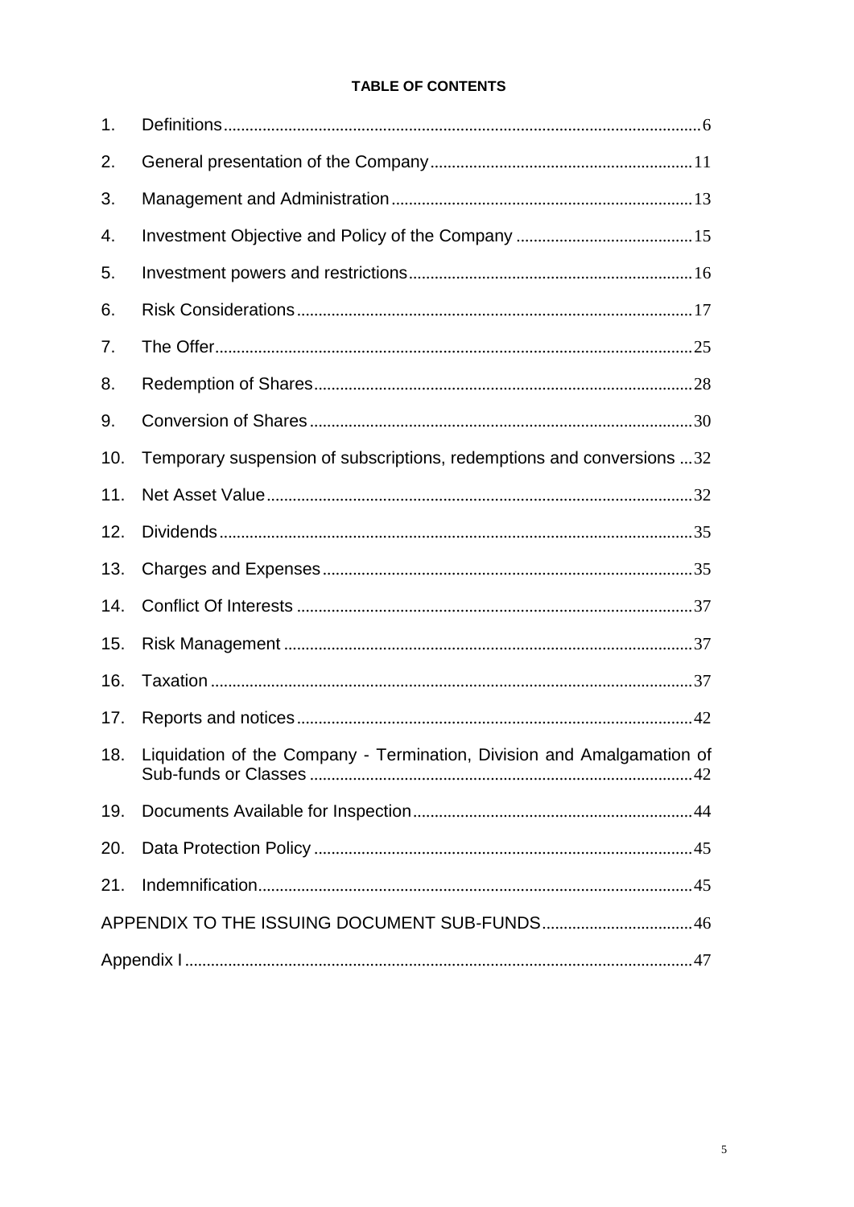**TABLE OF CONTENTS**

| | | |
|---|---|---|
| 1. | Definitions | 6 |
| 2. | General presentation of the Company | 11 |
| 3. | Management and Administration | 13 |
| 4. | Investment Objective and Policy of the Company | 15 |
| 5. | Investment powers and restrictions | 16 |
| 6. | Risk Considerations | 17 |
| 7. | The Offer | 25 |
| 8. | Redemption of Shares | 28 |
| 9. | Conversion of Shares | 30 |
| 10. | Temporary suspension of subscriptions, redemptions and conversions | 32 |
| 11. | Net Asset Value | 32 |
| 12. | Dividends | 35 |
| 13. | Charges and Expenses | 35 |
| 14. | Conflict Of Interests | 37 |
| 15. | Risk Management | 37 |
| 16. | Taxation | 37 |
| 17. | Reports and notices | 42 |
| 18. | Liquidation of the Company - Termination, Division and Amalgamation of Sub-funds or Classes | 42 |
| 19. | Documents Available for Inspection | 44 |
| 20. | Data Protection Policy | 45 |
| 21. | Indemnification | 45 |
| | APPENDIX TO THE ISSUING DOCUMENT SUB-FUNDS | 46 |
| | Appendix I | 47 |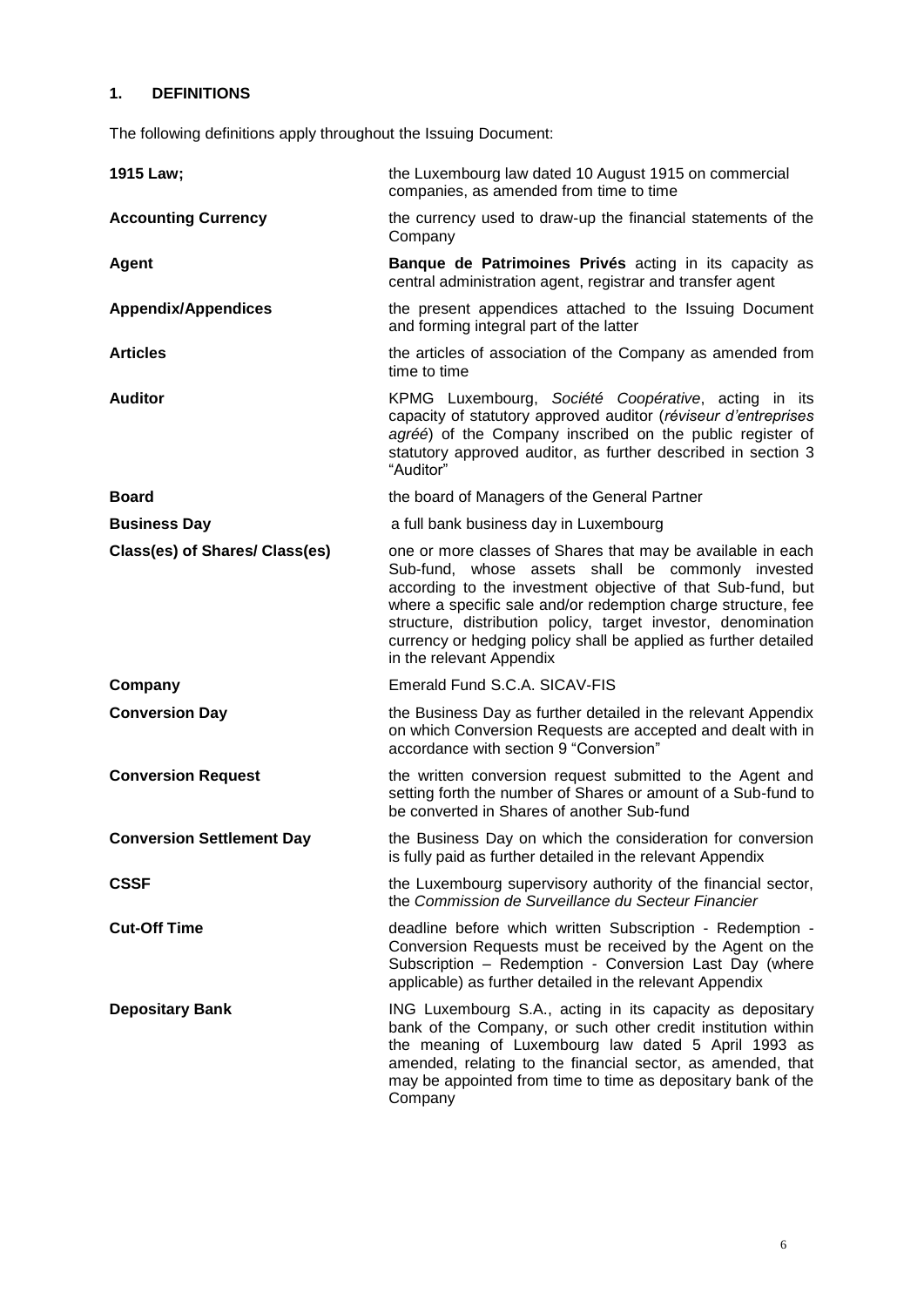## 1. DEFINITIONS

The following definitions apply throughout the Issuing Document:

| | |
|---|---|
| **1915 Law;** | the Luxembourg law dated 10 August 1915 on commercial companies, as amended from time to time |
| **Accounting Currency** | the currency used to draw-up the financial statements of the Company |
| **Agent** | **Banque de Patrimoines Privés** acting in its capacity as central administration agent, registrar and transfer agent |
| **Appendix/Appendices** | the present appendices attached to the Issuing Document and forming integral part of the latter |
| **Articles** | the articles of association of the Company as amended from time to time |
| **Auditor** | KPMG Luxembourg, *Société Coopérative*, acting in its capacity of statutory approved auditor (*réviseur d'entreprises agréé*) of the Company inscribed on the public register of statutory approved auditor, as further described in section 3 "Auditor" |
| **Board** | the board of Managers of the General Partner |
| **Business Day** | a full bank business day in Luxembourg |
| **Class(es) of Shares/ Class(es)** | one or more classes of Shares that may be available in each Sub-fund, whose assets shall be commonly invested according to the investment objective of that Sub-fund, but where a specific sale and/or redemption charge structure, fee structure, distribution policy, target investor, denomination currency or hedging policy shall be applied as further detailed in the relevant Appendix |
| **Company** | Emerald Fund S.C.A. SICAV-FIS |
| **Conversion Day** | the Business Day as further detailed in the relevant Appendix on which Conversion Requests are accepted and dealt with in accordance with section 9 "Conversion" |
| **Conversion Request** | the written conversion request submitted to the Agent and setting forth the number of Shares or amount of a Sub-fund to be converted in Shares of another Sub-fund |
| **Conversion Settlement Day** | the Business Day on which the consideration for conversion is fully paid as further detailed in the relevant Appendix |
| **CSSF** | the Luxembourg supervisory authority of the financial sector, the *Commission de Surveillance du Secteur Financier* |
| **Cut-Off Time** | deadline before which written Subscription - Redemption - Conversion Requests must be received by the Agent on the Subscription – Redemption - Conversion Last Day (where applicable) as further detailed in the relevant Appendix |
| **Depositary Bank** | ING Luxembourg S.A., acting in its capacity as depositary bank of the Company, or such other credit institution within the meaning of Luxembourg law dated 5 April 1993 as amended, relating to the financial sector, as amended, that may be appointed from time to time as depositary bank of the Company |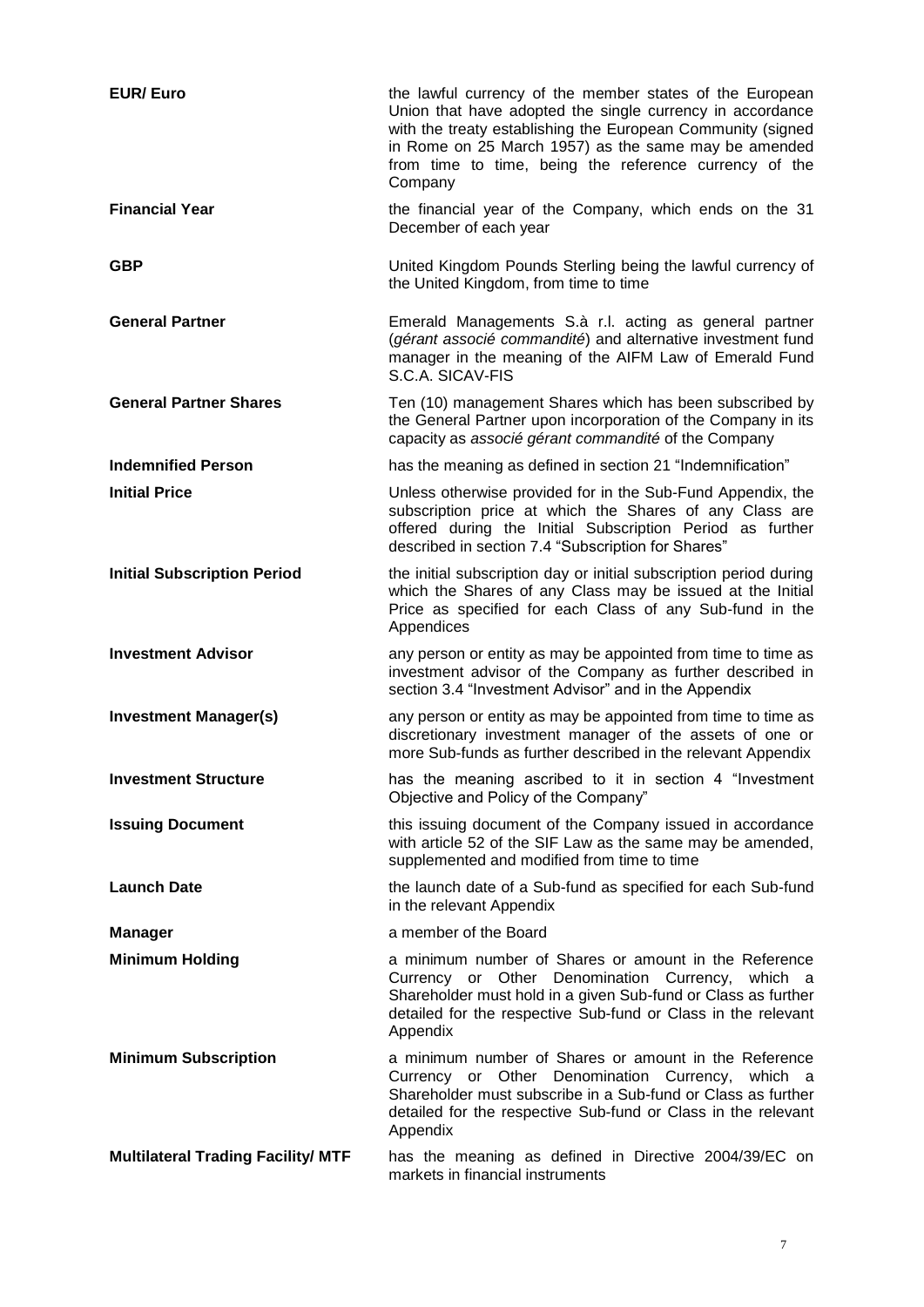| | |
|---|---|
| **EUR/ Euro** | the lawful currency of the member states of the European Union that have adopted the single currency in accordance with the treaty establishing the European Community (signed in Rome on 25 March 1957) as the same may be amended from time to time, being the reference currency of the Company |
| **Financial Year** | the financial year of the Company, which ends on the 31 December of each year |
| **GBP** | United Kingdom Pounds Sterling being the lawful currency of the United Kingdom, from time to time |
| **General Partner** | Emerald Managements S.à r.l. acting as general partner (*gérant associé commandité*) and alternative investment fund manager in the meaning of the AIFM Law of Emerald Fund S.C.A. SICAV-FIS |
| **General Partner Shares** | Ten (10) management Shares which has been subscribed by the General Partner upon incorporation of the Company in its capacity as *associé gérant commandité* of the Company |
| **Indemnified Person** | has the meaning as defined in section 21 "Indemnification" |
| **Initial Price** | Unless otherwise provided for in the Sub-Fund Appendix, the subscription price at which the Shares of any Class are offered during the Initial Subscription Period as further described in section 7.4 "Subscription for Shares" |
| **Initial Subscription Period** | the initial subscription day or initial subscription period during which the Shares of any Class may be issued at the Initial Price as specified for each Class of any Sub-fund in the Appendices |
| **Investment Advisor** | any person or entity as may be appointed from time to time as investment advisor of the Company as further described in section 3.4 "Investment Advisor" and in the Appendix |
| **Investment Manager(s)** | any person or entity as may be appointed from time to time as discretionary investment manager of the assets of one or more Sub-funds as further described in the relevant Appendix |
| **Investment Structure** | has the meaning ascribed to it in section 4 "Investment Objective and Policy of the Company" |
| **Issuing Document** | this issuing document of the Company issued in accordance with article 52 of the SIF Law as the same may be amended, supplemented and modified from time to time |
| **Launch Date** | the launch date of a Sub-fund as specified for each Sub-fund in the relevant Appendix |
| **Manager** | a member of the Board |
| **Minimum Holding** | a minimum number of Shares or amount in the Reference Currency or Other Denomination Currency, which a Shareholder must hold in a given Sub-fund or Class as further detailed for the respective Sub-fund or Class in the relevant Appendix |
| **Minimum Subscription** | a minimum number of Shares or amount in the Reference Currency or Other Denomination Currency, which a Shareholder must subscribe in a Sub-fund or Class as further detailed for the respective Sub-fund or Class in the relevant Appendix |
| **Multilateral Trading Facility/ MTF** | has the meaning as defined in Directive 2004/39/EC on markets in financial instruments |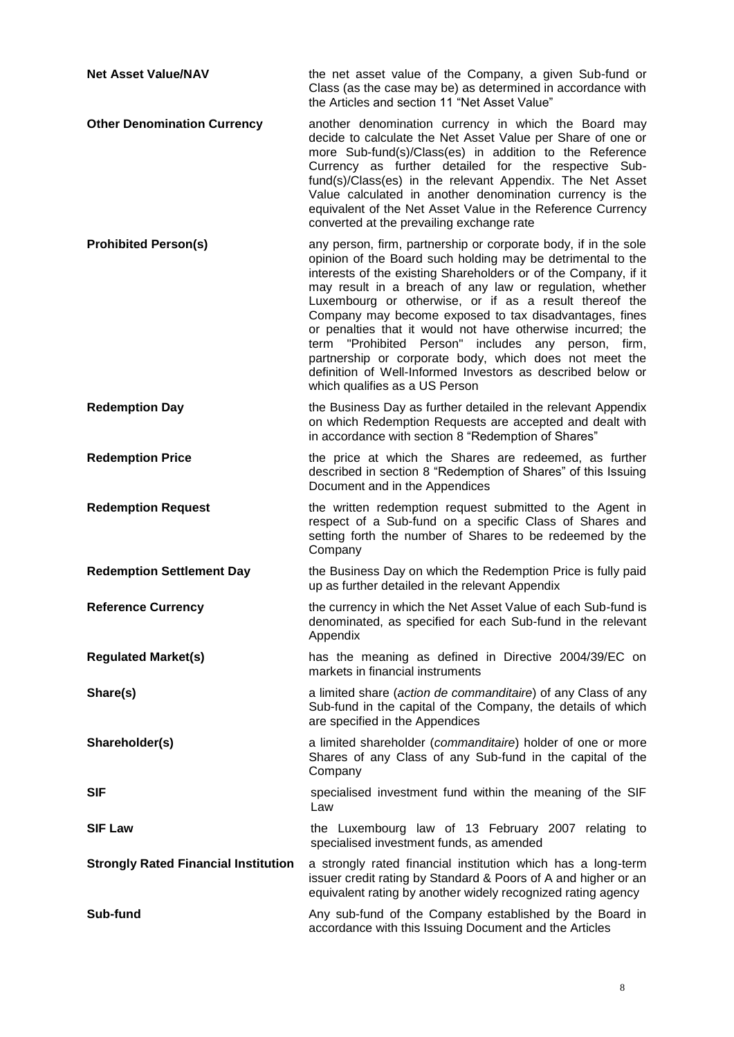| | |
|---|---|
| **Net Asset Value/NAV** | the net asset value of the Company, a given Sub-fund or Class (as the case may be) as determined in accordance with the Articles and section 11 "Net Asset Value" |
| **Other Denomination Currency** | another denomination currency in which the Board may decide to calculate the Net Asset Value per Share of one or more Sub-fund(s)/Class(es) in addition to the Reference Currency as further detailed for the respective Sub-fund(s)/Class(es) in the relevant Appendix. The Net Asset Value calculated in another denomination currency is the equivalent of the Net Asset Value in the Reference Currency converted at the prevailing exchange rate |
| **Prohibited Person(s)** | any person, firm, partnership or corporate body, if in the sole opinion of the Board such holding may be detrimental to the interests of the existing Shareholders or of the Company, if it may result in a breach of any law or regulation, whether Luxembourg or otherwise, or if as a result thereof the Company may become exposed to tax disadvantages, fines or penalties that it would not have otherwise incurred; the term "Prohibited Person" includes any person, firm, partnership or corporate body, which does not meet the definition of Well-Informed Investors as described below or which qualifies as a US Person |
| **Redemption Day** | the Business Day as further detailed in the relevant Appendix on which Redemption Requests are accepted and dealt with in accordance with section 8 "Redemption of Shares" |
| **Redemption Price** | the price at which the Shares are redeemed, as further described in section 8 "Redemption of Shares" of this Issuing Document and in the Appendices |
| **Redemption Request** | the written redemption request submitted to the Agent in respect of a Sub-fund on a specific Class of Shares and setting forth the number of Shares to be redeemed by the Company |
| **Redemption Settlement Day** | the Business Day on which the Redemption Price is fully paid up as further detailed in the relevant Appendix |
| **Reference Currency** | the currency in which the Net Asset Value of each Sub-fund is denominated, as specified for each Sub-fund in the relevant Appendix |
| **Regulated Market(s)** | has the meaning as defined in Directive 2004/39/EC on markets in financial instruments |
| **Share(s)** | a limited share (*action de commanditaire*) of any Class of any Sub-fund in the capital of the Company, the details of which are specified in the Appendices |
| **Shareholder(s)** | a limited shareholder (*commanditaire*) holder of one or more Shares of any Class of any Sub-fund in the capital of the Company |
| **SIF** | specialised investment fund within the meaning of the SIF Law |
| **SIF Law** | the Luxembourg law of 13 February 2007 relating to specialised investment funds, as amended |
| **Strongly Rated Financial Institution** | a strongly rated financial institution which has a long-term issuer credit rating by Standard & Poors of A and higher or an equivalent rating by another widely recognized rating agency |
| **Sub-fund** | Any sub-fund of the Company established by the Board in accordance with this Issuing Document and the Articles |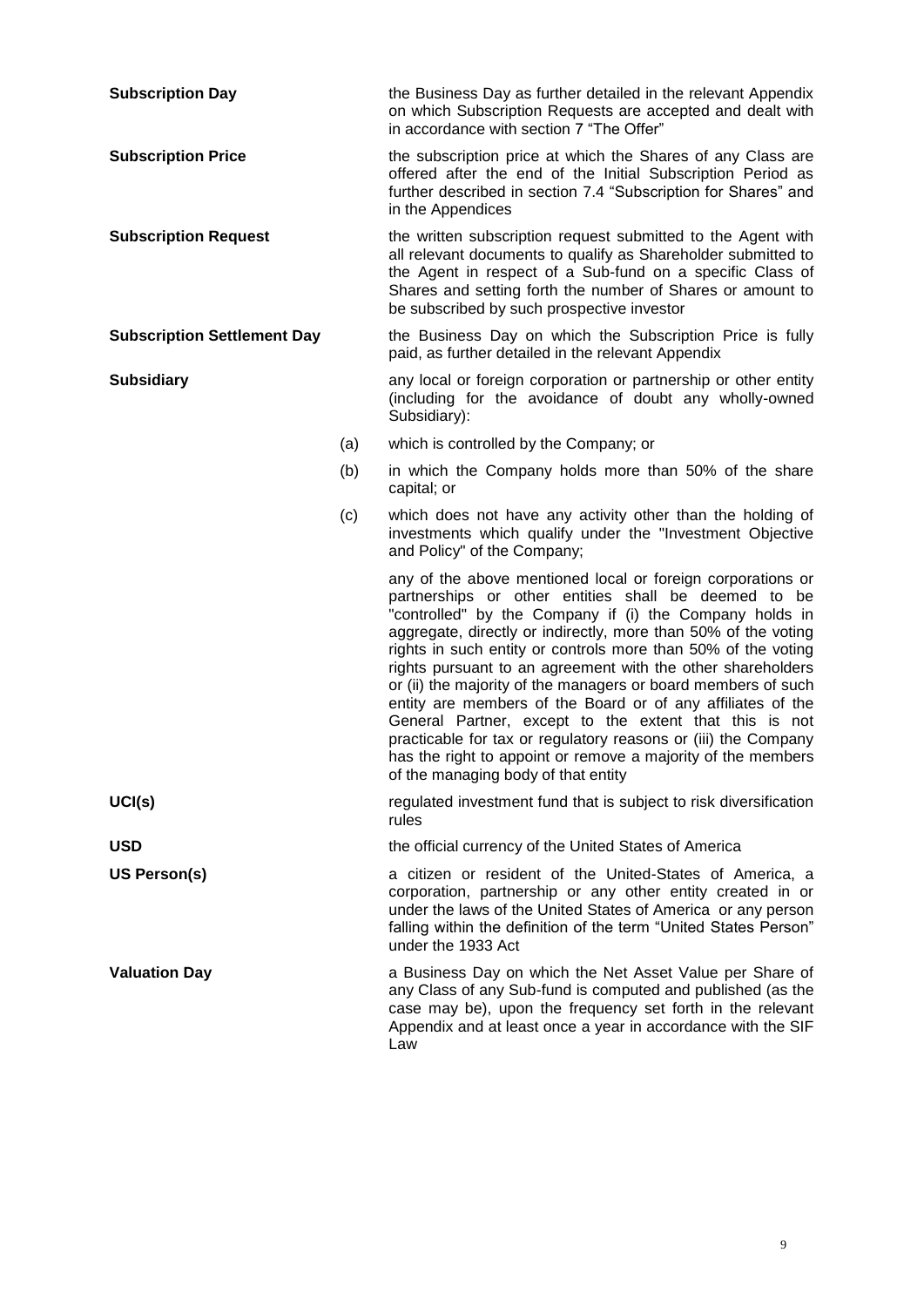**Subscription Day**

the Business Day as further detailed in the relevant Appendix on which Subscription Requests are accepted and dealt with in accordance with section 7 "The Offer"

**Subscription Price**

the subscription price at which the Shares of any Class are offered after the end of the Initial Subscription Period as further described in section 7.4 "Subscription for Shares" and in the Appendices

**Subscription Request**

the written subscription request submitted to the Agent with all relevant documents to qualify as Shareholder submitted to the Agent in respect of a Sub-fund on a specific Class of Shares and setting forth the number of Shares or amount to be subscribed by such prospective investor

**Subscription Settlement Day**

the Business Day on which the Subscription Price is fully paid, as further detailed in the relevant Appendix

**Subsidiary**

any local or foreign corporation or partnership or other entity (including for the avoidance of doubt any wholly-owned Subsidiary):

(a) which is controlled by the Company; or

(b) in which the Company holds more than 50% of the share capital; or

(c) which does not have any activity other than the holding of investments which qualify under the "Investment Objective and Policy" of the Company;

any of the above mentioned local or foreign corporations or partnerships or other entities shall be deemed to be "controlled" by the Company if (i) the Company holds in aggregate, directly or indirectly, more than 50% of the voting rights in such entity or controls more than 50% of the voting rights pursuant to an agreement with the other shareholders or (ii) the majority of the managers or board members of such entity are members of the Board or of any affiliates of the General Partner, except to the extent that this is not practicable for tax or regulatory reasons or (iii) the Company has the right to appoint or remove a majority of the members of the managing body of that entity

**UCI(s)**

regulated investment fund that is subject to risk diversification rules

**USD**

the official currency of the United States of America

**US Person(s)**

a citizen or resident of the United-States of America, a corporation, partnership or any other entity created in or under the laws of the United States of America or any person falling within the definition of the term "United States Person" under the 1933 Act

**Valuation Day**

a Business Day on which the Net Asset Value per Share of any Class of any Sub-fund is computed and published (as the case may be), upon the frequency set forth in the relevant Appendix and at least once a year in accordance with the SIF Law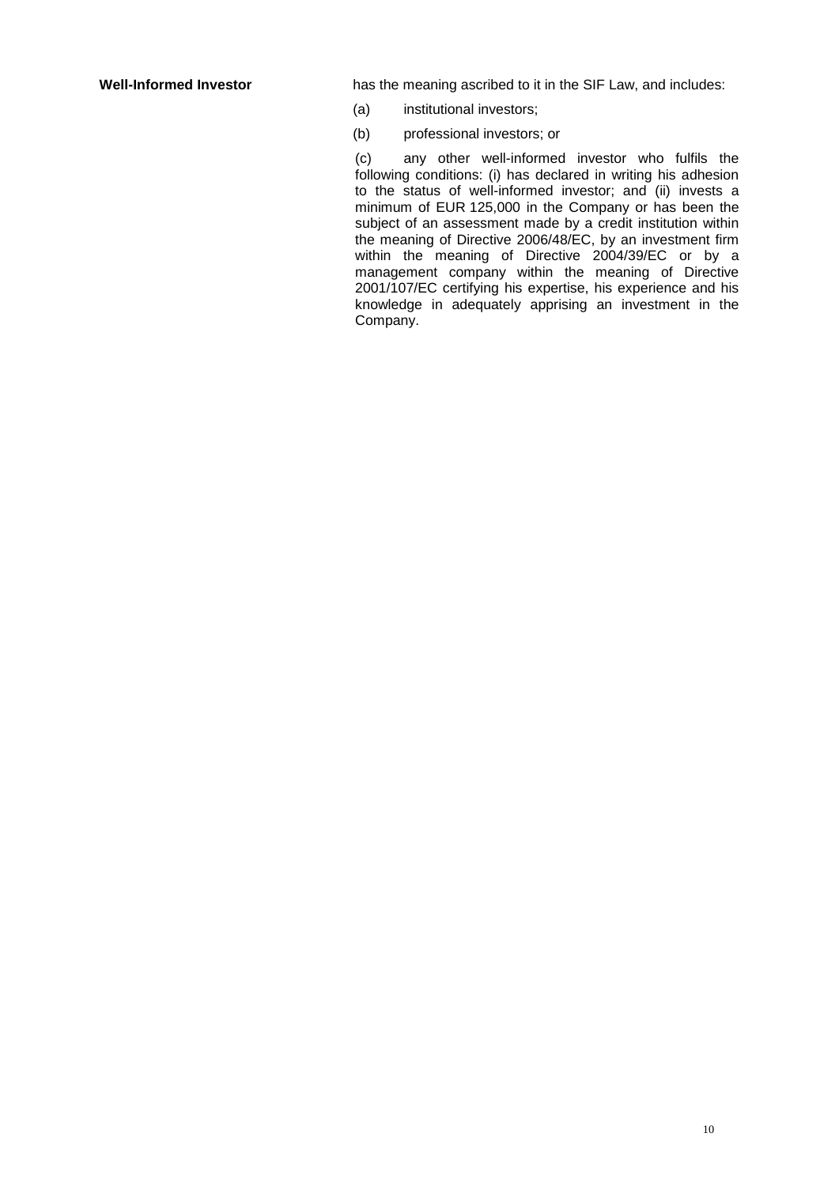**Well-Informed Investor** has the meaning ascribed to it in the SIF Law, and includes:

(a) institutional investors;

(b) professional investors; or

(c) any other well-informed investor who fulfils the following conditions: (i) has declared in writing his adhesion to the status of well-informed investor; and (ii) invests a minimum of EUR 125,000 in the Company or has been the subject of an assessment made by a credit institution within the meaning of Directive 2006/48/EC, by an investment firm within the meaning of Directive 2004/39/EC or by a management company within the meaning of Directive 2001/107/EC certifying his expertise, his experience and his knowledge in adequately apprising an investment in the Company.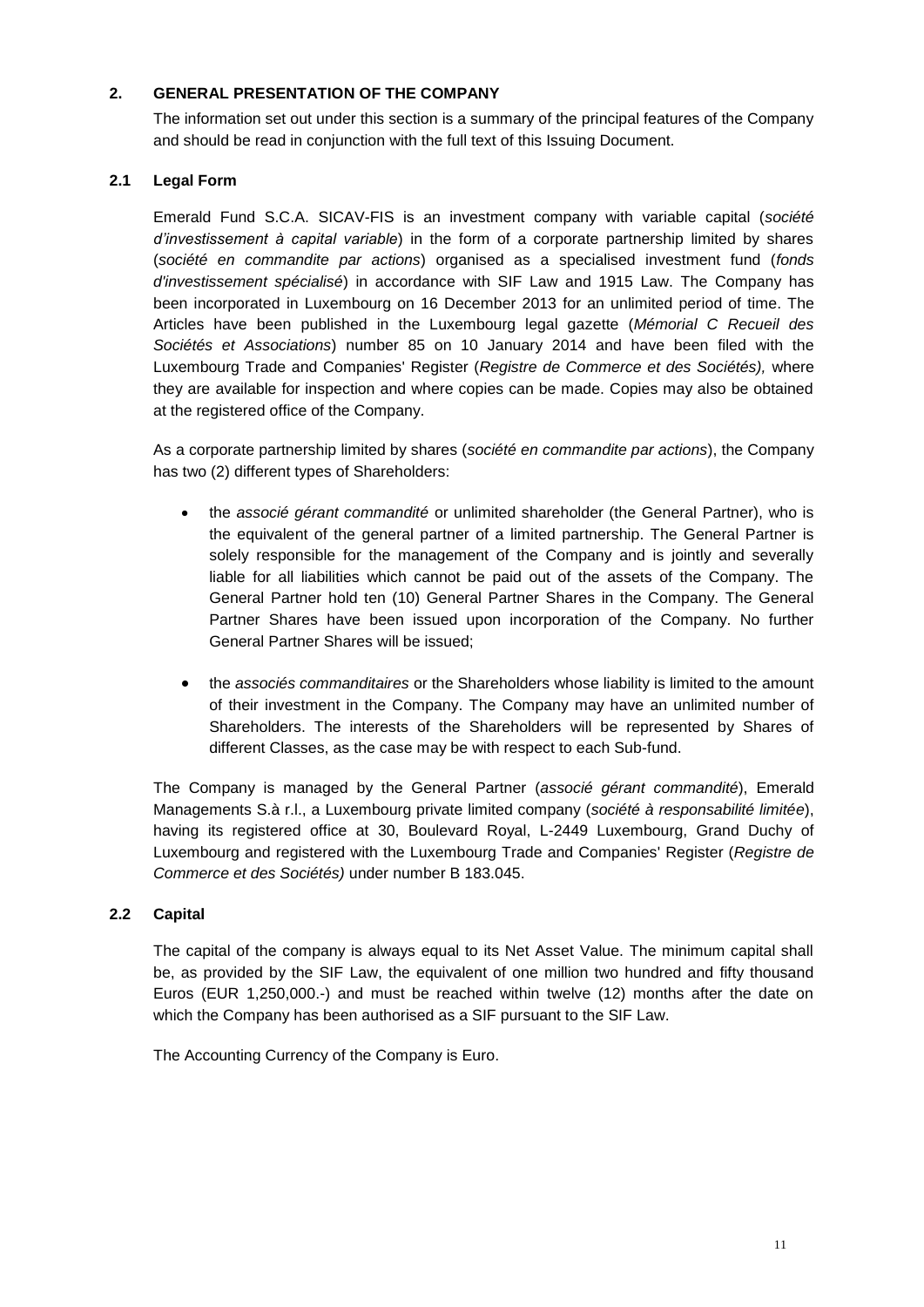## 2. GENERAL PRESENTATION OF THE COMPANY

The information set out under this section is a summary of the principal features of the Company and should be read in conjunction with the full text of this Issuing Document.

### 2.1 Legal Form

Emerald Fund S.C.A. SICAV-FIS is an investment company with variable capital (*société d'investissement à capital variable*) in the form of a corporate partnership limited by shares (*société en commandite par actions*) organised as a specialised investment fund (*fonds d'investissement spécialisé*) in accordance with SIF Law and 1915 Law. The Company has been incorporated in Luxembourg on 16 December 2013 for an unlimited period of time. The Articles have been published in the Luxembourg legal gazette (*Mémorial C Recueil des Sociétés et Associations*) number 85 on 10 January 2014 and have been filed with the Luxembourg Trade and Companies' Register (*Registre de Commerce et des Sociétés),* where they are available for inspection and where copies can be made. Copies may also be obtained at the registered office of the Company.

As a corporate partnership limited by shares (*société en commandite par actions*), the Company has two (2) different types of Shareholders:

- the *associé gérant commandité* or unlimited shareholder (the General Partner), who is the equivalent of the general partner of a limited partnership. The General Partner is solely responsible for the management of the Company and is jointly and severally liable for all liabilities which cannot be paid out of the assets of the Company. The General Partner hold ten (10) General Partner Shares in the Company. The General Partner Shares have been issued upon incorporation of the Company. No further General Partner Shares will be issued;

- the *associés commanditaires* or the Shareholders whose liability is limited to the amount of their investment in the Company. The Company may have an unlimited number of Shareholders. The interests of the Shareholders will be represented by Shares of different Classes, as the case may be with respect to each Sub-fund.

The Company is managed by the General Partner (*associé gérant commandité*), Emerald Managements S.à r.l., a Luxembourg private limited company (*société à responsabilité limitée*), having its registered office at 30, Boulevard Royal, L-2449 Luxembourg, Grand Duchy of Luxembourg and registered with the Luxembourg Trade and Companies' Register (*Registre de Commerce et des Sociétés)* under number B 183.045.

### 2.2 Capital

The capital of the company is always equal to its Net Asset Value. The minimum capital shall be, as provided by the SIF Law, the equivalent of one million two hundred and fifty thousand Euros (EUR 1,250,000.-) and must be reached within twelve (12) months after the date on which the Company has been authorised as a SIF pursuant to the SIF Law.

The Accounting Currency of the Company is Euro.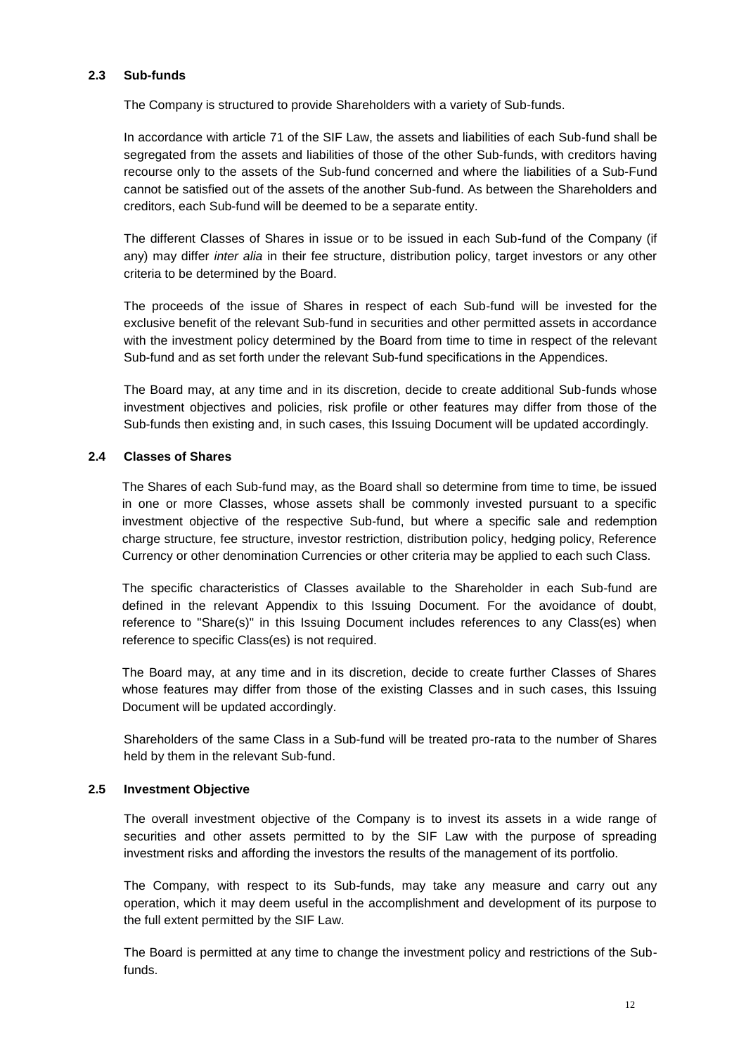### 2.3 Sub-funds

The Company is structured to provide Shareholders with a variety of Sub-funds.

In accordance with article 71 of the SIF Law, the assets and liabilities of each Sub-fund shall be segregated from the assets and liabilities of those of the other Sub-funds, with creditors having recourse only to the assets of the Sub-fund concerned and where the liabilities of a Sub-Fund cannot be satisfied out of the assets of the another Sub-fund. As between the Shareholders and creditors, each Sub-fund will be deemed to be a separate entity.

The different Classes of Shares in issue or to be issued in each Sub-fund of the Company (if any) may differ *inter alia* in their fee structure, distribution policy, target investors or any other criteria to be determined by the Board.

The proceeds of the issue of Shares in respect of each Sub-fund will be invested for the exclusive benefit of the relevant Sub-fund in securities and other permitted assets in accordance with the investment policy determined by the Board from time to time in respect of the relevant Sub-fund and as set forth under the relevant Sub-fund specifications in the Appendices.

The Board may, at any time and in its discretion, decide to create additional Sub-funds whose investment objectives and policies, risk profile or other features may differ from those of the Sub-funds then existing and, in such cases, this Issuing Document will be updated accordingly.

### 2.4 Classes of Shares

The Shares of each Sub-fund may, as the Board shall so determine from time to time, be issued in one or more Classes, whose assets shall be commonly invested pursuant to a specific investment objective of the respective Sub-fund, but where a specific sale and redemption charge structure, fee structure, investor restriction, distribution policy, hedging policy, Reference Currency or other denomination Currencies or other criteria may be applied to each such Class.

The specific characteristics of Classes available to the Shareholder in each Sub-fund are defined in the relevant Appendix to this Issuing Document. For the avoidance of doubt, reference to "Share(s)" in this Issuing Document includes references to any Class(es) when reference to specific Class(es) is not required.

The Board may, at any time and in its discretion, decide to create further Classes of Shares whose features may differ from those of the existing Classes and in such cases, this Issuing Document will be updated accordingly.

Shareholders of the same Class in a Sub-fund will be treated pro-rata to the number of Shares held by them in the relevant Sub-fund.

### 2.5 Investment Objective

The overall investment objective of the Company is to invest its assets in a wide range of securities and other assets permitted to by the SIF Law with the purpose of spreading investment risks and affording the investors the results of the management of its portfolio.

The Company, with respect to its Sub-funds, may take any measure and carry out any operation, which it may deem useful in the accomplishment and development of its purpose to the full extent permitted by the SIF Law.

The Board is permitted at any time to change the investment policy and restrictions of the Sub-funds.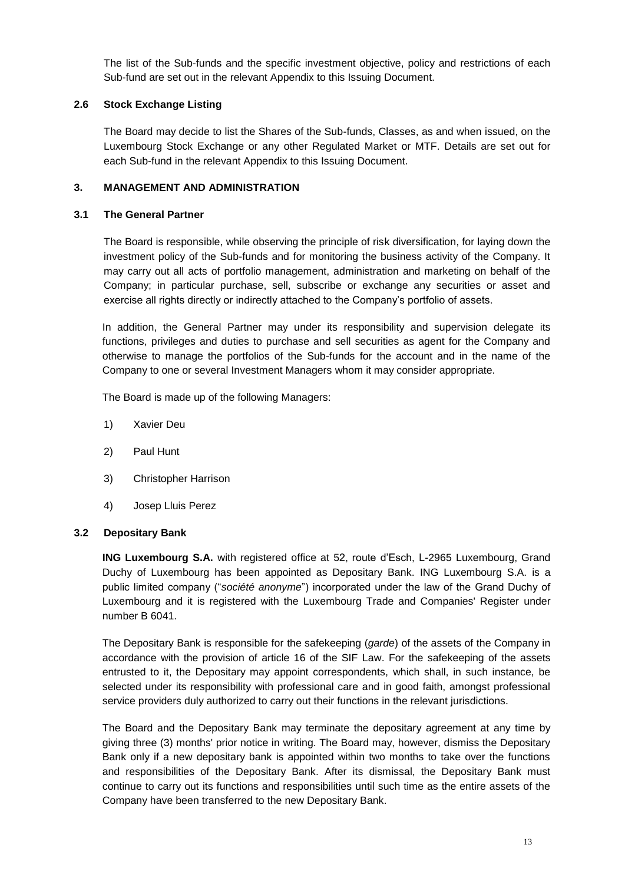The list of the Sub-funds and the specific investment objective, policy and restrictions of each Sub-fund are set out in the relevant Appendix to this Issuing Document.

### 2.6 Stock Exchange Listing

The Board may decide to list the Shares of the Sub-funds, Classes, as and when issued, on the Luxembourg Stock Exchange or any other Regulated Market or MTF. Details are set out for each Sub-fund in the relevant Appendix to this Issuing Document.

## 3. MANAGEMENT AND ADMINISTRATION

### 3.1 The General Partner

The Board is responsible, while observing the principle of risk diversification, for laying down the investment policy of the Sub-funds and for monitoring the business activity of the Company. It may carry out all acts of portfolio management, administration and marketing on behalf of the Company; in particular purchase, sell, subscribe or exchange any securities or asset and exercise all rights directly or indirectly attached to the Company's portfolio of assets.

In addition, the General Partner may under its responsibility and supervision delegate its functions, privileges and duties to purchase and sell securities as agent for the Company and otherwise to manage the portfolios of the Sub-funds for the account and in the name of the Company to one or several Investment Managers whom it may consider appropriate.

The Board is made up of the following Managers:

1) Xavier Deu
2) Paul Hunt
3) Christopher Harrison
4) Josep Lluis Perez

### 3.2 Depositary Bank

**ING Luxembourg S.A.** with registered office at 52, route d'Esch, L-2965 Luxembourg, Grand Duchy of Luxembourg has been appointed as Depositary Bank. ING Luxembourg S.A. is a public limited company ("*société anonyme*") incorporated under the law of the Grand Duchy of Luxembourg and it is registered with the Luxembourg Trade and Companies' Register under number B 6041.

The Depositary Bank is responsible for the safekeeping (*garde*) of the assets of the Company in accordance with the provision of article 16 of the SIF Law. For the safekeeping of the assets entrusted to it, the Depositary may appoint correspondents, which shall, in such instance, be selected under its responsibility with professional care and in good faith, amongst professional service providers duly authorized to carry out their functions in the relevant jurisdictions.

The Board and the Depositary Bank may terminate the depositary agreement at any time by giving three (3) months' prior notice in writing. The Board may, however, dismiss the Depositary Bank only if a new depositary bank is appointed within two months to take over the functions and responsibilities of the Depositary Bank. After its dismissal, the Depositary Bank must continue to carry out its functions and responsibilities until such time as the entire assets of the Company have been transferred to the new Depositary Bank.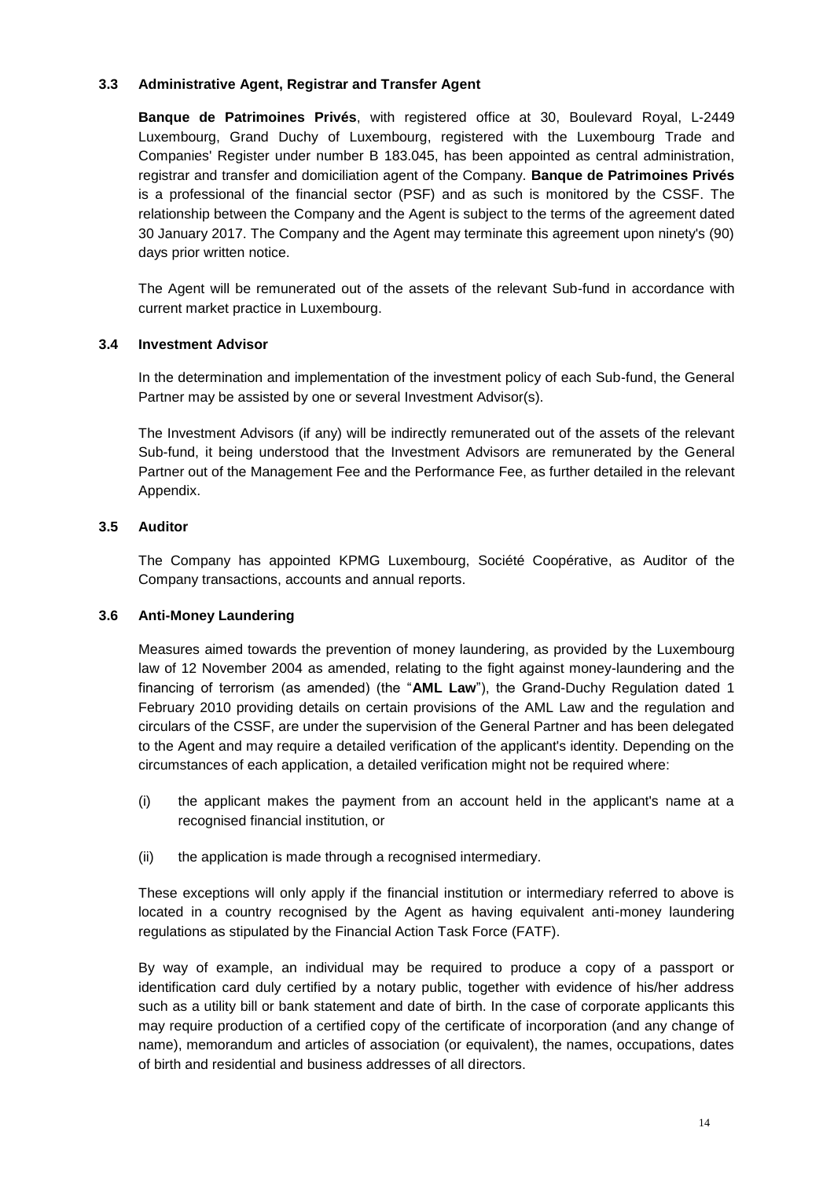### 3.3 Administrative Agent, Registrar and Transfer Agent

**Banque de Patrimoines Privés**, with registered office at 30, Boulevard Royal, L-2449 Luxembourg, Grand Duchy of Luxembourg, registered with the Luxembourg Trade and Companies' Register under number B 183.045, has been appointed as central administration, registrar and transfer and domiciliation agent of the Company. **Banque de Patrimoines Privés** is a professional of the financial sector (PSF) and as such is monitored by the CSSF. The relationship between the Company and the Agent is subject to the terms of the agreement dated 30 January 2017. The Company and the Agent may terminate this agreement upon ninety's (90) days prior written notice.

The Agent will be remunerated out of the assets of the relevant Sub-fund in accordance with current market practice in Luxembourg.

### 3.4 Investment Advisor

In the determination and implementation of the investment policy of each Sub-fund, the General Partner may be assisted by one or several Investment Advisor(s).

The Investment Advisors (if any) will be indirectly remunerated out of the assets of the relevant Sub-fund, it being understood that the Investment Advisors are remunerated by the General Partner out of the Management Fee and the Performance Fee, as further detailed in the relevant Appendix.

### 3.5 Auditor

The Company has appointed KPMG Luxembourg, Société Coopérative, as Auditor of the Company transactions, accounts and annual reports.

### 3.6 Anti-Money Laundering

Measures aimed towards the prevention of money laundering, as provided by the Luxembourg law of 12 November 2004 as amended, relating to the fight against money-laundering and the financing of terrorism (as amended) (the "**AML Law**"), the Grand-Duchy Regulation dated 1 February 2010 providing details on certain provisions of the AML Law and the regulation and circulars of the CSSF, are under the supervision of the General Partner and has been delegated to the Agent and may require a detailed verification of the applicant's identity. Depending on the circumstances of each application, a detailed verification might not be required where:

(i) the applicant makes the payment from an account held in the applicant's name at a recognised financial institution, or

(ii) the application is made through a recognised intermediary.

These exceptions will only apply if the financial institution or intermediary referred to above is located in a country recognised by the Agent as having equivalent anti-money laundering regulations as stipulated by the Financial Action Task Force (FATF).

By way of example, an individual may be required to produce a copy of a passport or identification card duly certified by a notary public, together with evidence of his/her address such as a utility bill or bank statement and date of birth. In the case of corporate applicants this may require production of a certified copy of the certificate of incorporation (and any change of name), memorandum and articles of association (or equivalent), the names, occupations, dates of birth and residential and business addresses of all directors.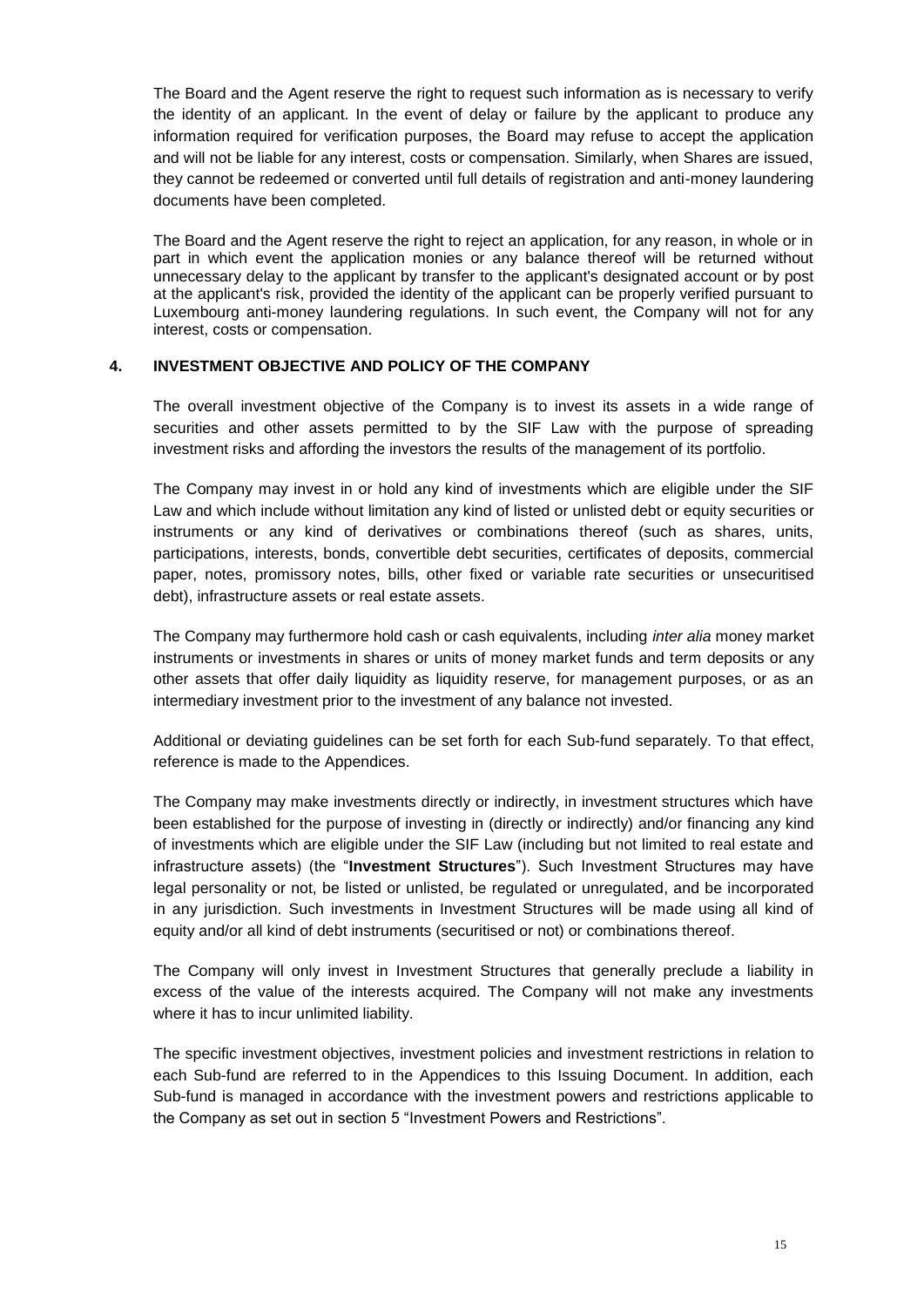The Board and the Agent reserve the right to request such information as is necessary to verify the identity of an applicant. In the event of delay or failure by the applicant to produce any information required for verification purposes, the Board may refuse to accept the application and will not be liable for any interest, costs or compensation. Similarly, when Shares are issued, they cannot be redeemed or converted until full details of registration and anti-money laundering documents have been completed.

The Board and the Agent reserve the right to reject an application, for any reason, in whole or in part in which event the application monies or any balance thereof will be returned without unnecessary delay to the applicant by transfer to the applicant's designated account or by post at the applicant's risk, provided the identity of the applicant can be properly verified pursuant to Luxembourg anti-money laundering regulations. In such event, the Company will not for any interest, costs or compensation.

## 4. INVESTMENT OBJECTIVE AND POLICY OF THE COMPANY

The overall investment objective of the Company is to invest its assets in a wide range of securities and other assets permitted to by the SIF Law with the purpose of spreading investment risks and affording the investors the results of the management of its portfolio.

The Company may invest in or hold any kind of investments which are eligible under the SIF Law and which include without limitation any kind of listed or unlisted debt or equity securities or instruments or any kind of derivatives or combinations thereof (such as shares, units, participations, interests, bonds, convertible debt securities, certificates of deposits, commercial paper, notes, promissory notes, bills, other fixed or variable rate securities or unsecuritised debt), infrastructure assets or real estate assets.

The Company may furthermore hold cash or cash equivalents, including *inter alia* money market instruments or investments in shares or units of money market funds and term deposits or any other assets that offer daily liquidity as liquidity reserve, for management purposes, or as an intermediary investment prior to the investment of any balance not invested.

Additional or deviating guidelines can be set forth for each Sub-fund separately. To that effect, reference is made to the Appendices.

The Company may make investments directly or indirectly, in investment structures which have been established for the purpose of investing in (directly or indirectly) and/or financing any kind of investments which are eligible under the SIF Law (including but not limited to real estate and infrastructure assets) (the "**Investment Structures**"). Such Investment Structures may have legal personality or not, be listed or unlisted, be regulated or unregulated, and be incorporated in any jurisdiction. Such investments in Investment Structures will be made using all kind of equity and/or all kind of debt instruments (securitised or not) or combinations thereof.

The Company will only invest in Investment Structures that generally preclude a liability in excess of the value of the interests acquired. The Company will not make any investments where it has to incur unlimited liability.

The specific investment objectives, investment policies and investment restrictions in relation to each Sub-fund are referred to in the Appendices to this Issuing Document. In addition, each Sub-fund is managed in accordance with the investment powers and restrictions applicable to the Company as set out in section 5 "Investment Powers and Restrictions".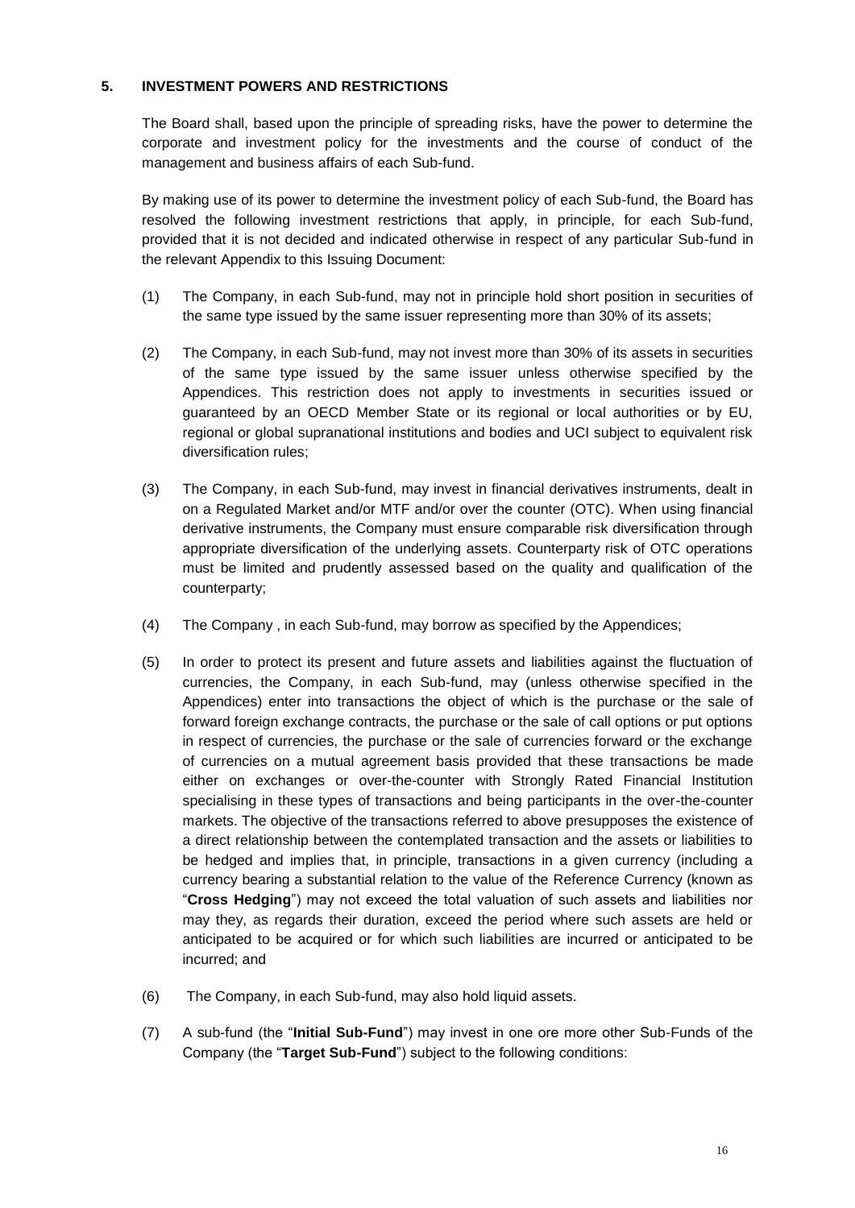## 5. INVESTMENT POWERS AND RESTRICTIONS

The Board shall, based upon the principle of spreading risks, have the power to determine the corporate and investment policy for the investments and the course of conduct of the management and business affairs of each Sub-fund.

By making use of its power to determine the investment policy of each Sub-fund, the Board has resolved the following investment restrictions that apply, in principle, for each Sub-fund, provided that it is not decided and indicated otherwise in respect of any particular Sub-fund in the relevant Appendix to this Issuing Document:

(1) The Company, in each Sub-fund, may not in principle hold short position in securities of the same type issued by the same issuer representing more than 30% of its assets;

(2) The Company, in each Sub-fund, may not invest more than 30% of its assets in securities of the same type issued by the same issuer unless otherwise specified by the Appendices. This restriction does not apply to investments in securities issued or guaranteed by an OECD Member State or its regional or local authorities or by EU, regional or global supranational institutions and bodies and UCI subject to equivalent risk diversification rules;

(3) The Company, in each Sub-fund, may invest in financial derivatives instruments, dealt in on a Regulated Market and/or MTF and/or over the counter (OTC). When using financial derivative instruments, the Company must ensure comparable risk diversification through appropriate diversification of the underlying assets. Counterparty risk of OTC operations must be limited and prudently assessed based on the quality and qualification of the counterparty;

(4) The Company , in each Sub-fund, may borrow as specified by the Appendices;

(5) In order to protect its present and future assets and liabilities against the fluctuation of currencies, the Company, in each Sub-fund, may (unless otherwise specified in the Appendices) enter into transactions the object of which is the purchase or the sale of forward foreign exchange contracts, the purchase or the sale of call options or put options in respect of currencies, the purchase or the sale of currencies forward or the exchange of currencies on a mutual agreement basis provided that these transactions be made either on exchanges or over-the-counter with Strongly Rated Financial Institution specialising in these types of transactions and being participants in the over-the-counter markets. The objective of the transactions referred to above presupposes the existence of a direct relationship between the contemplated transaction and the assets or liabilities to be hedged and implies that, in principle, transactions in a given currency (including a currency bearing a substantial relation to the value of the Reference Currency (known as "**Cross Hedging**") may not exceed the total valuation of such assets and liabilities nor may they, as regards their duration, exceed the period where such assets are held or anticipated to be acquired or for which such liabilities are incurred or anticipated to be incurred; and

(6) The Company, in each Sub-fund, may also hold liquid assets.

(7) A sub-fund (the "**Initial Sub-Fund**") may invest in one ore more other Sub-Funds of the Company (the "**Target Sub-Fund**") subject to the following conditions: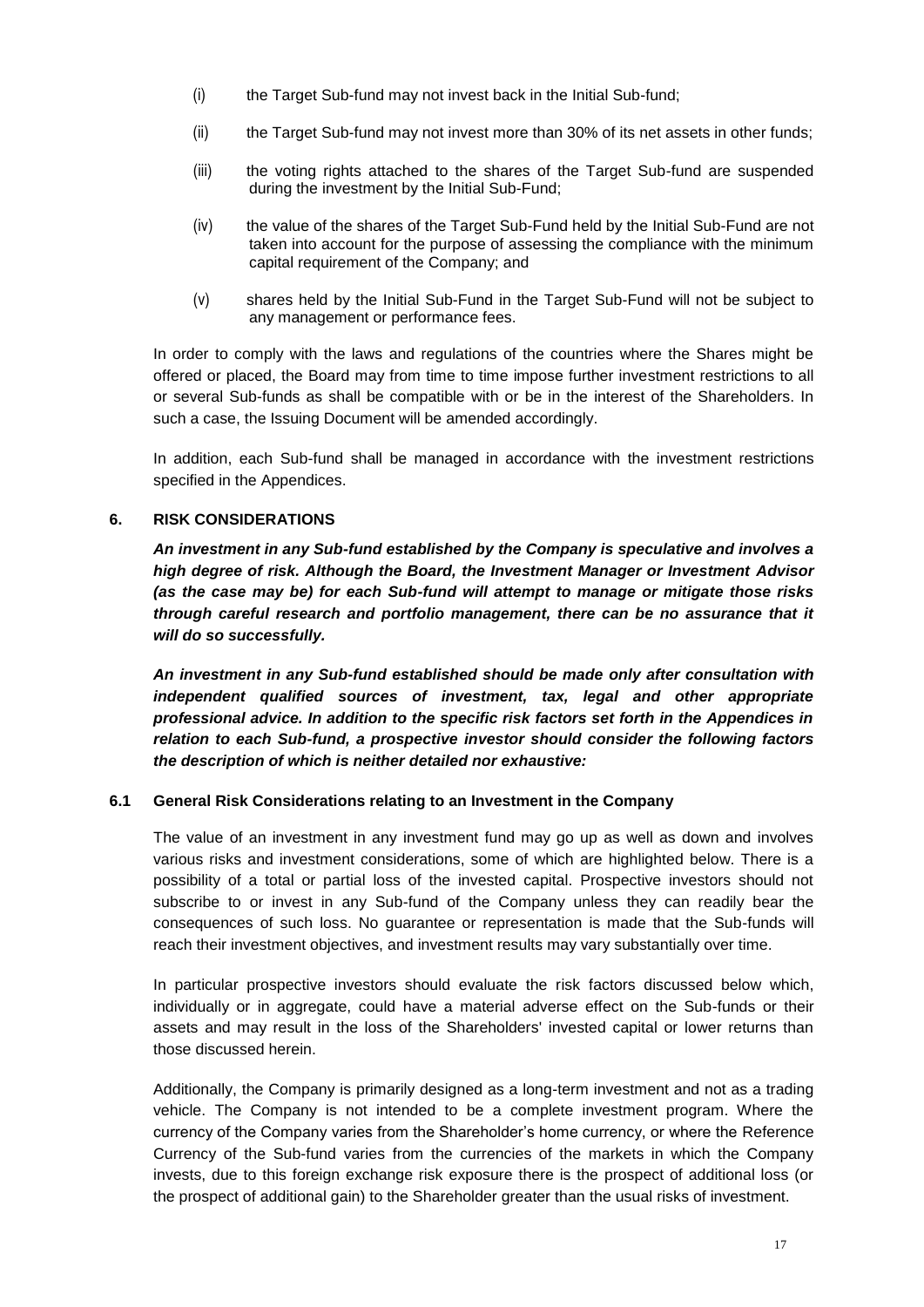(i) the Target Sub-fund may not invest back in the Initial Sub-fund;

(ii) the Target Sub-fund may not invest more than 30% of its net assets in other funds;

(iii) the voting rights attached to the shares of the Target Sub-fund are suspended during the investment by the Initial Sub-Fund;

(iv) the value of the shares of the Target Sub-Fund held by the Initial Sub-Fund are not taken into account for the purpose of assessing the compliance with the minimum capital requirement of the Company; and

(v) shares held by the Initial Sub-Fund in the Target Sub-Fund will not be subject to any management or performance fees.

In order to comply with the laws and regulations of the countries where the Shares might be offered or placed, the Board may from time to time impose further investment restrictions to all or several Sub-funds as shall be compatible with or be in the interest of the Shareholders. In such a case, the Issuing Document will be amended accordingly.

In addition, each Sub-fund shall be managed in accordance with the investment restrictions specified in the Appendices.

## 6. RISK CONSIDERATIONS

***An investment in any Sub-fund established by the Company is speculative and involves a high degree of risk. Although the Board, the Investment Manager or Investment Advisor (as the case may be) for each Sub-fund will attempt to manage or mitigate those risks through careful research and portfolio management, there can be no assurance that it will do so successfully.***

***An investment in any Sub-fund established should be made only after consultation with independent qualified sources of investment, tax, legal and other appropriate professional advice. In addition to the specific risk factors set forth in the Appendices in relation to each Sub-fund, a prospective investor should consider the following factors the description of which is neither detailed nor exhaustive:***

### 6.1 General Risk Considerations relating to an Investment in the Company

The value of an investment in any investment fund may go up as well as down and involves various risks and investment considerations, some of which are highlighted below. There is a possibility of a total or partial loss of the invested capital. Prospective investors should not subscribe to or invest in any Sub-fund of the Company unless they can readily bear the consequences of such loss. No guarantee or representation is made that the Sub-funds will reach their investment objectives, and investment results may vary substantially over time.

In particular prospective investors should evaluate the risk factors discussed below which, individually or in aggregate, could have a material adverse effect on the Sub-funds or their assets and may result in the loss of the Shareholders' invested capital or lower returns than those discussed herein.

Additionally, the Company is primarily designed as a long-term investment and not as a trading vehicle. The Company is not intended to be a complete investment program. Where the currency of the Company varies from the Shareholder's home currency, or where the Reference Currency of the Sub-fund varies from the currencies of the markets in which the Company invests, due to this foreign exchange risk exposure there is the prospect of additional loss (or the prospect of additional gain) to the Shareholder greater than the usual risks of investment.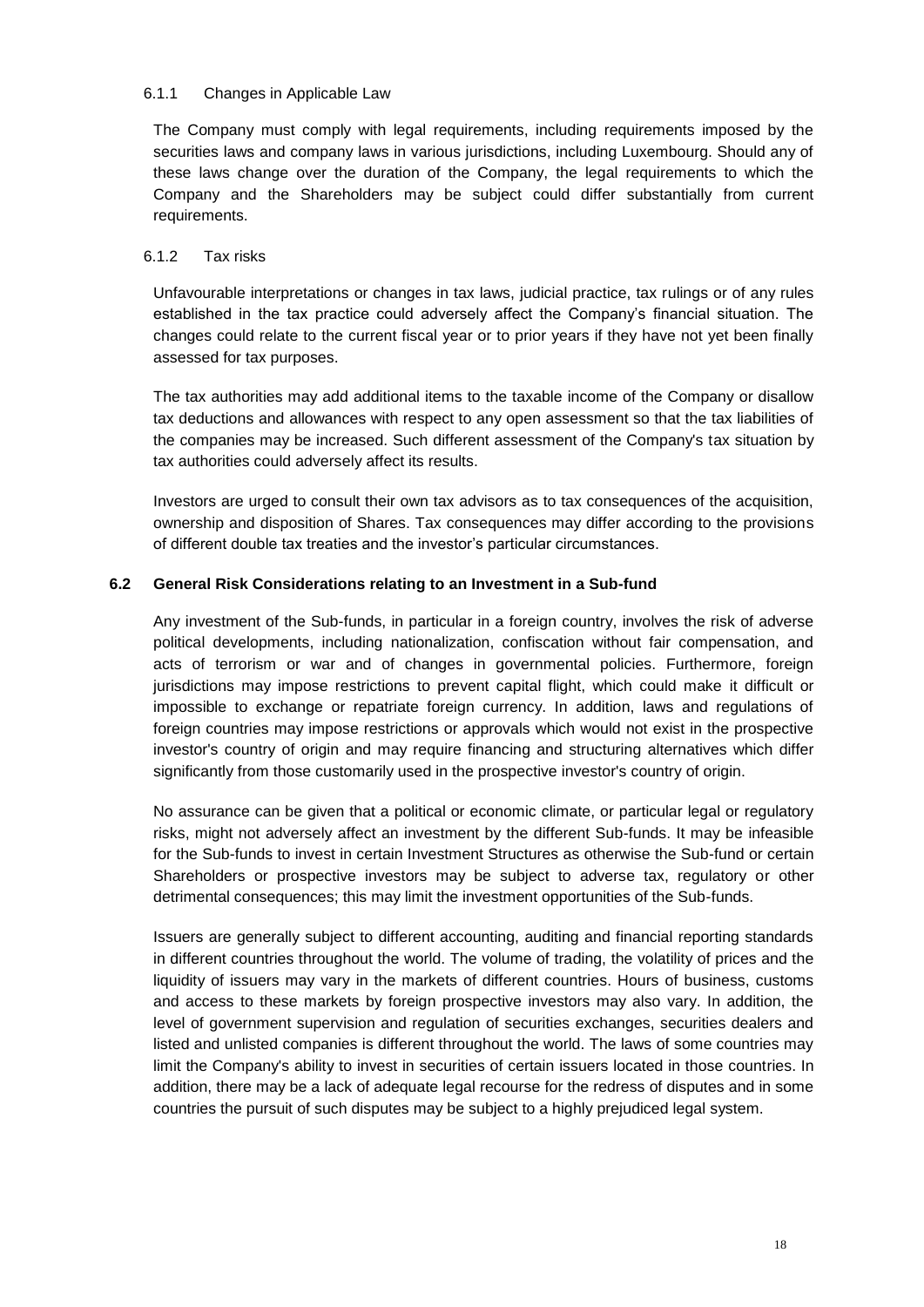#### 6.1.1 Changes in Applicable Law

The Company must comply with legal requirements, including requirements imposed by the securities laws and company laws in various jurisdictions, including Luxembourg. Should any of these laws change over the duration of the Company, the legal requirements to which the Company and the Shareholders may be subject could differ substantially from current requirements.

#### 6.1.2 Tax risks

Unfavourable interpretations or changes in tax laws, judicial practice, tax rulings or of any rules established in the tax practice could adversely affect the Company's financial situation. The changes could relate to the current fiscal year or to prior years if they have not yet been finally assessed for tax purposes.

The tax authorities may add additional items to the taxable income of the Company or disallow tax deductions and allowances with respect to any open assessment so that the tax liabilities of the companies may be increased. Such different assessment of the Company's tax situation by tax authorities could adversely affect its results.

Investors are urged to consult their own tax advisors as to tax consequences of the acquisition, ownership and disposition of Shares. Tax consequences may differ according to the provisions of different double tax treaties and the investor's particular circumstances.

### 6.2 General Risk Considerations relating to an Investment in a Sub-fund

Any investment of the Sub-funds, in particular in a foreign country, involves the risk of adverse political developments, including nationalization, confiscation without fair compensation, and acts of terrorism or war and of changes in governmental policies. Furthermore, foreign jurisdictions may impose restrictions to prevent capital flight, which could make it difficult or impossible to exchange or repatriate foreign currency. In addition, laws and regulations of foreign countries may impose restrictions or approvals which would not exist in the prospective investor's country of origin and may require financing and structuring alternatives which differ significantly from those customarily used in the prospective investor's country of origin.

No assurance can be given that a political or economic climate, or particular legal or regulatory risks, might not adversely affect an investment by the different Sub-funds. It may be infeasible for the Sub-funds to invest in certain Investment Structures as otherwise the Sub-fund or certain Shareholders or prospective investors may be subject to adverse tax, regulatory or other detrimental consequences; this may limit the investment opportunities of the Sub-funds.

Issuers are generally subject to different accounting, auditing and financial reporting standards in different countries throughout the world. The volume of trading, the volatility of prices and the liquidity of issuers may vary in the markets of different countries. Hours of business, customs and access to these markets by foreign prospective investors may also vary. In addition, the level of government supervision and regulation of securities exchanges, securities dealers and listed and unlisted companies is different throughout the world. The laws of some countries may limit the Company's ability to invest in securities of certain issuers located in those countries. In addition, there may be a lack of adequate legal recourse for the redress of disputes and in some countries the pursuit of such disputes may be subject to a highly prejudiced legal system.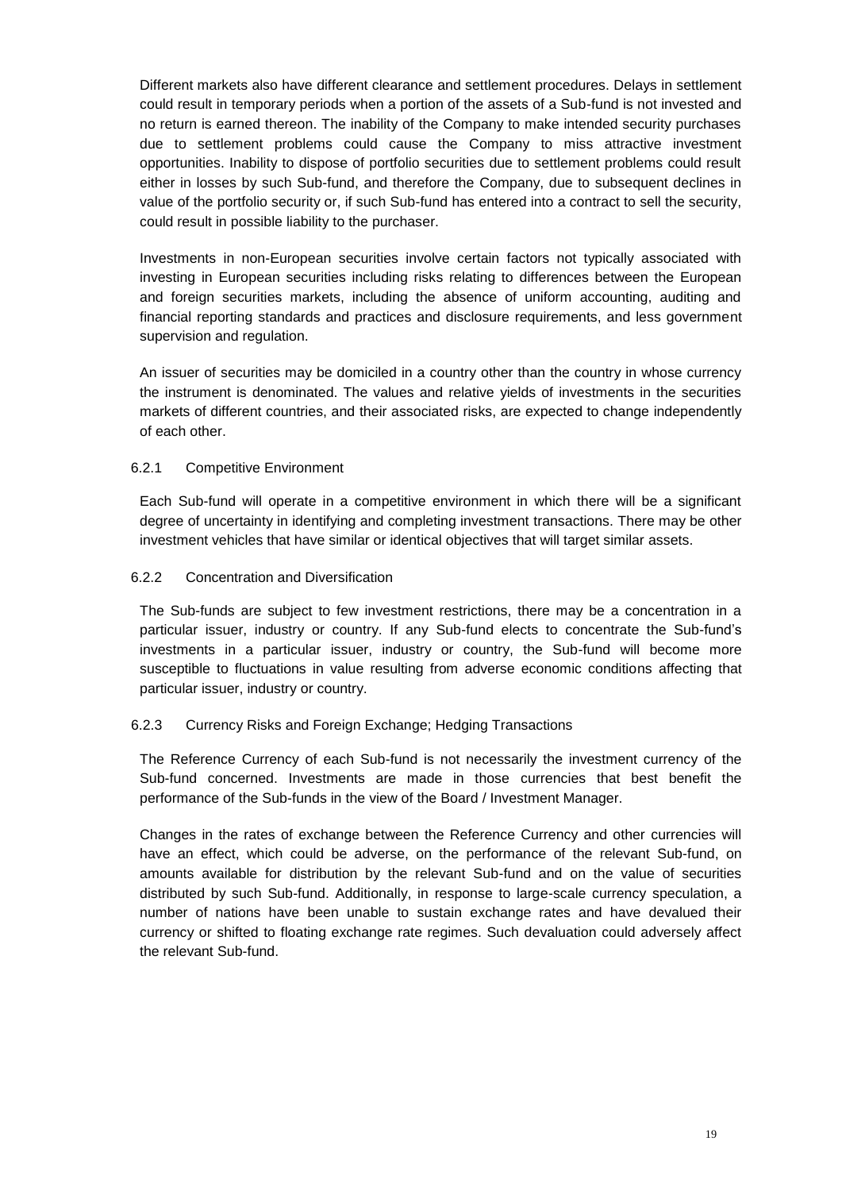Different markets also have different clearance and settlement procedures. Delays in settlement could result in temporary periods when a portion of the assets of a Sub-fund is not invested and no return is earned thereon. The inability of the Company to make intended security purchases due to settlement problems could cause the Company to miss attractive investment opportunities. Inability to dispose of portfolio securities due to settlement problems could result either in losses by such Sub-fund, and therefore the Company, due to subsequent declines in value of the portfolio security or, if such Sub-fund has entered into a contract to sell the security, could result in possible liability to the purchaser.

Investments in non-European securities involve certain factors not typically associated with investing in European securities including risks relating to differences between the European and foreign securities markets, including the absence of uniform accounting, auditing and financial reporting standards and practices and disclosure requirements, and less government supervision and regulation.

An issuer of securities may be domiciled in a country other than the country in whose currency the instrument is denominated. The values and relative yields of investments in the securities markets of different countries, and their associated risks, are expected to change independently of each other.

#### 6.2.1 Competitive Environment

Each Sub-fund will operate in a competitive environment in which there will be a significant degree of uncertainty in identifying and completing investment transactions. There may be other investment vehicles that have similar or identical objectives that will target similar assets.

#### 6.2.2 Concentration and Diversification

The Sub-funds are subject to few investment restrictions, there may be a concentration in a particular issuer, industry or country. If any Sub-fund elects to concentrate the Sub-fund's investments in a particular issuer, industry or country, the Sub-fund will become more susceptible to fluctuations in value resulting from adverse economic conditions affecting that particular issuer, industry or country.

#### 6.2.3 Currency Risks and Foreign Exchange; Hedging Transactions

The Reference Currency of each Sub-fund is not necessarily the investment currency of the Sub-fund concerned. Investments are made in those currencies that best benefit the performance of the Sub-funds in the view of the Board / Investment Manager.

Changes in the rates of exchange between the Reference Currency and other currencies will have an effect, which could be adverse, on the performance of the relevant Sub-fund, on amounts available for distribution by the relevant Sub-fund and on the value of securities distributed by such Sub-fund. Additionally, in response to large-scale currency speculation, a number of nations have been unable to sustain exchange rates and have devalued their currency or shifted to floating exchange rate regimes. Such devaluation could adversely affect the relevant Sub-fund.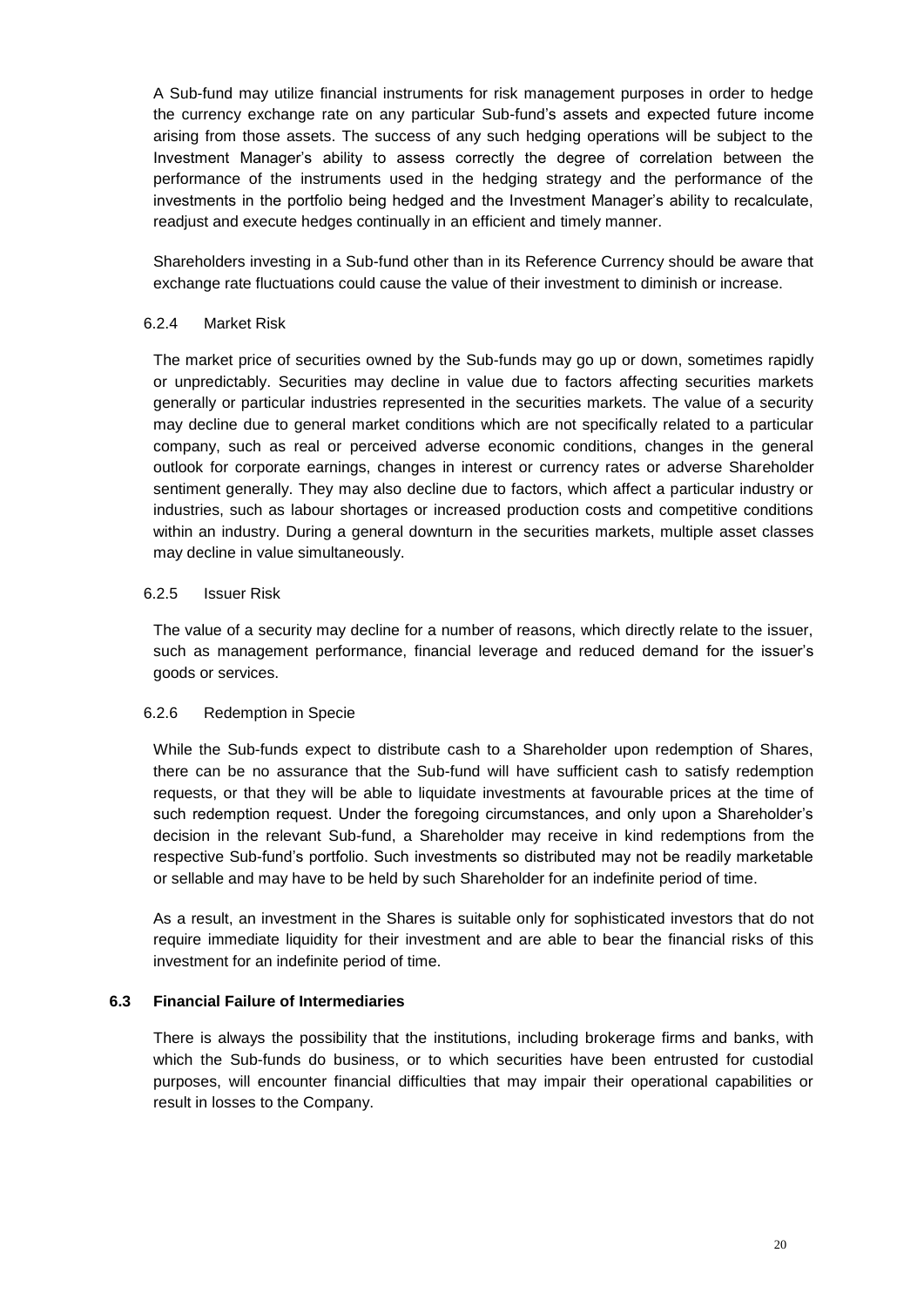A Sub-fund may utilize financial instruments for risk management purposes in order to hedge the currency exchange rate on any particular Sub-fund's assets and expected future income arising from those assets. The success of any such hedging operations will be subject to the Investment Manager's ability to assess correctly the degree of correlation between the performance of the instruments used in the hedging strategy and the performance of the investments in the portfolio being hedged and the Investment Manager's ability to recalculate, readjust and execute hedges continually in an efficient and timely manner.

Shareholders investing in a Sub-fund other than in its Reference Currency should be aware that exchange rate fluctuations could cause the value of their investment to diminish or increase.

#### 6.2.4 Market Risk

The market price of securities owned by the Sub-funds may go up or down, sometimes rapidly or unpredictably. Securities may decline in value due to factors affecting securities markets generally or particular industries represented in the securities markets. The value of a security may decline due to general market conditions which are not specifically related to a particular company, such as real or perceived adverse economic conditions, changes in the general outlook for corporate earnings, changes in interest or currency rates or adverse Shareholder sentiment generally. They may also decline due to factors, which affect a particular industry or industries, such as labour shortages or increased production costs and competitive conditions within an industry. During a general downturn in the securities markets, multiple asset classes may decline in value simultaneously.

#### 6.2.5 Issuer Risk

The value of a security may decline for a number of reasons, which directly relate to the issuer, such as management performance, financial leverage and reduced demand for the issuer's goods or services.

#### 6.2.6 Redemption in Specie

While the Sub-funds expect to distribute cash to a Shareholder upon redemption of Shares, there can be no assurance that the Sub-fund will have sufficient cash to satisfy redemption requests, or that they will be able to liquidate investments at favourable prices at the time of such redemption request. Under the foregoing circumstances, and only upon a Shareholder's decision in the relevant Sub-fund, a Shareholder may receive in kind redemptions from the respective Sub-fund's portfolio. Such investments so distributed may not be readily marketable or sellable and may have to be held by such Shareholder for an indefinite period of time.

As a result, an investment in the Shares is suitable only for sophisticated investors that do not require immediate liquidity for their investment and are able to bear the financial risks of this investment for an indefinite period of time.

### 6.3 Financial Failure of Intermediaries

There is always the possibility that the institutions, including brokerage firms and banks, with which the Sub-funds do business, or to which securities have been entrusted for custodial purposes, will encounter financial difficulties that may impair their operational capabilities or result in losses to the Company.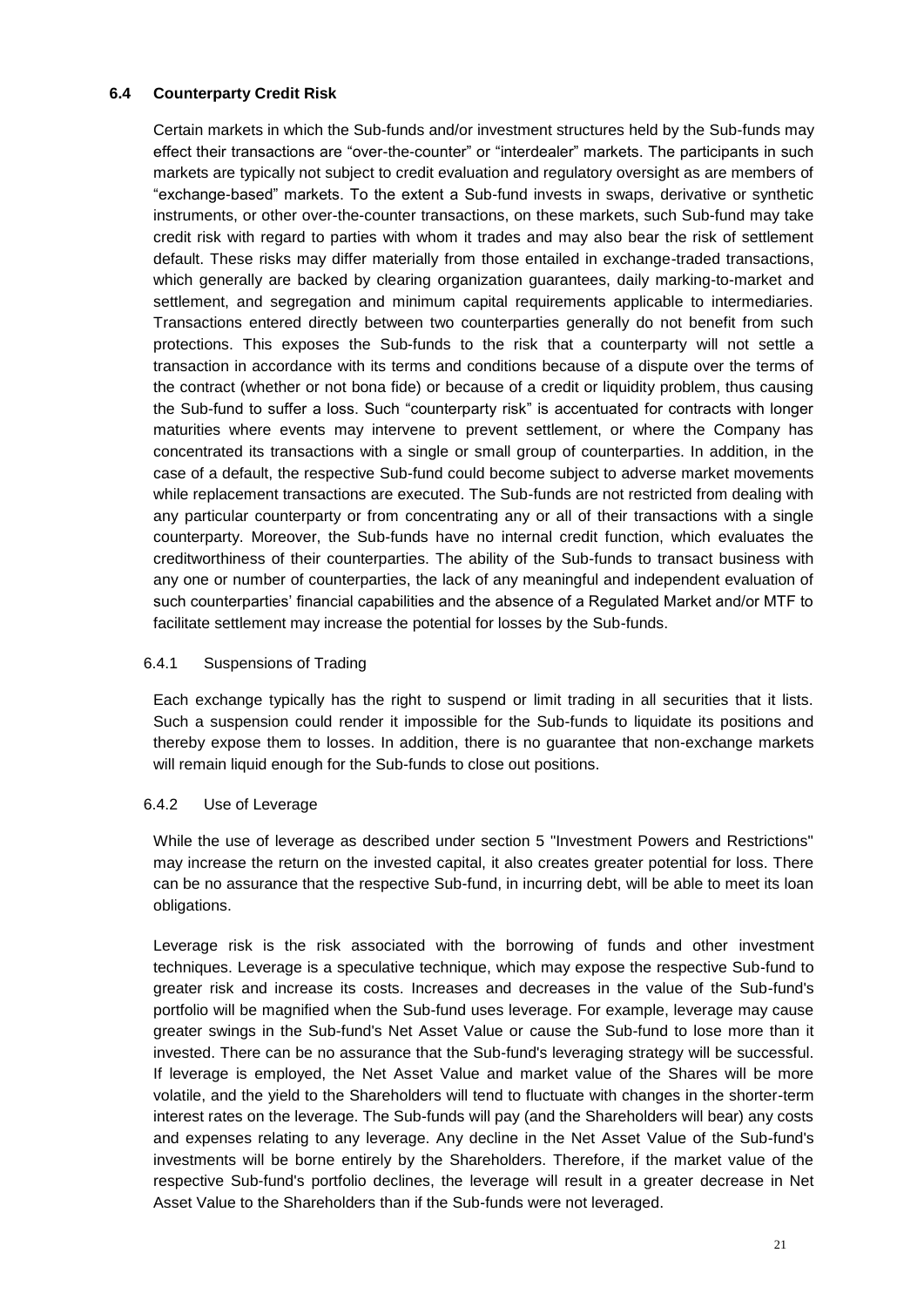### 6.4 Counterparty Credit Risk

Certain markets in which the Sub-funds and/or investment structures held by the Sub-funds may effect their transactions are "over-the-counter" or "interdealer" markets. The participants in such markets are typically not subject to credit evaluation and regulatory oversight as are members of "exchange-based" markets. To the extent a Sub-fund invests in swaps, derivative or synthetic instruments, or other over-the-counter transactions, on these markets, such Sub-fund may take credit risk with regard to parties with whom it trades and may also bear the risk of settlement default. These risks may differ materially from those entailed in exchange-traded transactions, which generally are backed by clearing organization guarantees, daily marking-to-market and settlement, and segregation and minimum capital requirements applicable to intermediaries. Transactions entered directly between two counterparties generally do not benefit from such protections. This exposes the Sub-funds to the risk that a counterparty will not settle a transaction in accordance with its terms and conditions because of a dispute over the terms of the contract (whether or not bona fide) or because of a credit or liquidity problem, thus causing the Sub-fund to suffer a loss. Such "counterparty risk" is accentuated for contracts with longer maturities where events may intervene to prevent settlement, or where the Company has concentrated its transactions with a single or small group of counterparties. In addition, in the case of a default, the respective Sub-fund could become subject to adverse market movements while replacement transactions are executed. The Sub-funds are not restricted from dealing with any particular counterparty or from concentrating any or all of their transactions with a single counterparty. Moreover, the Sub-funds have no internal credit function, which evaluates the creditworthiness of their counterparties. The ability of the Sub-funds to transact business with any one or number of counterparties, the lack of any meaningful and independent evaluation of such counterparties' financial capabilities and the absence of a Regulated Market and/or MTF to facilitate settlement may increase the potential for losses by the Sub-funds.

#### 6.4.1 Suspensions of Trading

Each exchange typically has the right to suspend or limit trading in all securities that it lists. Such a suspension could render it impossible for the Sub-funds to liquidate its positions and thereby expose them to losses. In addition, there is no guarantee that non-exchange markets will remain liquid enough for the Sub-funds to close out positions.

#### 6.4.2 Use of Leverage

While the use of leverage as described under section 5 "Investment Powers and Restrictions" may increase the return on the invested capital, it also creates greater potential for loss. There can be no assurance that the respective Sub-fund, in incurring debt, will be able to meet its loan obligations.

Leverage risk is the risk associated with the borrowing of funds and other investment techniques. Leverage is a speculative technique, which may expose the respective Sub-fund to greater risk and increase its costs. Increases and decreases in the value of the Sub-fund's portfolio will be magnified when the Sub-fund uses leverage. For example, leverage may cause greater swings in the Sub-fund's Net Asset Value or cause the Sub-fund to lose more than it invested. There can be no assurance that the Sub-fund's leveraging strategy will be successful. If leverage is employed, the Net Asset Value and market value of the Shares will be more volatile, and the yield to the Shareholders will tend to fluctuate with changes in the shorter-term interest rates on the leverage. The Sub-funds will pay (and the Shareholders will bear) any costs and expenses relating to any leverage. Any decline in the Net Asset Value of the Sub-fund's investments will be borne entirely by the Shareholders. Therefore, if the market value of the respective Sub-fund's portfolio declines, the leverage will result in a greater decrease in Net Asset Value to the Shareholders than if the Sub-funds were not leveraged.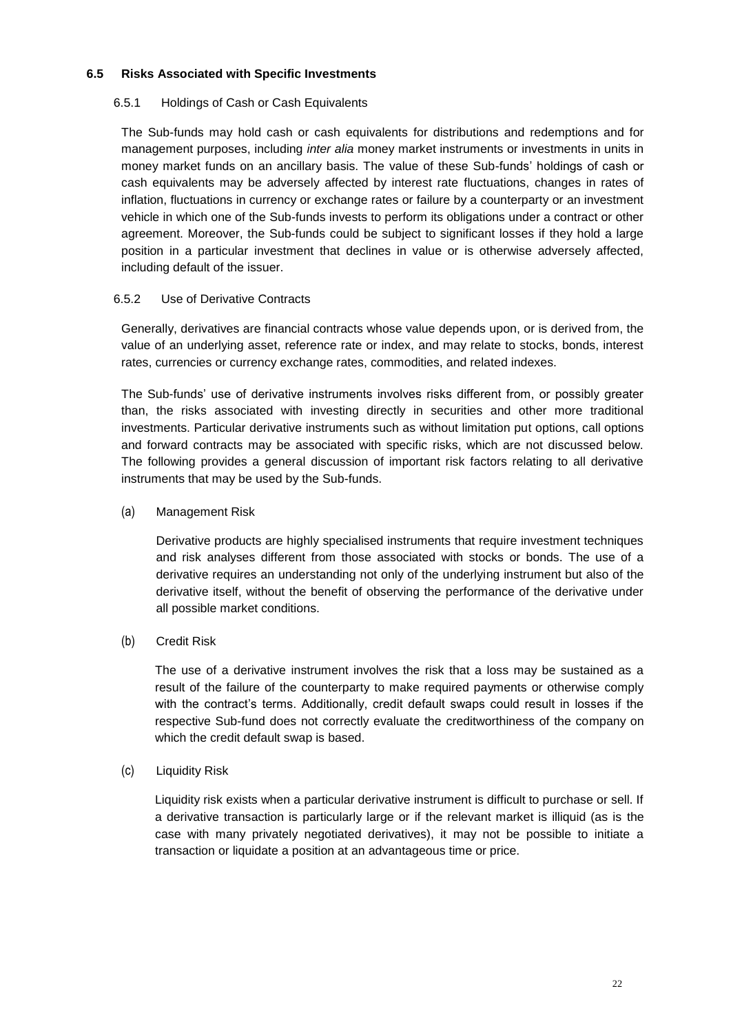### 6.5 Risks Associated with Specific Investments

#### 6.5.1 Holdings of Cash or Cash Equivalents

The Sub-funds may hold cash or cash equivalents for distributions and redemptions and for management purposes, including *inter alia* money market instruments or investments in units in money market funds on an ancillary basis. The value of these Sub-funds' holdings of cash or cash equivalents may be adversely affected by interest rate fluctuations, changes in rates of inflation, fluctuations in currency or exchange rates or failure by a counterparty or an investment vehicle in which one of the Sub-funds invests to perform its obligations under a contract or other agreement. Moreover, the Sub-funds could be subject to significant losses if they hold a large position in a particular investment that declines in value or is otherwise adversely affected, including default of the issuer.

#### 6.5.2 Use of Derivative Contracts

Generally, derivatives are financial contracts whose value depends upon, or is derived from, the value of an underlying asset, reference rate or index, and may relate to stocks, bonds, interest rates, currencies or currency exchange rates, commodities, and related indexes.

The Sub-funds' use of derivative instruments involves risks different from, or possibly greater than, the risks associated with investing directly in securities and other more traditional investments. Particular derivative instruments such as without limitation put options, call options and forward contracts may be associated with specific risks, which are not discussed below. The following provides a general discussion of important risk factors relating to all derivative instruments that may be used by the Sub-funds.

(a) Management Risk

Derivative products are highly specialised instruments that require investment techniques and risk analyses different from those associated with stocks or bonds. The use of a derivative requires an understanding not only of the underlying instrument but also of the derivative itself, without the benefit of observing the performance of the derivative under all possible market conditions.

(b) Credit Risk

The use of a derivative instrument involves the risk that a loss may be sustained as a result of the failure of the counterparty to make required payments or otherwise comply with the contract's terms. Additionally, credit default swaps could result in losses if the respective Sub-fund does not correctly evaluate the creditworthiness of the company on which the credit default swap is based.

(c) Liquidity Risk

Liquidity risk exists when a particular derivative instrument is difficult to purchase or sell. If a derivative transaction is particularly large or if the relevant market is illiquid (as is the case with many privately negotiated derivatives), it may not be possible to initiate a transaction or liquidate a position at an advantageous time or price.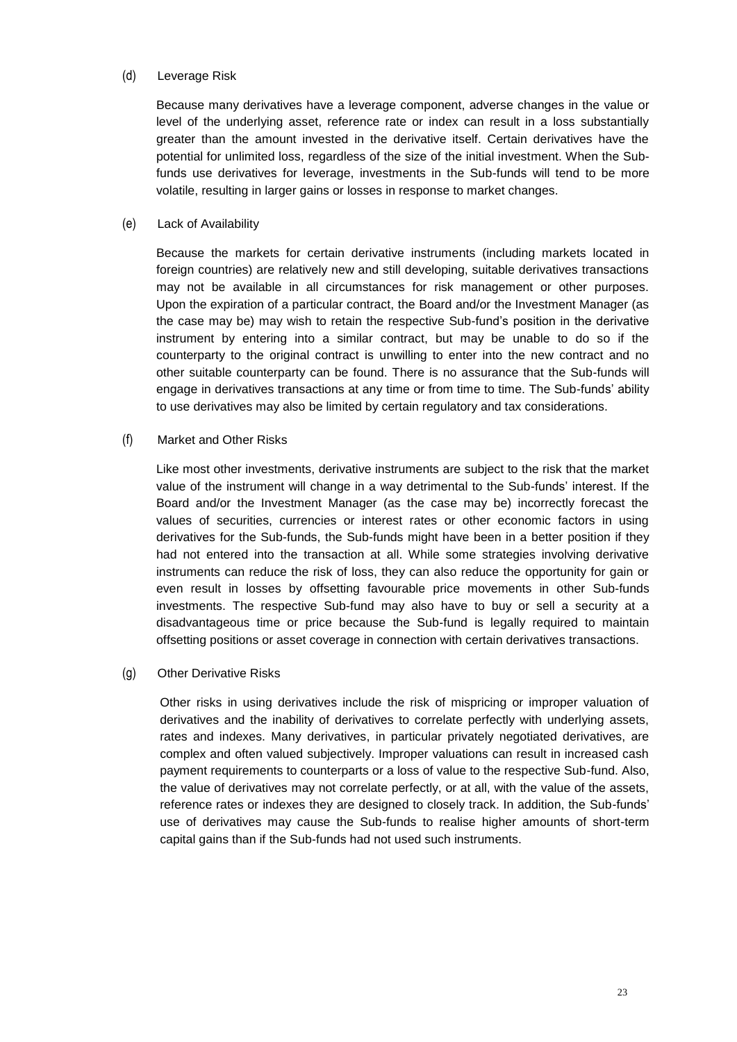(d) Leverage Risk

Because many derivatives have a leverage component, adverse changes in the value or level of the underlying asset, reference rate or index can result in a loss substantially greater than the amount invested in the derivative itself. Certain derivatives have the potential for unlimited loss, regardless of the size of the initial investment. When the Sub-funds use derivatives for leverage, investments in the Sub-funds will tend to be more volatile, resulting in larger gains or losses in response to market changes.

(e) Lack of Availability

Because the markets for certain derivative instruments (including markets located in foreign countries) are relatively new and still developing, suitable derivatives transactions may not be available in all circumstances for risk management or other purposes. Upon the expiration of a particular contract, the Board and/or the Investment Manager (as the case may be) may wish to retain the respective Sub-fund's position in the derivative instrument by entering into a similar contract, but may be unable to do so if the counterparty to the original contract is unwilling to enter into the new contract and no other suitable counterparty can be found. There is no assurance that the Sub-funds will engage in derivatives transactions at any time or from time to time. The Sub-funds' ability to use derivatives may also be limited by certain regulatory and tax considerations.

(f) Market and Other Risks

Like most other investments, derivative instruments are subject to the risk that the market value of the instrument will change in a way detrimental to the Sub-funds' interest. If the Board and/or the Investment Manager (as the case may be) incorrectly forecast the values of securities, currencies or interest rates or other economic factors in using derivatives for the Sub-funds, the Sub-funds might have been in a better position if they had not entered into the transaction at all. While some strategies involving derivative instruments can reduce the risk of loss, they can also reduce the opportunity for gain or even result in losses by offsetting favourable price movements in other Sub-funds investments. The respective Sub-fund may also have to buy or sell a security at a disadvantageous time or price because the Sub-fund is legally required to maintain offsetting positions or asset coverage in connection with certain derivatives transactions.

(g) Other Derivative Risks

Other risks in using derivatives include the risk of mispricing or improper valuation of derivatives and the inability of derivatives to correlate perfectly with underlying assets, rates and indexes. Many derivatives, in particular privately negotiated derivatives, are complex and often valued subjectively. Improper valuations can result in increased cash payment requirements to counterparts or a loss of value to the respective Sub-fund. Also, the value of derivatives may not correlate perfectly, or at all, with the value of the assets, reference rates or indexes they are designed to closely track. In addition, the Sub-funds' use of derivatives may cause the Sub-funds to realise higher amounts of short-term capital gains than if the Sub-funds had not used such instruments.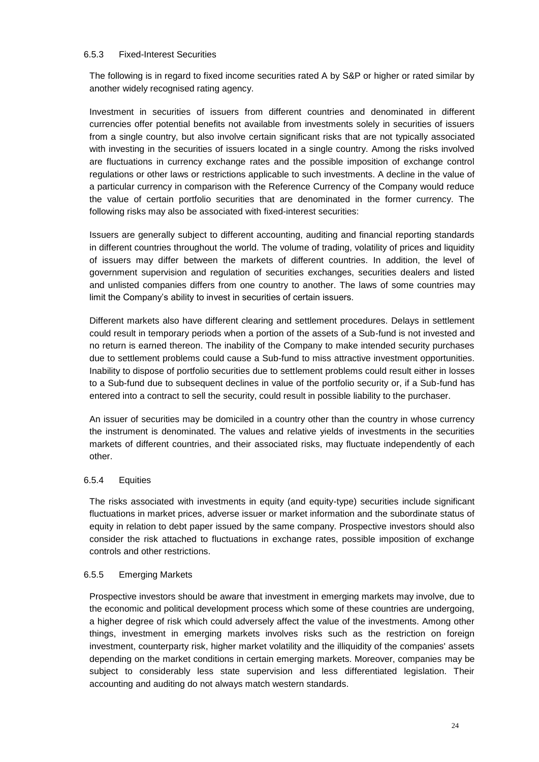#### 6.5.3 Fixed-Interest Securities

The following is in regard to fixed income securities rated A by S&P or higher or rated similar by another widely recognised rating agency.

Investment in securities of issuers from different countries and denominated in different currencies offer potential benefits not available from investments solely in securities of issuers from a single country, but also involve certain significant risks that are not typically associated with investing in the securities of issuers located in a single country. Among the risks involved are fluctuations in currency exchange rates and the possible imposition of exchange control regulations or other laws or restrictions applicable to such investments. A decline in the value of a particular currency in comparison with the Reference Currency of the Company would reduce the value of certain portfolio securities that are denominated in the former currency. The following risks may also be associated with fixed-interest securities:

Issuers are generally subject to different accounting, auditing and financial reporting standards in different countries throughout the world. The volume of trading, volatility of prices and liquidity of issuers may differ between the markets of different countries. In addition, the level of government supervision and regulation of securities exchanges, securities dealers and listed and unlisted companies differs from one country to another. The laws of some countries may limit the Company's ability to invest in securities of certain issuers.

Different markets also have different clearing and settlement procedures. Delays in settlement could result in temporary periods when a portion of the assets of a Sub-fund is not invested and no return is earned thereon. The inability of the Company to make intended security purchases due to settlement problems could cause a Sub-fund to miss attractive investment opportunities. Inability to dispose of portfolio securities due to settlement problems could result either in losses to a Sub-fund due to subsequent declines in value of the portfolio security or, if a Sub-fund has entered into a contract to sell the security, could result in possible liability to the purchaser.

An issuer of securities may be domiciled in a country other than the country in whose currency the instrument is denominated. The values and relative yields of investments in the securities markets of different countries, and their associated risks, may fluctuate independently of each other.

#### 6.5.4 Equities

The risks associated with investments in equity (and equity-type) securities include significant fluctuations in market prices, adverse issuer or market information and the subordinate status of equity in relation to debt paper issued by the same company. Prospective investors should also consider the risk attached to fluctuations in exchange rates, possible imposition of exchange controls and other restrictions.

#### 6.5.5 Emerging Markets

Prospective investors should be aware that investment in emerging markets may involve, due to the economic and political development process which some of these countries are undergoing, a higher degree of risk which could adversely affect the value of the investments. Among other things, investment in emerging markets involves risks such as the restriction on foreign investment, counterparty risk, higher market volatility and the illiquidity of the companies' assets depending on the market conditions in certain emerging markets. Moreover, companies may be subject to considerably less state supervision and less differentiated legislation. Their accounting and auditing do not always match western standards.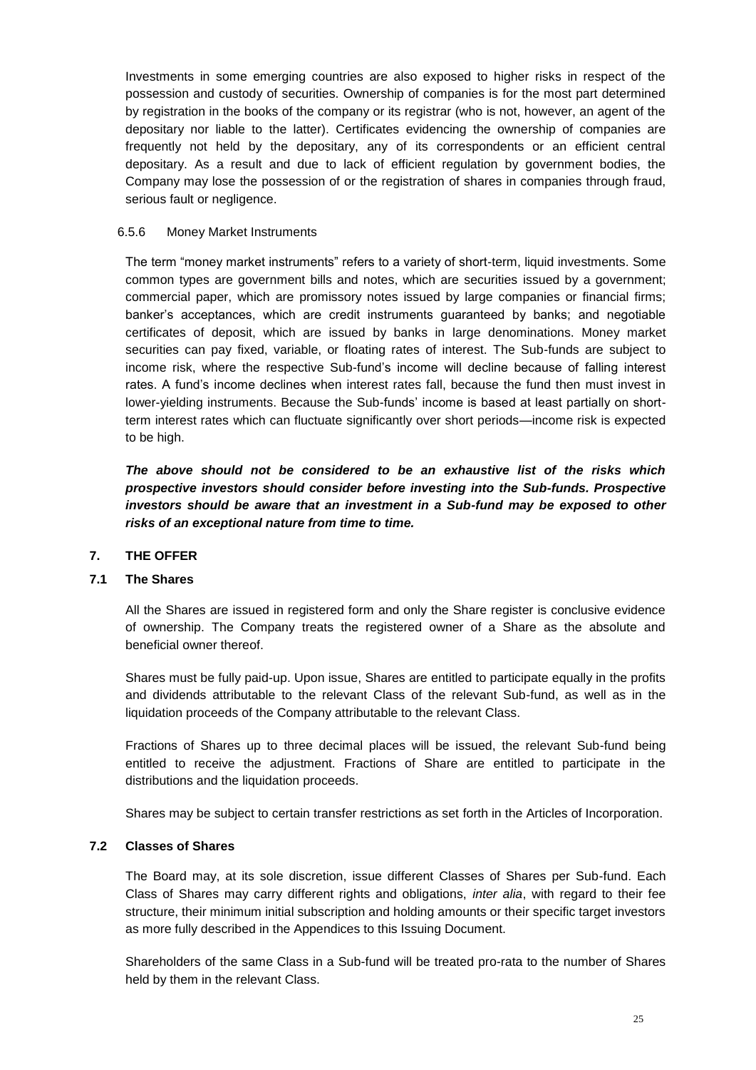Investments in some emerging countries are also exposed to higher risks in respect of the possession and custody of securities. Ownership of companies is for the most part determined by registration in the books of the company or its registrar (who is not, however, an agent of the depositary nor liable to the latter). Certificates evidencing the ownership of companies are frequently not held by the depositary, any of its correspondents or an efficient central depositary. As a result and due to lack of efficient regulation by government bodies, the Company may lose the possession of or the registration of shares in companies through fraud, serious fault or negligence.

#### 6.5.6 Money Market Instruments

The term "money market instruments" refers to a variety of short-term, liquid investments. Some common types are government bills and notes, which are securities issued by a government; commercial paper, which are promissory notes issued by large companies or financial firms; banker's acceptances, which are credit instruments guaranteed by banks; and negotiable certificates of deposit, which are issued by banks in large denominations. Money market securities can pay fixed, variable, or floating rates of interest. The Sub-funds are subject to income risk, where the respective Sub-fund's income will decline because of falling interest rates. A fund's income declines when interest rates fall, because the fund then must invest in lower-yielding instruments. Because the Sub-funds' income is based at least partially on short-term interest rates which can fluctuate significantly over short periods—income risk is expected to be high.

***The above should not be considered to be an exhaustive list of the risks which prospective investors should consider before investing into the Sub-funds. Prospective investors should be aware that an investment in a Sub-fund may be exposed to other risks of an exceptional nature from time to time.***

## 7. THE OFFER

### 7.1 The Shares

All the Shares are issued in registered form and only the Share register is conclusive evidence of ownership. The Company treats the registered owner of a Share as the absolute and beneficial owner thereof.

Shares must be fully paid-up. Upon issue, Shares are entitled to participate equally in the profits and dividends attributable to the relevant Class of the relevant Sub-fund, as well as in the liquidation proceeds of the Company attributable to the relevant Class.

Fractions of Shares up to three decimal places will be issued, the relevant Sub-fund being entitled to receive the adjustment. Fractions of Share are entitled to participate in the distributions and the liquidation proceeds.

Shares may be subject to certain transfer restrictions as set forth in the Articles of Incorporation.

### 7.2 Classes of Shares

The Board may, at its sole discretion, issue different Classes of Shares per Sub-fund. Each Class of Shares may carry different rights and obligations, *inter alia*, with regard to their fee structure, their minimum initial subscription and holding amounts or their specific target investors as more fully described in the Appendices to this Issuing Document.

Shareholders of the same Class in a Sub-fund will be treated pro-rata to the number of Shares held by them in the relevant Class.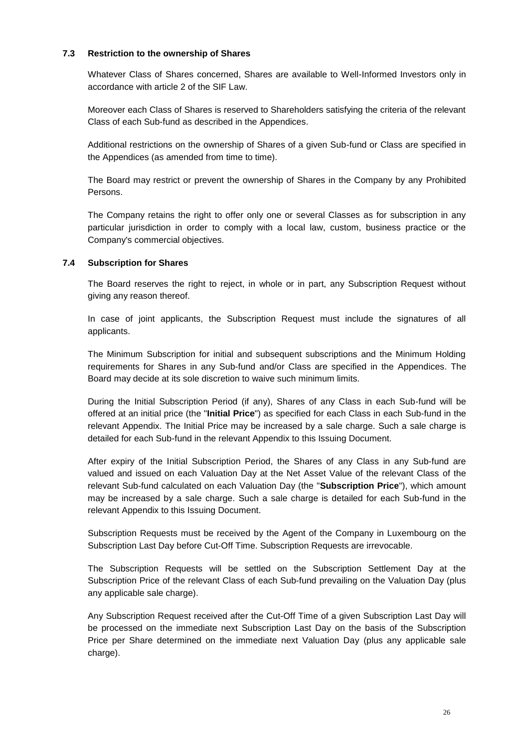### 7.3 Restriction to the ownership of Shares

Whatever Class of Shares concerned, Shares are available to Well-Informed Investors only in accordance with article 2 of the SIF Law.

Moreover each Class of Shares is reserved to Shareholders satisfying the criteria of the relevant Class of each Sub-fund as described in the Appendices.

Additional restrictions on the ownership of Shares of a given Sub-fund or Class are specified in the Appendices (as amended from time to time).

The Board may restrict or prevent the ownership of Shares in the Company by any Prohibited Persons.

The Company retains the right to offer only one or several Classes as for subscription in any particular jurisdiction in order to comply with a local law, custom, business practice or the Company's commercial objectives.

### 7.4 Subscription for Shares

The Board reserves the right to reject, in whole or in part, any Subscription Request without giving any reason thereof.

In case of joint applicants, the Subscription Request must include the signatures of all applicants.

The Minimum Subscription for initial and subsequent subscriptions and the Minimum Holding requirements for Shares in any Sub-fund and/or Class are specified in the Appendices. The Board may decide at its sole discretion to waive such minimum limits.

During the Initial Subscription Period (if any), Shares of any Class in each Sub-fund will be offered at an initial price (the "**Initial Price**") as specified for each Class in each Sub-fund in the relevant Appendix. The Initial Price may be increased by a sale charge. Such a sale charge is detailed for each Sub-fund in the relevant Appendix to this Issuing Document.

After expiry of the Initial Subscription Period, the Shares of any Class in any Sub-fund are valued and issued on each Valuation Day at the Net Asset Value of the relevant Class of the relevant Sub-fund calculated on each Valuation Day (the "**Subscription Price**"), which amount may be increased by a sale charge. Such a sale charge is detailed for each Sub-fund in the relevant Appendix to this Issuing Document.

Subscription Requests must be received by the Agent of the Company in Luxembourg on the Subscription Last Day before Cut-Off Time. Subscription Requests are irrevocable.

The Subscription Requests will be settled on the Subscription Settlement Day at the Subscription Price of the relevant Class of each Sub-fund prevailing on the Valuation Day (plus any applicable sale charge).

Any Subscription Request received after the Cut-Off Time of a given Subscription Last Day will be processed on the immediate next Subscription Last Day on the basis of the Subscription Price per Share determined on the immediate next Valuation Day (plus any applicable sale charge).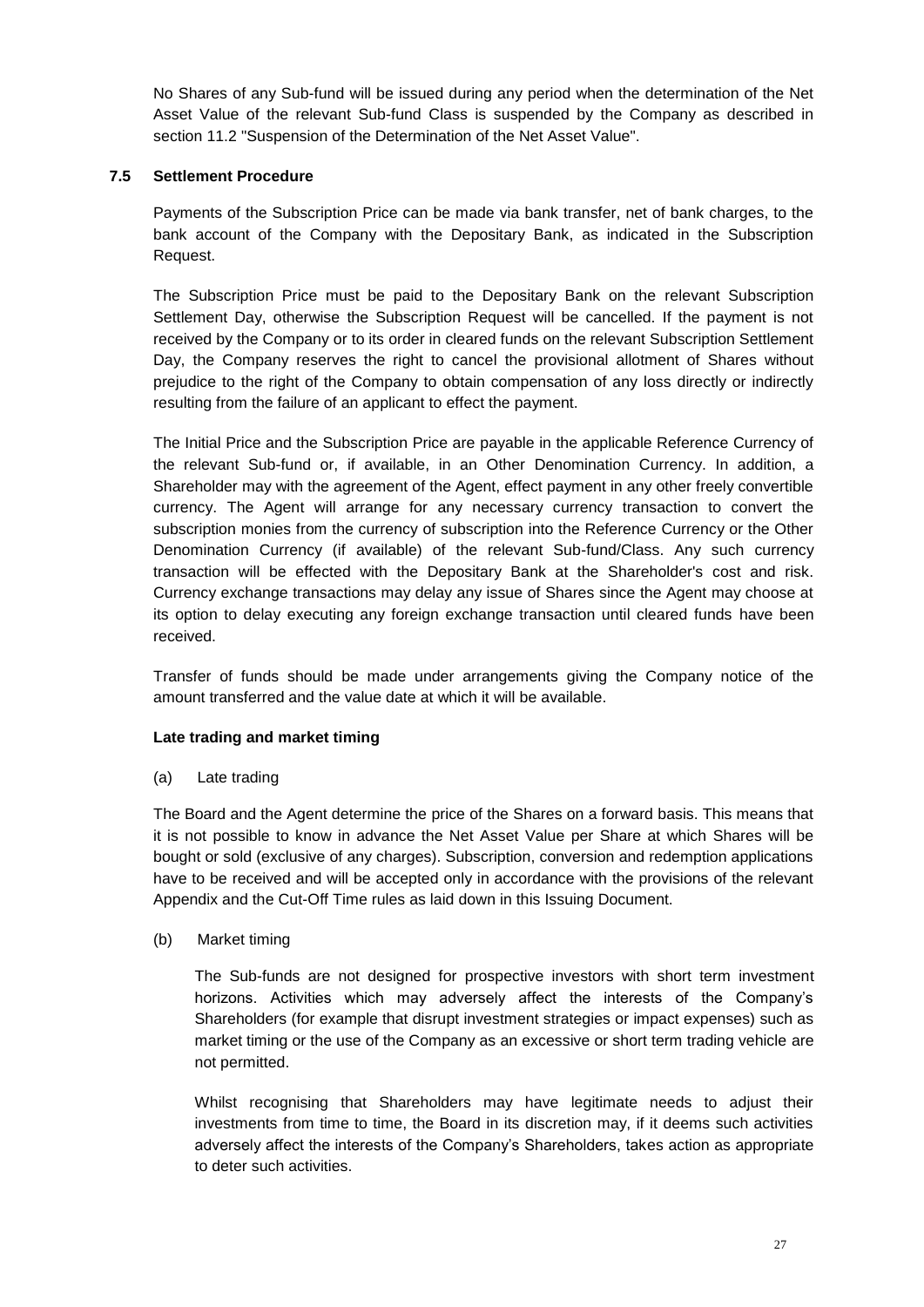No Shares of any Sub-fund will be issued during any period when the determination of the Net Asset Value of the relevant Sub-fund Class is suspended by the Company as described in section 11.2 "Suspension of the Determination of the Net Asset Value".

### 7.5 Settlement Procedure

Payments of the Subscription Price can be made via bank transfer, net of bank charges, to the bank account of the Company with the Depositary Bank, as indicated in the Subscription Request.

The Subscription Price must be paid to the Depositary Bank on the relevant Subscription Settlement Day, otherwise the Subscription Request will be cancelled. If the payment is not received by the Company or to its order in cleared funds on the relevant Subscription Settlement Day, the Company reserves the right to cancel the provisional allotment of Shares without prejudice to the right of the Company to obtain compensation of any loss directly or indirectly resulting from the failure of an applicant to effect the payment.

The Initial Price and the Subscription Price are payable in the applicable Reference Currency of the relevant Sub-fund or, if available, in an Other Denomination Currency. In addition, a Shareholder may with the agreement of the Agent, effect payment in any other freely convertible currency. The Agent will arrange for any necessary currency transaction to convert the subscription monies from the currency of subscription into the Reference Currency or the Other Denomination Currency (if available) of the relevant Sub-fund/Class. Any such currency transaction will be effected with the Depositary Bank at the Shareholder's cost and risk. Currency exchange transactions may delay any issue of Shares since the Agent may choose at its option to delay executing any foreign exchange transaction until cleared funds have been received.

Transfer of funds should be made under arrangements giving the Company notice of the amount transferred and the value date at which it will be available.

**Late trading and market timing**

(a) Late trading

The Board and the Agent determine the price of the Shares on a forward basis. This means that it is not possible to know in advance the Net Asset Value per Share at which Shares will be bought or sold (exclusive of any charges). Subscription, conversion and redemption applications have to be received and will be accepted only in accordance with the provisions of the relevant Appendix and the Cut-Off Time rules as laid down in this Issuing Document.

(b) Market timing

The Sub-funds are not designed for prospective investors with short term investment horizons. Activities which may adversely affect the interests of the Company's Shareholders (for example that disrupt investment strategies or impact expenses) such as market timing or the use of the Company as an excessive or short term trading vehicle are not permitted.

Whilst recognising that Shareholders may have legitimate needs to adjust their investments from time to time, the Board in its discretion may, if it deems such activities adversely affect the interests of the Company's Shareholders, takes action as appropriate to deter such activities.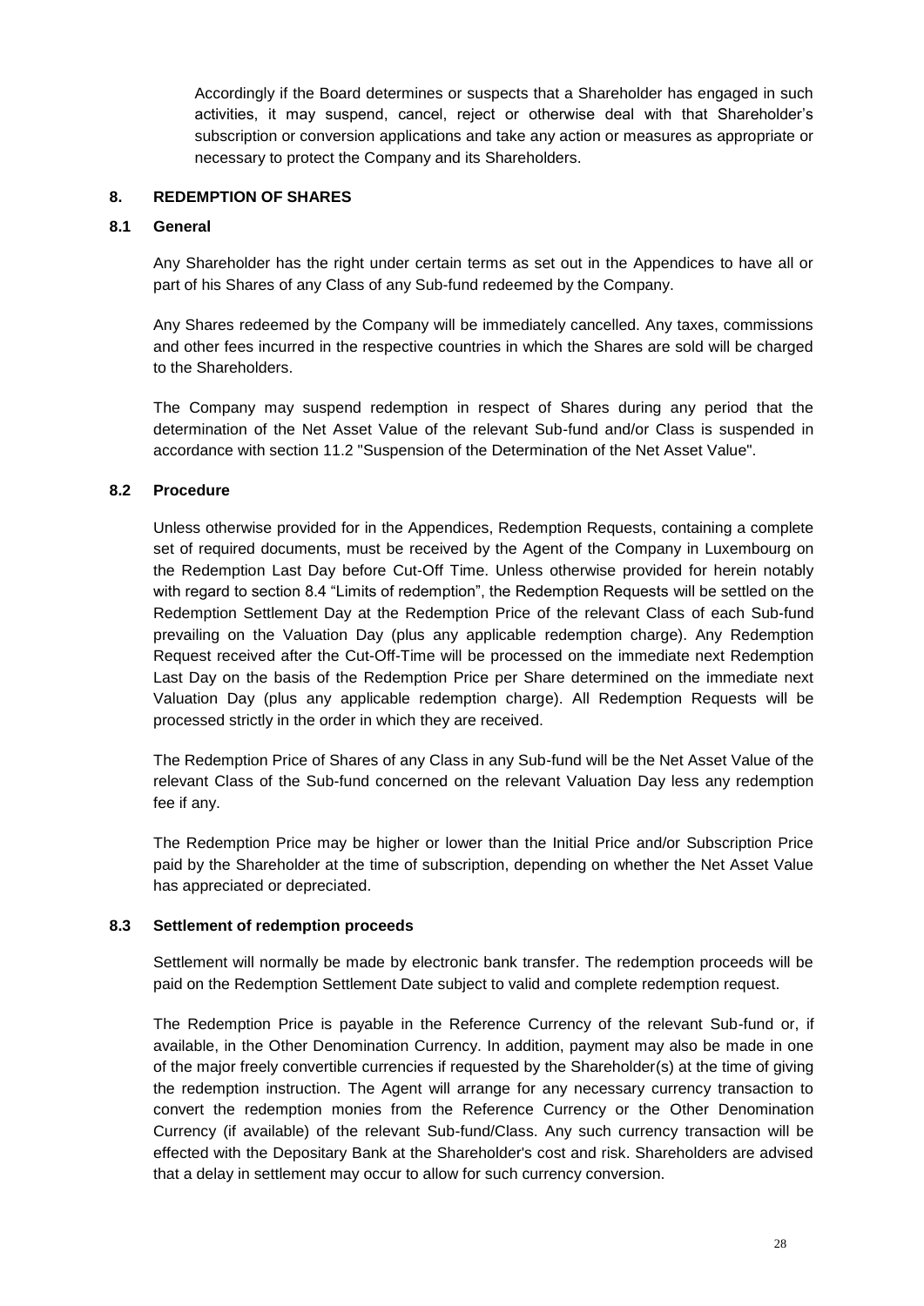Accordingly if the Board determines or suspects that a Shareholder has engaged in such activities, it may suspend, cancel, reject or otherwise deal with that Shareholder's subscription or conversion applications and take any action or measures as appropriate or necessary to protect the Company and its Shareholders.

## 8. REDEMPTION OF SHARES

### 8.1 General

Any Shareholder has the right under certain terms as set out in the Appendices to have all or part of his Shares of any Class of any Sub-fund redeemed by the Company.

Any Shares redeemed by the Company will be immediately cancelled. Any taxes, commissions and other fees incurred in the respective countries in which the Shares are sold will be charged to the Shareholders.

The Company may suspend redemption in respect of Shares during any period that the determination of the Net Asset Value of the relevant Sub-fund and/or Class is suspended in accordance with section 11.2 "Suspension of the Determination of the Net Asset Value".

### 8.2 Procedure

Unless otherwise provided for in the Appendices, Redemption Requests, containing a complete set of required documents, must be received by the Agent of the Company in Luxembourg on the Redemption Last Day before Cut-Off Time. Unless otherwise provided for herein notably with regard to section 8.4 "Limits of redemption", the Redemption Requests will be settled on the Redemption Settlement Day at the Redemption Price of the relevant Class of each Sub-fund prevailing on the Valuation Day (plus any applicable redemption charge). Any Redemption Request received after the Cut-Off-Time will be processed on the immediate next Redemption Last Day on the basis of the Redemption Price per Share determined on the immediate next Valuation Day (plus any applicable redemption charge). All Redemption Requests will be processed strictly in the order in which they are received.

The Redemption Price of Shares of any Class in any Sub-fund will be the Net Asset Value of the relevant Class of the Sub-fund concerned on the relevant Valuation Day less any redemption fee if any.

The Redemption Price may be higher or lower than the Initial Price and/or Subscription Price paid by the Shareholder at the time of subscription, depending on whether the Net Asset Value has appreciated or depreciated.

### 8.3 Settlement of redemption proceeds

Settlement will normally be made by electronic bank transfer. The redemption proceeds will be paid on the Redemption Settlement Date subject to valid and complete redemption request.

The Redemption Price is payable in the Reference Currency of the relevant Sub-fund or, if available, in the Other Denomination Currency. In addition, payment may also be made in one of the major freely convertible currencies if requested by the Shareholder(s) at the time of giving the redemption instruction. The Agent will arrange for any necessary currency transaction to convert the redemption monies from the Reference Currency or the Other Denomination Currency (if available) of the relevant Sub-fund/Class. Any such currency transaction will be effected with the Depositary Bank at the Shareholder's cost and risk. Shareholders are advised that a delay in settlement may occur to allow for such currency conversion.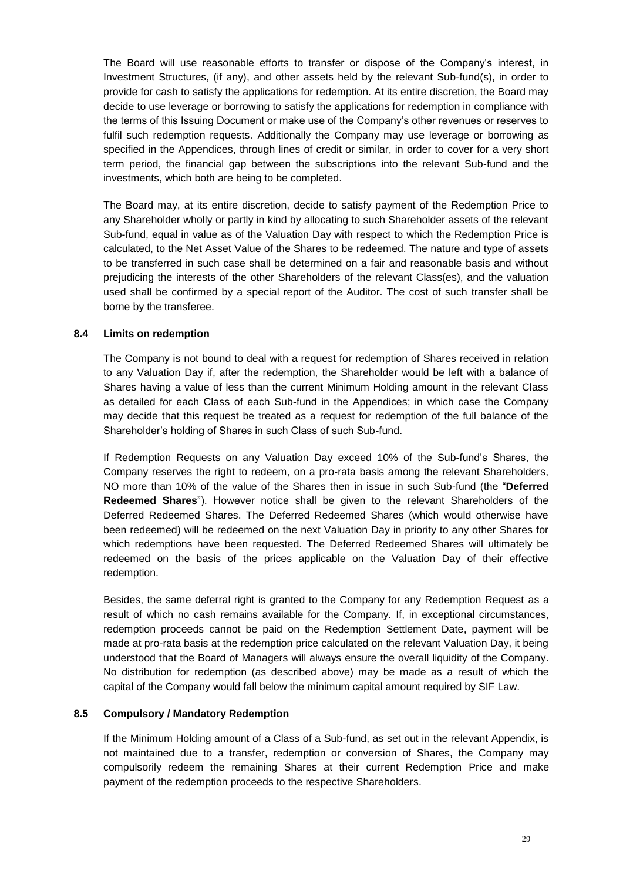The Board will use reasonable efforts to transfer or dispose of the Company's interest, in Investment Structures, (if any), and other assets held by the relevant Sub-fund(s), in order to provide for cash to satisfy the applications for redemption. At its entire discretion, the Board may decide to use leverage or borrowing to satisfy the applications for redemption in compliance with the terms of this Issuing Document or make use of the Company's other revenues or reserves to fulfil such redemption requests. Additionally the Company may use leverage or borrowing as specified in the Appendices, through lines of credit or similar, in order to cover for a very short term period, the financial gap between the subscriptions into the relevant Sub-fund and the investments, which both are being to be completed.

The Board may, at its entire discretion, decide to satisfy payment of the Redemption Price to any Shareholder wholly or partly in kind by allocating to such Shareholder assets of the relevant Sub-fund, equal in value as of the Valuation Day with respect to which the Redemption Price is calculated, to the Net Asset Value of the Shares to be redeemed. The nature and type of assets to be transferred in such case shall be determined on a fair and reasonable basis and without prejudicing the interests of the other Shareholders of the relevant Class(es), and the valuation used shall be confirmed by a special report of the Auditor. The cost of such transfer shall be borne by the transferee.

### 8.4 Limits on redemption

The Company is not bound to deal with a request for redemption of Shares received in relation to any Valuation Day if, after the redemption, the Shareholder would be left with a balance of Shares having a value of less than the current Minimum Holding amount in the relevant Class as detailed for each Class of each Sub-fund in the Appendices; in which case the Company may decide that this request be treated as a request for redemption of the full balance of the Shareholder's holding of Shares in such Class of such Sub-fund.

If Redemption Requests on any Valuation Day exceed 10% of the Sub-fund's Shares, the Company reserves the right to redeem, on a pro-rata basis among the relevant Shareholders, NO more than 10% of the value of the Shares then in issue in such Sub-fund (the "**Deferred Redeemed Shares**"). However notice shall be given to the relevant Shareholders of the Deferred Redeemed Shares. The Deferred Redeemed Shares (which would otherwise have been redeemed) will be redeemed on the next Valuation Day in priority to any other Shares for which redemptions have been requested. The Deferred Redeemed Shares will ultimately be redeemed on the basis of the prices applicable on the Valuation Day of their effective redemption.

Besides, the same deferral right is granted to the Company for any Redemption Request as a result of which no cash remains available for the Company. If, in exceptional circumstances, redemption proceeds cannot be paid on the Redemption Settlement Date, payment will be made at pro-rata basis at the redemption price calculated on the relevant Valuation Day, it being understood that the Board of Managers will always ensure the overall liquidity of the Company. No distribution for redemption (as described above) may be made as a result of which the capital of the Company would fall below the minimum capital amount required by SIF Law.

### 8.5 Compulsory / Mandatory Redemption

If the Minimum Holding amount of a Class of a Sub-fund, as set out in the relevant Appendix, is not maintained due to a transfer, redemption or conversion of Shares, the Company may compulsorily redeem the remaining Shares at their current Redemption Price and make payment of the redemption proceeds to the respective Shareholders.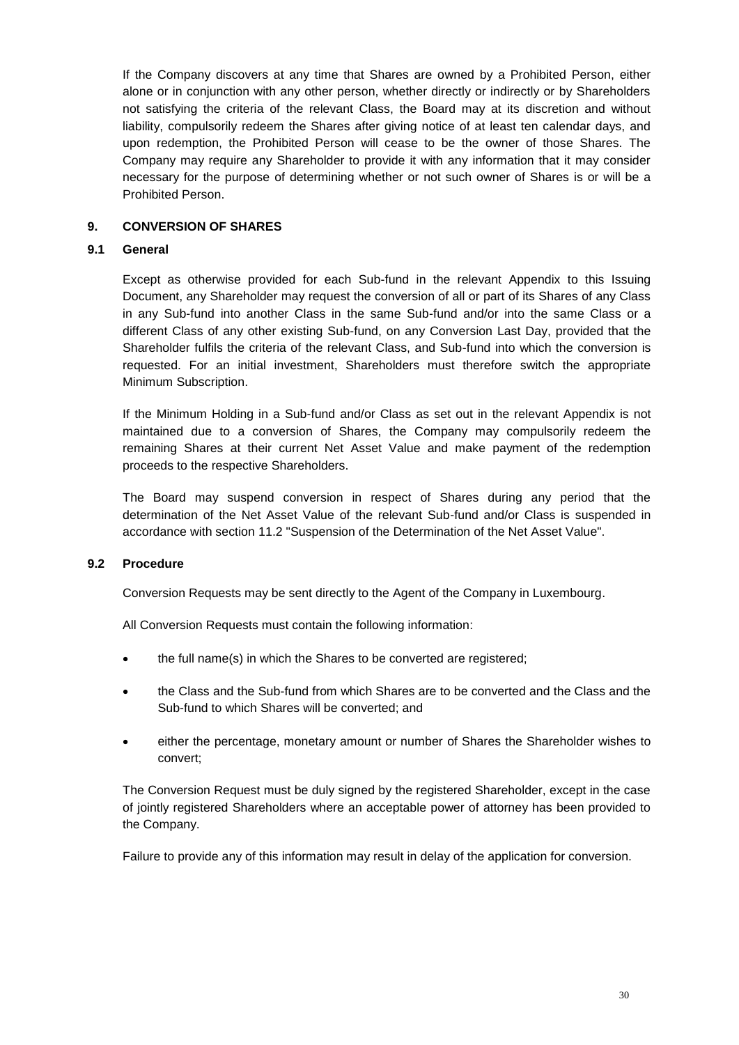If the Company discovers at any time that Shares are owned by a Prohibited Person, either alone or in conjunction with any other person, whether directly or indirectly or by Shareholders not satisfying the criteria of the relevant Class, the Board may at its discretion and without liability, compulsorily redeem the Shares after giving notice of at least ten calendar days, and upon redemption, the Prohibited Person will cease to be the owner of those Shares. The Company may require any Shareholder to provide it with any information that it may consider necessary for the purpose of determining whether or not such owner of Shares is or will be a Prohibited Person.

## 9. CONVERSION OF SHARES

### 9.1 General

Except as otherwise provided for each Sub-fund in the relevant Appendix to this Issuing Document, any Shareholder may request the conversion of all or part of its Shares of any Class in any Sub-fund into another Class in the same Sub-fund and/or into the same Class or a different Class of any other existing Sub-fund, on any Conversion Last Day, provided that the Shareholder fulfils the criteria of the relevant Class, and Sub-fund into which the conversion is requested. For an initial investment, Shareholders must therefore switch the appropriate Minimum Subscription.

If the Minimum Holding in a Sub-fund and/or Class as set out in the relevant Appendix is not maintained due to a conversion of Shares, the Company may compulsorily redeem the remaining Shares at their current Net Asset Value and make payment of the redemption proceeds to the respective Shareholders.

The Board may suspend conversion in respect of Shares during any period that the determination of the Net Asset Value of the relevant Sub-fund and/or Class is suspended in accordance with section 11.2 "Suspension of the Determination of the Net Asset Value".

### 9.2 Procedure

Conversion Requests may be sent directly to the Agent of the Company in Luxembourg.

All Conversion Requests must contain the following information:

- the full name(s) in which the Shares to be converted are registered;
- the Class and the Sub-fund from which Shares are to be converted and the Class and the Sub-fund to which Shares will be converted; and
- either the percentage, monetary amount or number of Shares the Shareholder wishes to convert;

The Conversion Request must be duly signed by the registered Shareholder, except in the case of jointly registered Shareholders where an acceptable power of attorney has been provided to the Company.

Failure to provide any of this information may result in delay of the application for conversion.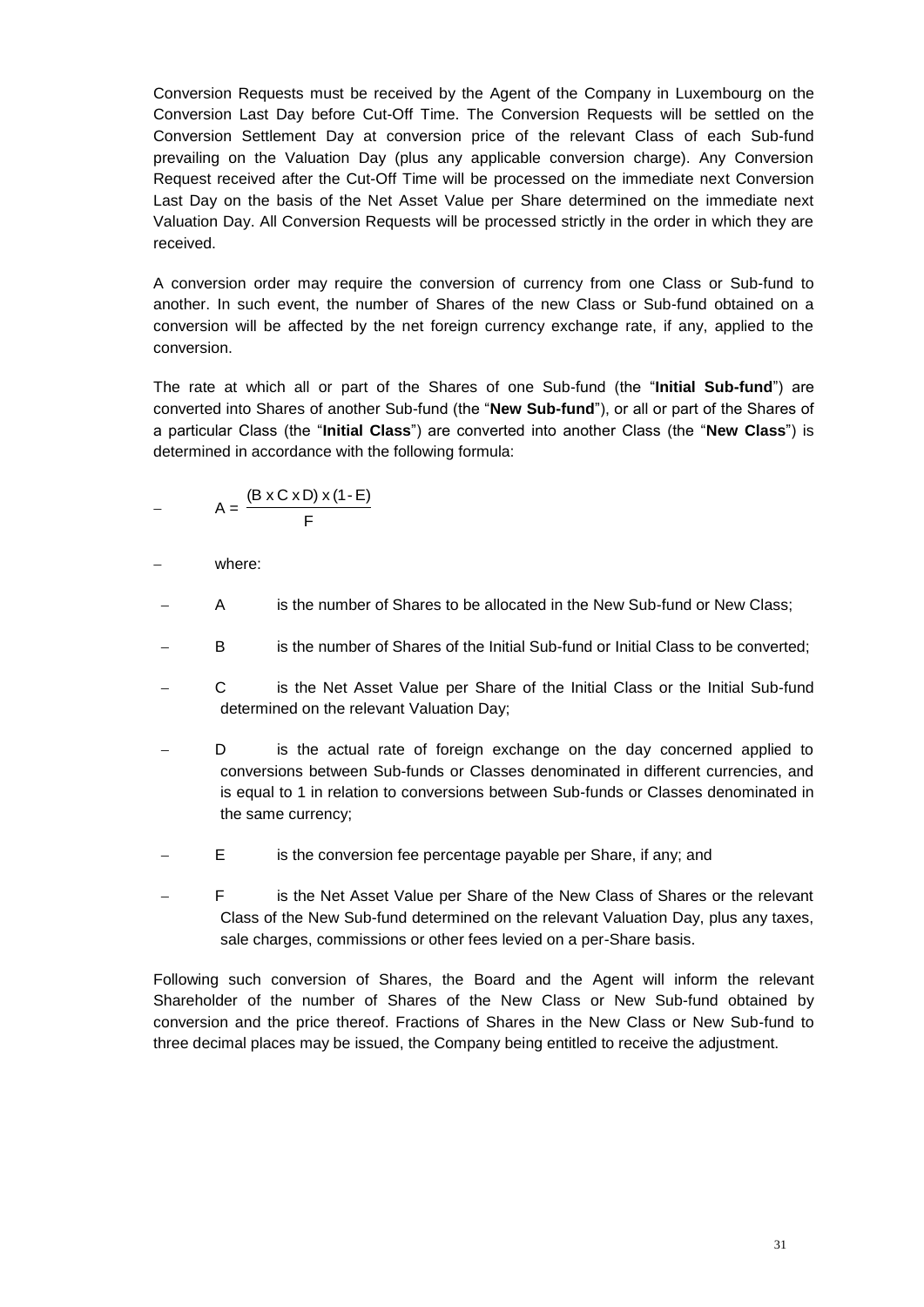Conversion Requests must be received by the Agent of the Company in Luxembourg on the Conversion Last Day before Cut-Off Time. The Conversion Requests will be settled on the Conversion Settlement Day at conversion price of the relevant Class of each Sub-fund prevailing on the Valuation Day (plus any applicable conversion charge). Any Conversion Request received after the Cut-Off Time will be processed on the immediate next Conversion Last Day on the basis of the Net Asset Value per Share determined on the immediate next Valuation Day. All Conversion Requests will be processed strictly in the order in which they are received.

A conversion order may require the conversion of currency from one Class or Sub-fund to another. In such event, the number of Shares of the new Class or Sub-fund obtained on a conversion will be affected by the net foreign currency exchange rate, if any, applied to the conversion.

The rate at which all or part of the Shares of one Sub-fund (the "**Initial Sub-fund**") are converted into Shares of another Sub-fund (the "**New Sub-fund**"), or all or part of the Shares of a particular Class (the "**Initial Class**") are converted into another Class (the "**New Class**") is determined in accordance with the following formula:

$$A = \frac{(B \times C \times D) \times (1 - E)}{F}$$

where:

- A is the number of Shares to be allocated in the New Sub-fund or New Class;
- B is the number of Shares of the Initial Sub-fund or Initial Class to be converted;
- C is the Net Asset Value per Share of the Initial Class or the Initial Sub-fund determined on the relevant Valuation Day;
- D is the actual rate of foreign exchange on the day concerned applied to conversions between Sub-funds or Classes denominated in different currencies, and is equal to 1 in relation to conversions between Sub-funds or Classes denominated in the same currency;
- E is the conversion fee percentage payable per Share, if any; and
- F is the Net Asset Value per Share of the New Class of Shares or the relevant Class of the New Sub-fund determined on the relevant Valuation Day, plus any taxes, sale charges, commissions or other fees levied on a per-Share basis.

Following such conversion of Shares, the Board and the Agent will inform the relevant Shareholder of the number of Shares of the New Class or New Sub-fund obtained by conversion and the price thereof. Fractions of Shares in the New Class or New Sub-fund to three decimal places may be issued, the Company being entitled to receive the adjustment.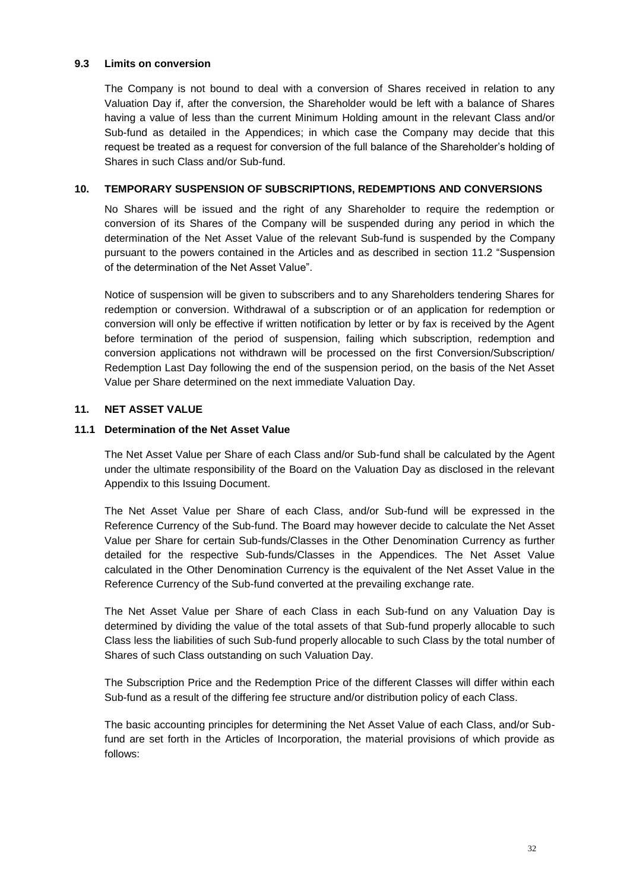### 9.3 Limits on conversion

The Company is not bound to deal with a conversion of Shares received in relation to any Valuation Day if, after the conversion, the Shareholder would be left with a balance of Shares having a value of less than the current Minimum Holding amount in the relevant Class and/or Sub-fund as detailed in the Appendices; in which case the Company may decide that this request be treated as a request for conversion of the full balance of the Shareholder's holding of Shares in such Class and/or Sub-fund.

## 10. TEMPORARY SUSPENSION OF SUBSCRIPTIONS, REDEMPTIONS AND CONVERSIONS

No Shares will be issued and the right of any Shareholder to require the redemption or conversion of its Shares of the Company will be suspended during any period in which the determination of the Net Asset Value of the relevant Sub-fund is suspended by the Company pursuant to the powers contained in the Articles and as described in section 11.2 "Suspension of the determination of the Net Asset Value".

Notice of suspension will be given to subscribers and to any Shareholders tendering Shares for redemption or conversion. Withdrawal of a subscription or of an application for redemption or conversion will only be effective if written notification by letter or by fax is received by the Agent before termination of the period of suspension, failing which subscription, redemption and conversion applications not withdrawn will be processed on the first Conversion/Subscription/ Redemption Last Day following the end of the suspension period, on the basis of the Net Asset Value per Share determined on the next immediate Valuation Day.

## 11. NET ASSET VALUE

### 11.1 Determination of the Net Asset Value

The Net Asset Value per Share of each Class and/or Sub-fund shall be calculated by the Agent under the ultimate responsibility of the Board on the Valuation Day as disclosed in the relevant Appendix to this Issuing Document.

The Net Asset Value per Share of each Class, and/or Sub-fund will be expressed in the Reference Currency of the Sub-fund. The Board may however decide to calculate the Net Asset Value per Share for certain Sub-funds/Classes in the Other Denomination Currency as further detailed for the respective Sub-funds/Classes in the Appendices. The Net Asset Value calculated in the Other Denomination Currency is the equivalent of the Net Asset Value in the Reference Currency of the Sub-fund converted at the prevailing exchange rate.

The Net Asset Value per Share of each Class in each Sub-fund on any Valuation Day is determined by dividing the value of the total assets of that Sub-fund properly allocable to such Class less the liabilities of such Sub-fund properly allocable to such Class by the total number of Shares of such Class outstanding on such Valuation Day.

The Subscription Price and the Redemption Price of the different Classes will differ within each Sub-fund as a result of the differing fee structure and/or distribution policy of each Class.

The basic accounting principles for determining the Net Asset Value of each Class, and/or Sub-fund are set forth in the Articles of Incorporation, the material provisions of which provide as follows: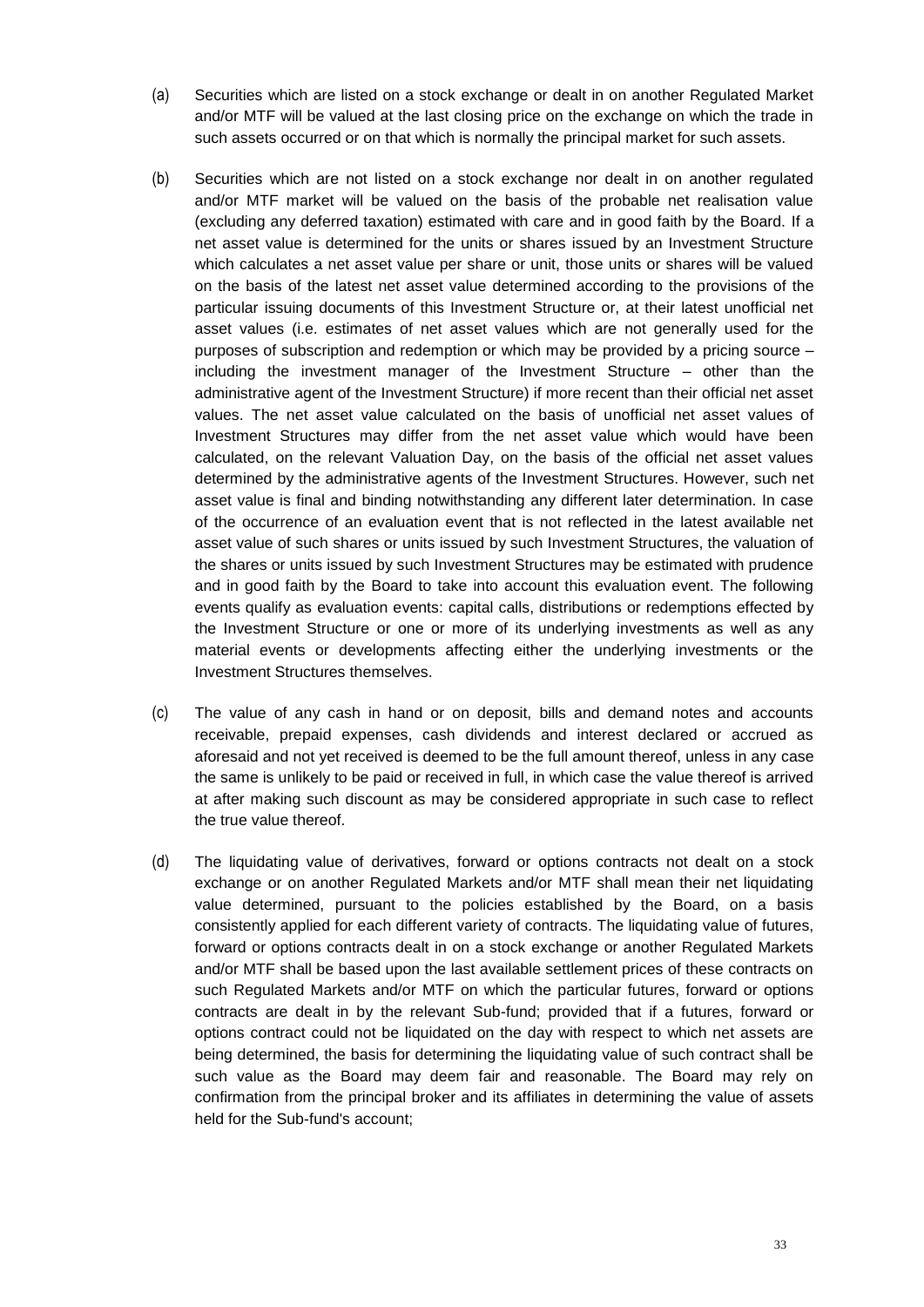(a) Securities which are listed on a stock exchange or dealt in on another Regulated Market and/or MTF will be valued at the last closing price on the exchange on which the trade in such assets occurred or on that which is normally the principal market for such assets.

(b) Securities which are not listed on a stock exchange nor dealt in on another regulated and/or MTF market will be valued on the basis of the probable net realisation value (excluding any deferred taxation) estimated with care and in good faith by the Board. If a net asset value is determined for the units or shares issued by an Investment Structure which calculates a net asset value per share or unit, those units or shares will be valued on the basis of the latest net asset value determined according to the provisions of the particular issuing documents of this Investment Structure or, at their latest unofficial net asset values (i.e. estimates of net asset values which are not generally used for the purposes of subscription and redemption or which may be provided by a pricing source – including the investment manager of the Investment Structure – other than the administrative agent of the Investment Structure) if more recent than their official net asset values. The net asset value calculated on the basis of unofficial net asset values of Investment Structures may differ from the net asset value which would have been calculated, on the relevant Valuation Day, on the basis of the official net asset values determined by the administrative agents of the Investment Structures. However, such net asset value is final and binding notwithstanding any different later determination. In case of the occurrence of an evaluation event that is not reflected in the latest available net asset value of such shares or units issued by such Investment Structures, the valuation of the shares or units issued by such Investment Structures may be estimated with prudence and in good faith by the Board to take into account this evaluation event. The following events qualify as evaluation events: capital calls, distributions or redemptions effected by the Investment Structure or one or more of its underlying investments as well as any material events or developments affecting either the underlying investments or the Investment Structures themselves.

(c) The value of any cash in hand or on deposit, bills and demand notes and accounts receivable, prepaid expenses, cash dividends and interest declared or accrued as aforesaid and not yet received is deemed to be the full amount thereof, unless in any case the same is unlikely to be paid or received in full, in which case the value thereof is arrived at after making such discount as may be considered appropriate in such case to reflect the true value thereof.

(d) The liquidating value of derivatives, forward or options contracts not dealt on a stock exchange or on another Regulated Markets and/or MTF shall mean their net liquidating value determined, pursuant to the policies established by the Board, on a basis consistently applied for each different variety of contracts. The liquidating value of futures, forward or options contracts dealt in on a stock exchange or another Regulated Markets and/or MTF shall be based upon the last available settlement prices of these contracts on such Regulated Markets and/or MTF on which the particular futures, forward or options contracts are dealt in by the relevant Sub-fund; provided that if a futures, forward or options contract could not be liquidated on the day with respect to which net assets are being determined, the basis for determining the liquidating value of such contract shall be such value as the Board may deem fair and reasonable. The Board may rely on confirmation from the principal broker and its affiliates in determining the value of assets held for the Sub-fund's account;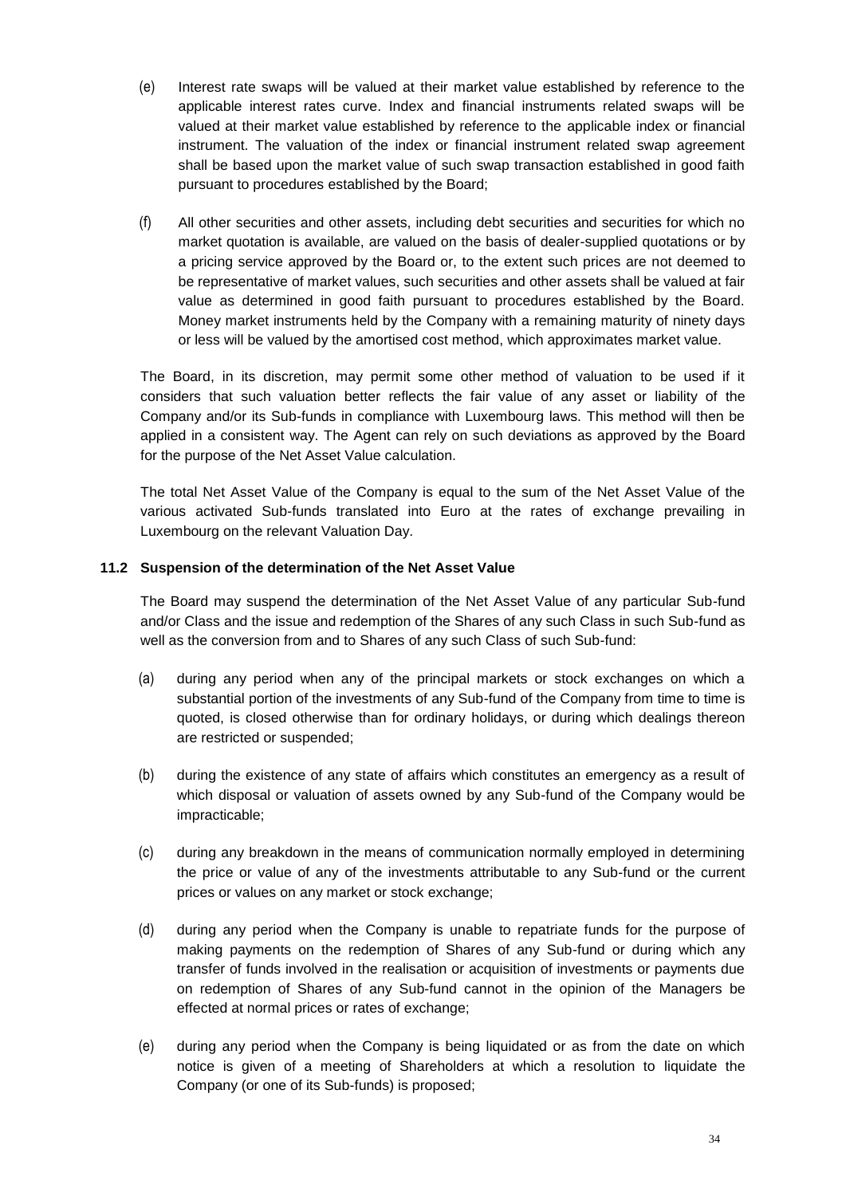(e) Interest rate swaps will be valued at their market value established by reference to the applicable interest rates curve. Index and financial instruments related swaps will be valued at their market value established by reference to the applicable index or financial instrument. The valuation of the index or financial instrument related swap agreement shall be based upon the market value of such swap transaction established in good faith pursuant to procedures established by the Board;

(f) All other securities and other assets, including debt securities and securities for which no market quotation is available, are valued on the basis of dealer-supplied quotations or by a pricing service approved by the Board or, to the extent such prices are not deemed to be representative of market values, such securities and other assets shall be valued at fair value as determined in good faith pursuant to procedures established by the Board. Money market instruments held by the Company with a remaining maturity of ninety days or less will be valued by the amortised cost method, which approximates market value.

The Board, in its discretion, may permit some other method of valuation to be used if it considers that such valuation better reflects the fair value of any asset or liability of the Company and/or its Sub-funds in compliance with Luxembourg laws. This method will then be applied in a consistent way. The Agent can rely on such deviations as approved by the Board for the purpose of the Net Asset Value calculation.

The total Net Asset Value of the Company is equal to the sum of the Net Asset Value of the various activated Sub-funds translated into Euro at the rates of exchange prevailing in Luxembourg on the relevant Valuation Day.

### 11.2 Suspension of the determination of the Net Asset Value

The Board may suspend the determination of the Net Asset Value of any particular Sub-fund and/or Class and the issue and redemption of the Shares of any such Class in such Sub-fund as well as the conversion from and to Shares of any such Class of such Sub-fund:

(a) during any period when any of the principal markets or stock exchanges on which a substantial portion of the investments of any Sub-fund of the Company from time to time is quoted, is closed otherwise than for ordinary holidays, or during which dealings thereon are restricted or suspended;

(b) during the existence of any state of affairs which constitutes an emergency as a result of which disposal or valuation of assets owned by any Sub-fund of the Company would be impracticable;

(c) during any breakdown in the means of communication normally employed in determining the price or value of any of the investments attributable to any Sub-fund or the current prices or values on any market or stock exchange;

(d) during any period when the Company is unable to repatriate funds for the purpose of making payments on the redemption of Shares of any Sub-fund or during which any transfer of funds involved in the realisation or acquisition of investments or payments due on redemption of Shares of any Sub-fund cannot in the opinion of the Managers be effected at normal prices or rates of exchange;

(e) during any period when the Company is being liquidated or as from the date on which notice is given of a meeting of Shareholders at which a resolution to liquidate the Company (or one of its Sub-funds) is proposed;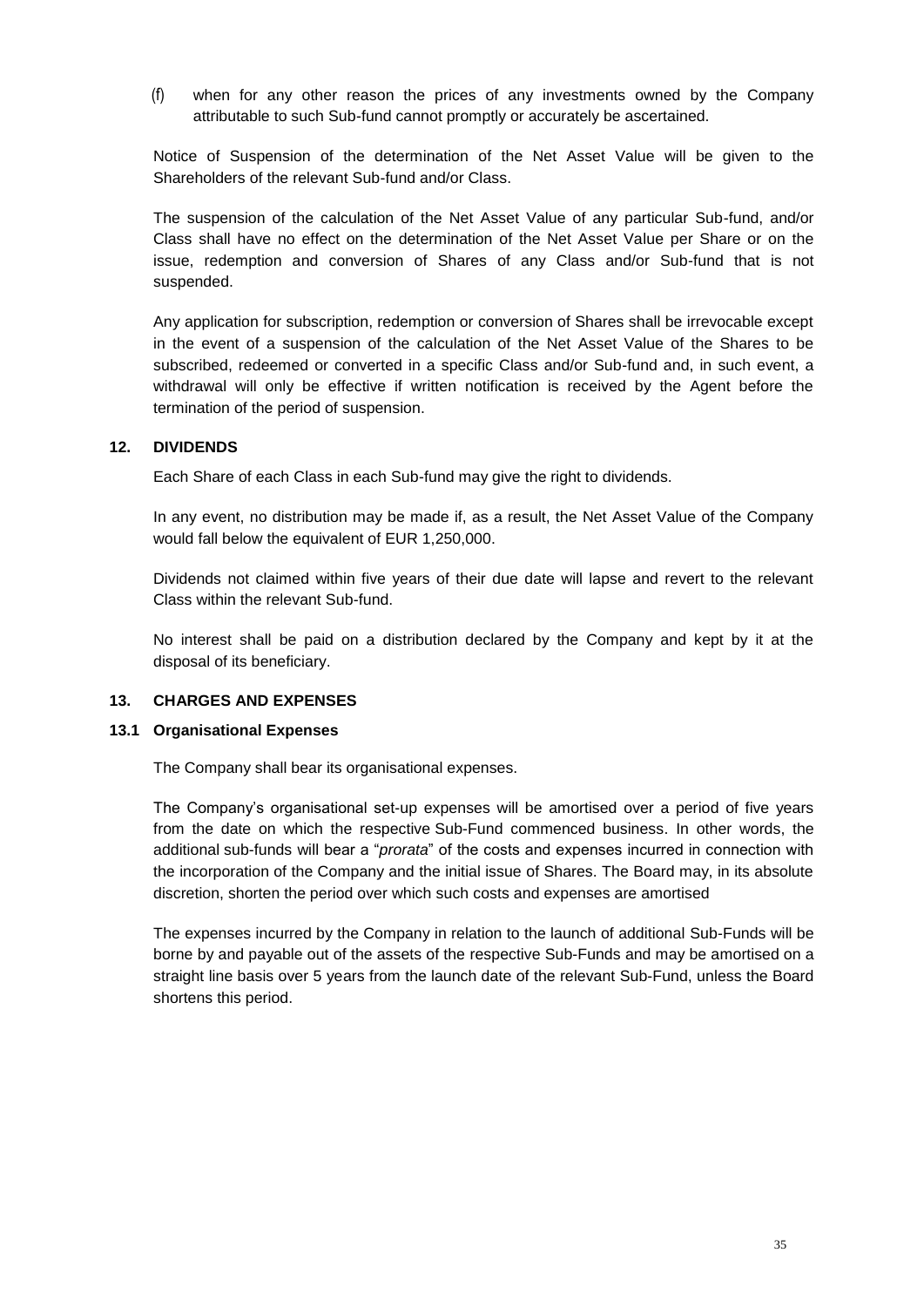(f) when for any other reason the prices of any investments owned by the Company attributable to such Sub-fund cannot promptly or accurately be ascertained.

Notice of Suspension of the determination of the Net Asset Value will be given to the Shareholders of the relevant Sub-fund and/or Class.

The suspension of the calculation of the Net Asset Value of any particular Sub-fund, and/or Class shall have no effect on the determination of the Net Asset Value per Share or on the issue, redemption and conversion of Shares of any Class and/or Sub-fund that is not suspended.

Any application for subscription, redemption or conversion of Shares shall be irrevocable except in the event of a suspension of the calculation of the Net Asset Value of the Shares to be subscribed, redeemed or converted in a specific Class and/or Sub-fund and, in such event, a withdrawal will only be effective if written notification is received by the Agent before the termination of the period of suspension.

## 12. DIVIDENDS

Each Share of each Class in each Sub-fund may give the right to dividends.

In any event, no distribution may be made if, as a result, the Net Asset Value of the Company would fall below the equivalent of EUR 1,250,000.

Dividends not claimed within five years of their due date will lapse and revert to the relevant Class within the relevant Sub-fund.

No interest shall be paid on a distribution declared by the Company and kept by it at the disposal of its beneficiary.

## 13. CHARGES AND EXPENSES

### 13.1 Organisational Expenses

The Company shall bear its organisational expenses.

The Company's organisational set-up expenses will be amortised over a period of five years from the date on which the respective Sub-Fund commenced business. In other words, the additional sub-funds will bear a "*prorata*" of the costs and expenses incurred in connection with the incorporation of the Company and the initial issue of Shares. The Board may, in its absolute discretion, shorten the period over which such costs and expenses are amortised

The expenses incurred by the Company in relation to the launch of additional Sub-Funds will be borne by and payable out of the assets of the respective Sub-Funds and may be amortised on a straight line basis over 5 years from the launch date of the relevant Sub-Fund, unless the Board shortens this period.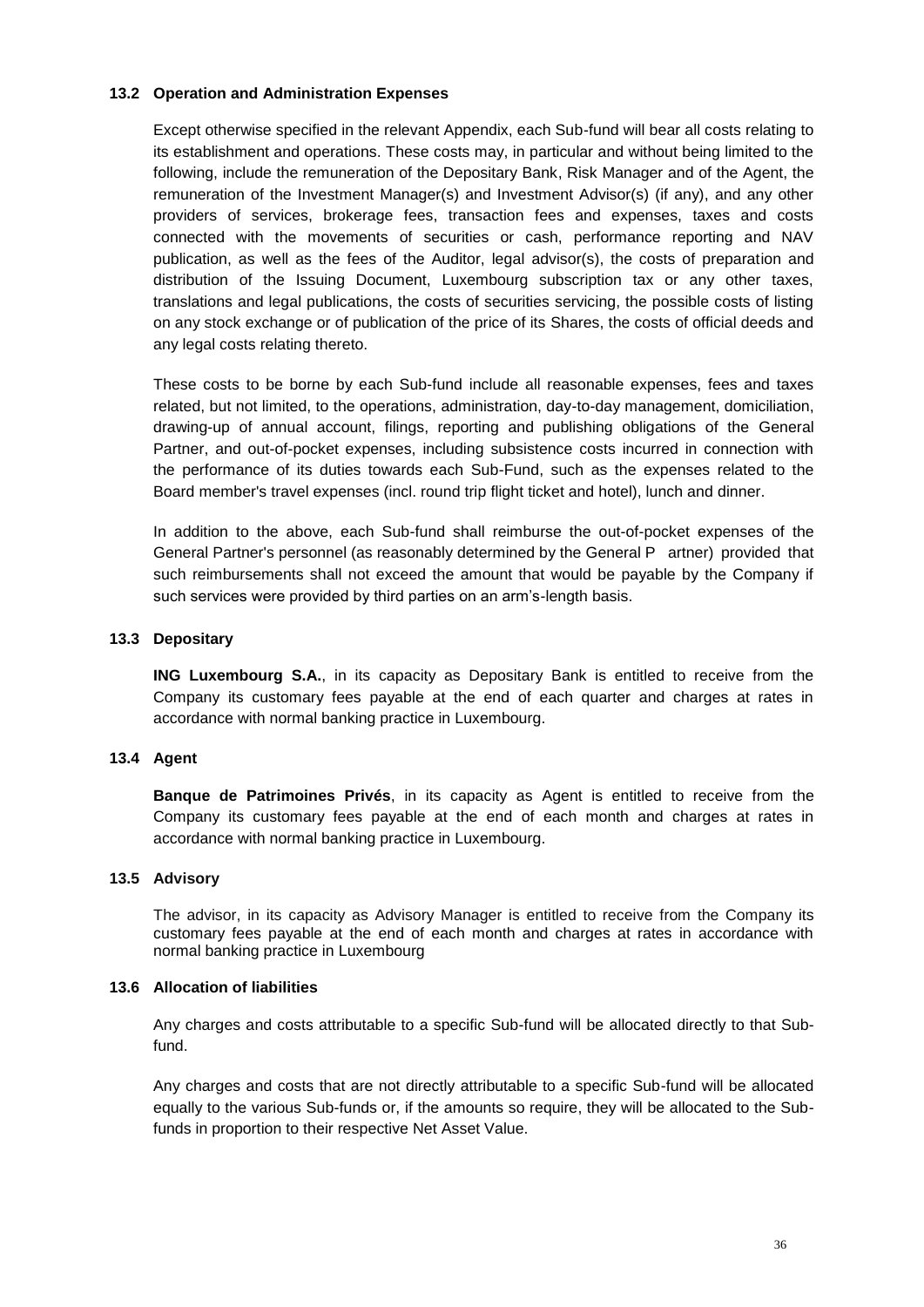### 13.2 Operation and Administration Expenses

Except otherwise specified in the relevant Appendix, each Sub-fund will bear all costs relating to its establishment and operations. These costs may, in particular and without being limited to the following, include the remuneration of the Depositary Bank, Risk Manager and of the Agent, the remuneration of the Investment Manager(s) and Investment Advisor(s) (if any), and any other providers of services, brokerage fees, transaction fees and expenses, taxes and costs connected with the movements of securities or cash, performance reporting and NAV publication, as well as the fees of the Auditor, legal advisor(s), the costs of preparation and distribution of the Issuing Document, Luxembourg subscription tax or any other taxes, translations and legal publications, the costs of securities servicing, the possible costs of listing on any stock exchange or of publication of the price of its Shares, the costs of official deeds and any legal costs relating thereto.

These costs to be borne by each Sub-fund include all reasonable expenses, fees and taxes related, but not limited, to the operations, administration, day-to-day management, domiciliation, drawing-up of annual account, filings, reporting and publishing obligations of the General Partner, and out-of-pocket expenses, including subsistence costs incurred in connection with the performance of its duties towards each Sub-Fund, such as the expenses related to the Board member's travel expenses (incl. round trip flight ticket and hotel), lunch and dinner.

In addition to the above, each Sub-fund shall reimburse the out-of-pocket expenses of the General Partner's personnel (as reasonably determined by the General Partner) provided that such reimbursements shall not exceed the amount that would be payable by the Company if such services were provided by third parties on an arm's-length basis.

### 13.3 Depositary

**ING Luxembourg S.A.**, in its capacity as Depositary Bank is entitled to receive from the Company its customary fees payable at the end of each quarter and charges at rates in accordance with normal banking practice in Luxembourg.

### 13.4 Agent

**Banque de Patrimoines Privés**, in its capacity as Agent is entitled to receive from the Company its customary fees payable at the end of each month and charges at rates in accordance with normal banking practice in Luxembourg.

### 13.5 Advisory

The advisor, in its capacity as Advisory Manager is entitled to receive from the Company its customary fees payable at the end of each month and charges at rates in accordance with normal banking practice in Luxembourg

### 13.6 Allocation of liabilities

Any charges and costs attributable to a specific Sub-fund will be allocated directly to that Sub-fund.

Any charges and costs that are not directly attributable to a specific Sub-fund will be allocated equally to the various Sub-funds or, if the amounts so require, they will be allocated to the Sub-funds in proportion to their respective Net Asset Value.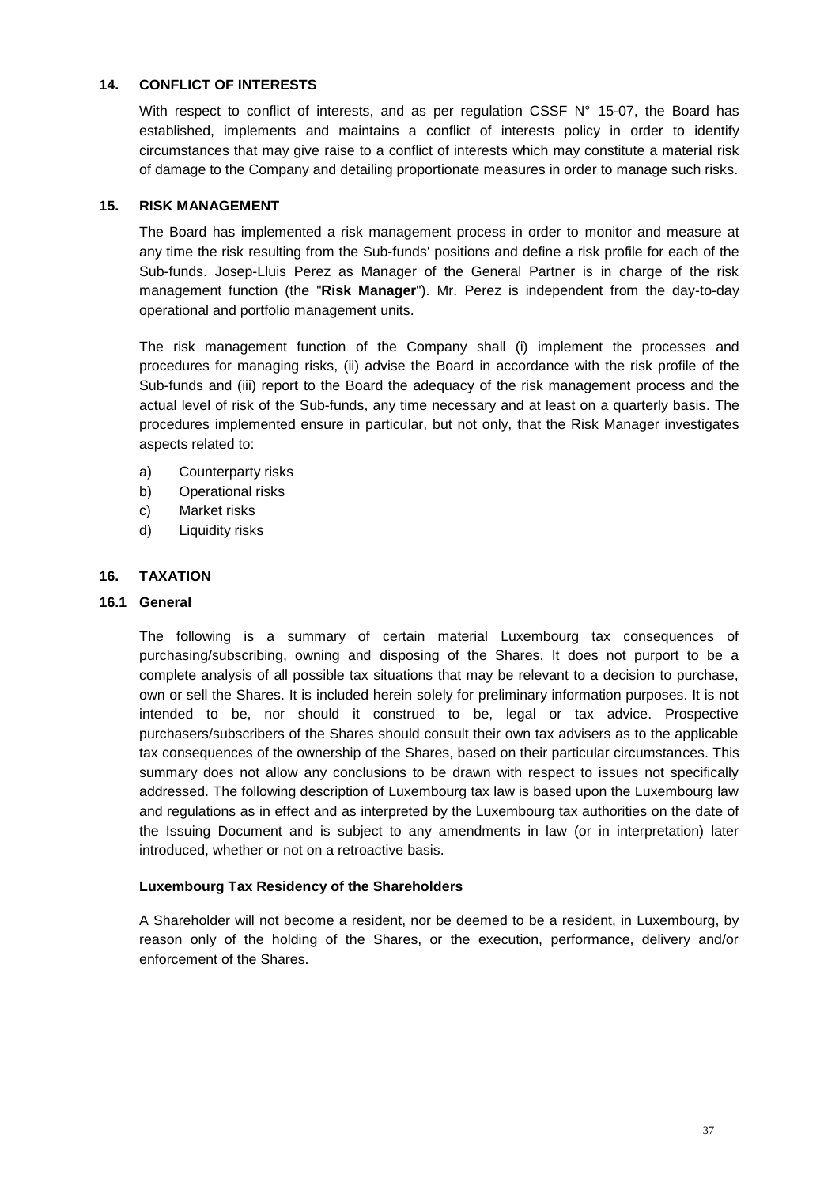## 14. CONFLICT OF INTERESTS

With respect to conflict of interests, and as per regulation CSSF N° 15-07, the Board has established, implements and maintains a conflict of interests policy in order to identify circumstances that may give raise to a conflict of interests which may constitute a material risk of damage to the Company and detailing proportionate measures in order to manage such risks.

## 15. RISK MANAGEMENT

The Board has implemented a risk management process in order to monitor and measure at any time the risk resulting from the Sub-funds' positions and define a risk profile for each of the Sub-funds. Josep-Lluis Perez as Manager of the General Partner is in charge of the risk management function (the "**Risk Manager**"). Mr. Perez is independent from the day-to-day operational and portfolio management units.

The risk management function of the Company shall (i) implement the processes and procedures for managing risks, (ii) advise the Board in accordance with the risk profile of the Sub-funds and (iii) report to the Board the adequacy of the risk management process and the actual level of risk of the Sub-funds, any time necessary and at least on a quarterly basis. The procedures implemented ensure in particular, but not only, that the Risk Manager investigates aspects related to:

a) Counterparty risks
b) Operational risks
c) Market risks
d) Liquidity risks

## 16. TAXATION

### 16.1 General

The following is a summary of certain material Luxembourg tax consequences of purchasing/subscribing, owning and disposing of the Shares. It does not purport to be a complete analysis of all possible tax situations that may be relevant to a decision to purchase, own or sell the Shares. It is included herein solely for preliminary information purposes. It is not intended to be, nor should it construed to be, legal or tax advice. Prospective purchasers/subscribers of the Shares should consult their own tax advisers as to the applicable tax consequences of the ownership of the Shares, based on their particular circumstances. This summary does not allow any conclusions to be drawn with respect to issues not specifically addressed. The following description of Luxembourg tax law is based upon the Luxembourg law and regulations as in effect and as interpreted by the Luxembourg tax authorities on the date of the Issuing Document and is subject to any amendments in law (or in interpretation) later introduced, whether or not on a retroactive basis.

**Luxembourg Tax Residency of the Shareholders**

A Shareholder will not become a resident, nor be deemed to be a resident, in Luxembourg, by reason only of the holding of the Shares, or the execution, performance, delivery and/or enforcement of the Shares.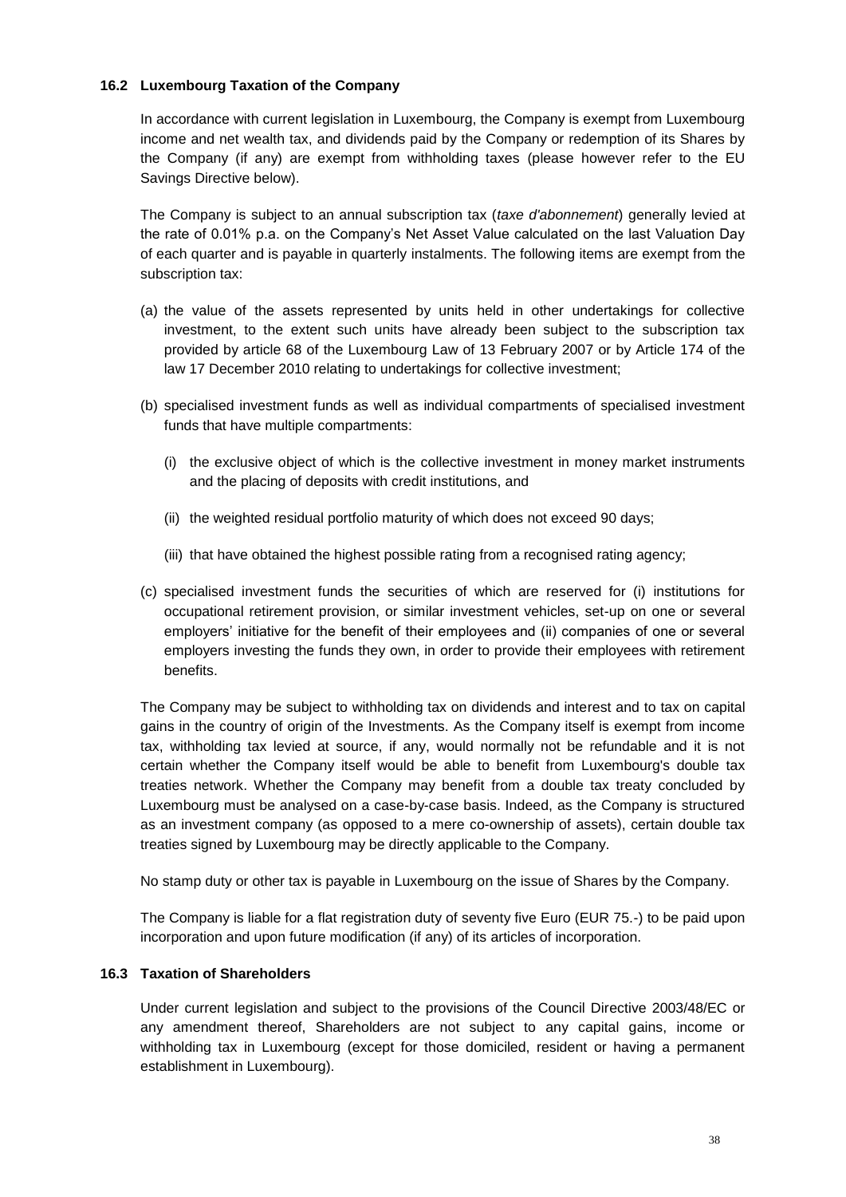### 16.2 Luxembourg Taxation of the Company

In accordance with current legislation in Luxembourg, the Company is exempt from Luxembourg income and net wealth tax, and dividends paid by the Company or redemption of its Shares by the Company (if any) are exempt from withholding taxes (please however refer to the EU Savings Directive below).

The Company is subject to an annual subscription tax (*taxe d'abonnement*) generally levied at the rate of 0.01% p.a. on the Company's Net Asset Value calculated on the last Valuation Day of each quarter and is payable in quarterly instalments. The following items are exempt from the subscription tax:

(a) the value of the assets represented by units held in other undertakings for collective investment, to the extent such units have already been subject to the subscription tax provided by article 68 of the Luxembourg Law of 13 February 2007 or by Article 174 of the law 17 December 2010 relating to undertakings for collective investment;

(b) specialised investment funds as well as individual compartments of specialised investment funds that have multiple compartments:

   (i) the exclusive object of which is the collective investment in money market instruments and the placing of deposits with credit institutions, and

   (ii) the weighted residual portfolio maturity of which does not exceed 90 days;

   (iii) that have obtained the highest possible rating from a recognised rating agency;

(c) specialised investment funds the securities of which are reserved for (i) institutions for occupational retirement provision, or similar investment vehicles, set-up on one or several employers' initiative for the benefit of their employees and (ii) companies of one or several employers investing the funds they own, in order to provide their employees with retirement benefits.

The Company may be subject to withholding tax on dividends and interest and to tax on capital gains in the country of origin of the Investments. As the Company itself is exempt from income tax, withholding tax levied at source, if any, would normally not be refundable and it is not certain whether the Company itself would be able to benefit from Luxembourg's double tax treaties network. Whether the Company may benefit from a double tax treaty concluded by Luxembourg must be analysed on a case-by-case basis. Indeed, as the Company is structured as an investment company (as opposed to a mere co-ownership of assets), certain double tax treaties signed by Luxembourg may be directly applicable to the Company.

No stamp duty or other tax is payable in Luxembourg on the issue of Shares by the Company.

The Company is liable for a flat registration duty of seventy five Euro (EUR 75.-) to be paid upon incorporation and upon future modification (if any) of its articles of incorporation.

### 16.3 Taxation of Shareholders

Under current legislation and subject to the provisions of the Council Directive 2003/48/EC or any amendment thereof, Shareholders are not subject to any capital gains, income or withholding tax in Luxembourg (except for those domiciled, resident or having a permanent establishment in Luxembourg).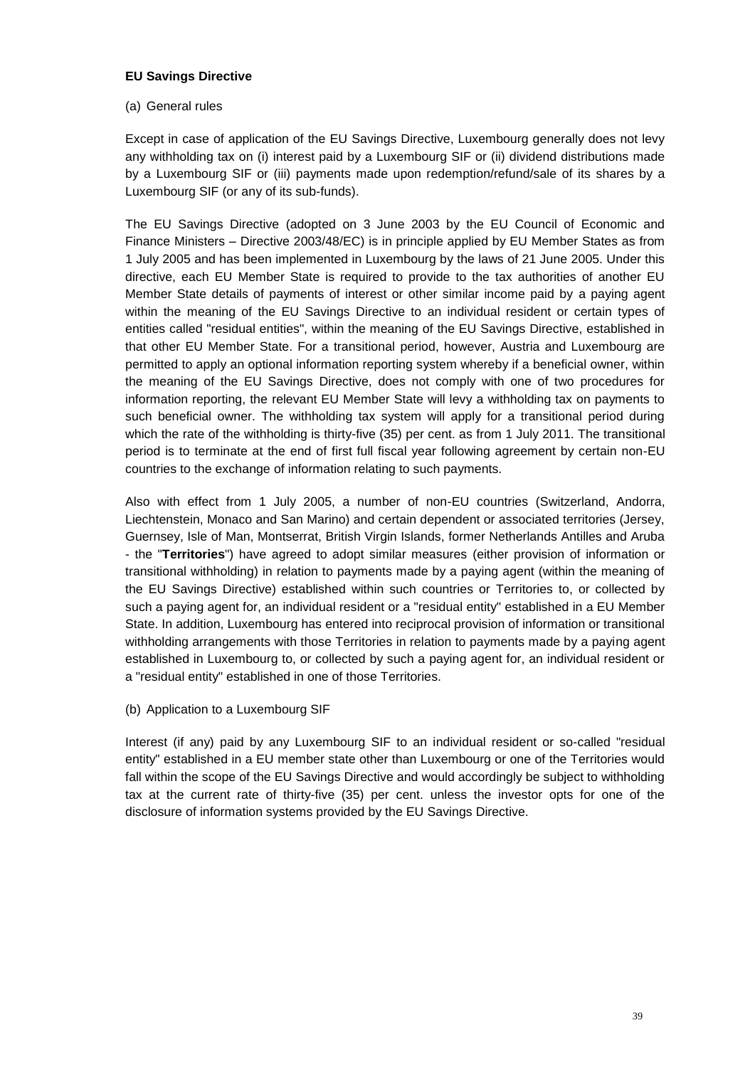**EU Savings Directive**

(a) General rules

Except in case of application of the EU Savings Directive, Luxembourg generally does not levy any withholding tax on (i) interest paid by a Luxembourg SIF or (ii) dividend distributions made by a Luxembourg SIF or (iii) payments made upon redemption/refund/sale of its shares by a Luxembourg SIF (or any of its sub-funds).

The EU Savings Directive (adopted on 3 June 2003 by the EU Council of Economic and Finance Ministers – Directive 2003/48/EC) is in principle applied by EU Member States as from 1 July 2005 and has been implemented in Luxembourg by the laws of 21 June 2005. Under this directive, each EU Member State is required to provide to the tax authorities of another EU Member State details of payments of interest or other similar income paid by a paying agent within the meaning of the EU Savings Directive to an individual resident or certain types of entities called "residual entities", within the meaning of the EU Savings Directive, established in that other EU Member State. For a transitional period, however, Austria and Luxembourg are permitted to apply an optional information reporting system whereby if a beneficial owner, within the meaning of the EU Savings Directive, does not comply with one of two procedures for information reporting, the relevant EU Member State will levy a withholding tax on payments to such beneficial owner. The withholding tax system will apply for a transitional period during which the rate of the withholding is thirty-five (35) per cent. as from 1 July 2011. The transitional period is to terminate at the end of first full fiscal year following agreement by certain non-EU countries to the exchange of information relating to such payments.

Also with effect from 1 July 2005, a number of non-EU countries (Switzerland, Andorra, Liechtenstein, Monaco and San Marino) and certain dependent or associated territories (Jersey, Guernsey, Isle of Man, Montserrat, British Virgin Islands, former Netherlands Antilles and Aruba - the "**Territories**") have agreed to adopt similar measures (either provision of information or transitional withholding) in relation to payments made by a paying agent (within the meaning of the EU Savings Directive) established within such countries or Territories to, or collected by such a paying agent for, an individual resident or a "residual entity" established in a EU Member State. In addition, Luxembourg has entered into reciprocal provision of information or transitional withholding arrangements with those Territories in relation to payments made by a paying agent established in Luxembourg to, or collected by such a paying agent for, an individual resident or a "residual entity" established in one of those Territories.

(b) Application to a Luxembourg SIF

Interest (if any) paid by any Luxembourg SIF to an individual resident or so-called "residual entity" established in a EU member state other than Luxembourg or one of the Territories would fall within the scope of the EU Savings Directive and would accordingly be subject to withholding tax at the current rate of thirty-five (35) per cent. unless the investor opts for one of the disclosure of information systems provided by the EU Savings Directive.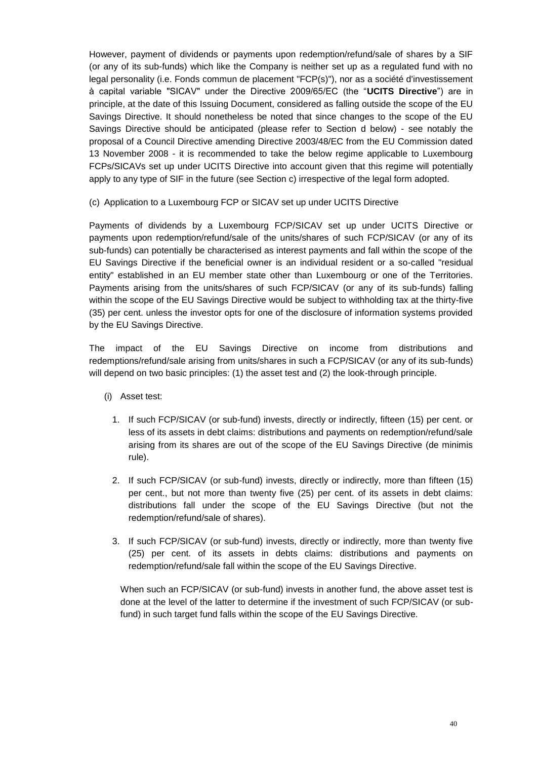However, payment of dividends or payments upon redemption/refund/sale of shares by a SIF (or any of its sub-funds) which like the Company is neither set up as a regulated fund with no legal personality (i.e. Fonds commun de placement "FCP(s)"), nor as a société d'investissement à capital variable "SICAV" under the Directive 2009/65/EC (the "**UCITS Directive**") are in principle, at the date of this Issuing Document, considered as falling outside the scope of the EU Savings Directive. It should nonetheless be noted that since changes to the scope of the EU Savings Directive should be anticipated (please refer to Section d below) - see notably the proposal of a Council Directive amending Directive 2003/48/EC from the EU Commission dated 13 November 2008 - it is recommended to take the below regime applicable to Luxembourg FCPs/SICAVs set up under UCITS Directive into account given that this regime will potentially apply to any type of SIF in the future (see Section c) irrespective of the legal form adopted.

(c) Application to a Luxembourg FCP or SICAV set up under UCITS Directive

Payments of dividends by a Luxembourg FCP/SICAV set up under UCITS Directive or payments upon redemption/refund/sale of the units/shares of such FCP/SICAV (or any of its sub-funds) can potentially be characterised as interest payments and fall within the scope of the EU Savings Directive if the beneficial owner is an individual resident or a so-called "residual entity" established in an EU member state other than Luxembourg or one of the Territories. Payments arising from the units/shares of such FCP/SICAV (or any of its sub-funds) falling within the scope of the EU Savings Directive would be subject to withholding tax at the thirty-five (35) per cent. unless the investor opts for one of the disclosure of information systems provided by the EU Savings Directive.

The impact of the EU Savings Directive on income from distributions and redemptions/refund/sale arising from units/shares in such a FCP/SICAV (or any of its sub-funds) will depend on two basic principles: (1) the asset test and (2) the look-through principle.

(i) Asset test:

1. If such FCP/SICAV (or sub-fund) invests, directly or indirectly, fifteen (15) per cent. or less of its assets in debt claims: distributions and payments on redemption/refund/sale arising from its shares are out of the scope of the EU Savings Directive (de minimis rule).

2. If such FCP/SICAV (or sub-fund) invests, directly or indirectly, more than fifteen (15) per cent., but not more than twenty five (25) per cent. of its assets in debt claims: distributions fall under the scope of the EU Savings Directive (but not the redemption/refund/sale of shares).

3. If such FCP/SICAV (or sub-fund) invests, directly or indirectly, more than twenty five (25) per cent. of its assets in debts claims: distributions and payments on redemption/refund/sale fall within the scope of the EU Savings Directive.

When such an FCP/SICAV (or sub-fund) invests in another fund, the above asset test is done at the level of the latter to determine if the investment of such FCP/SICAV (or sub-fund) in such target fund falls within the scope of the EU Savings Directive.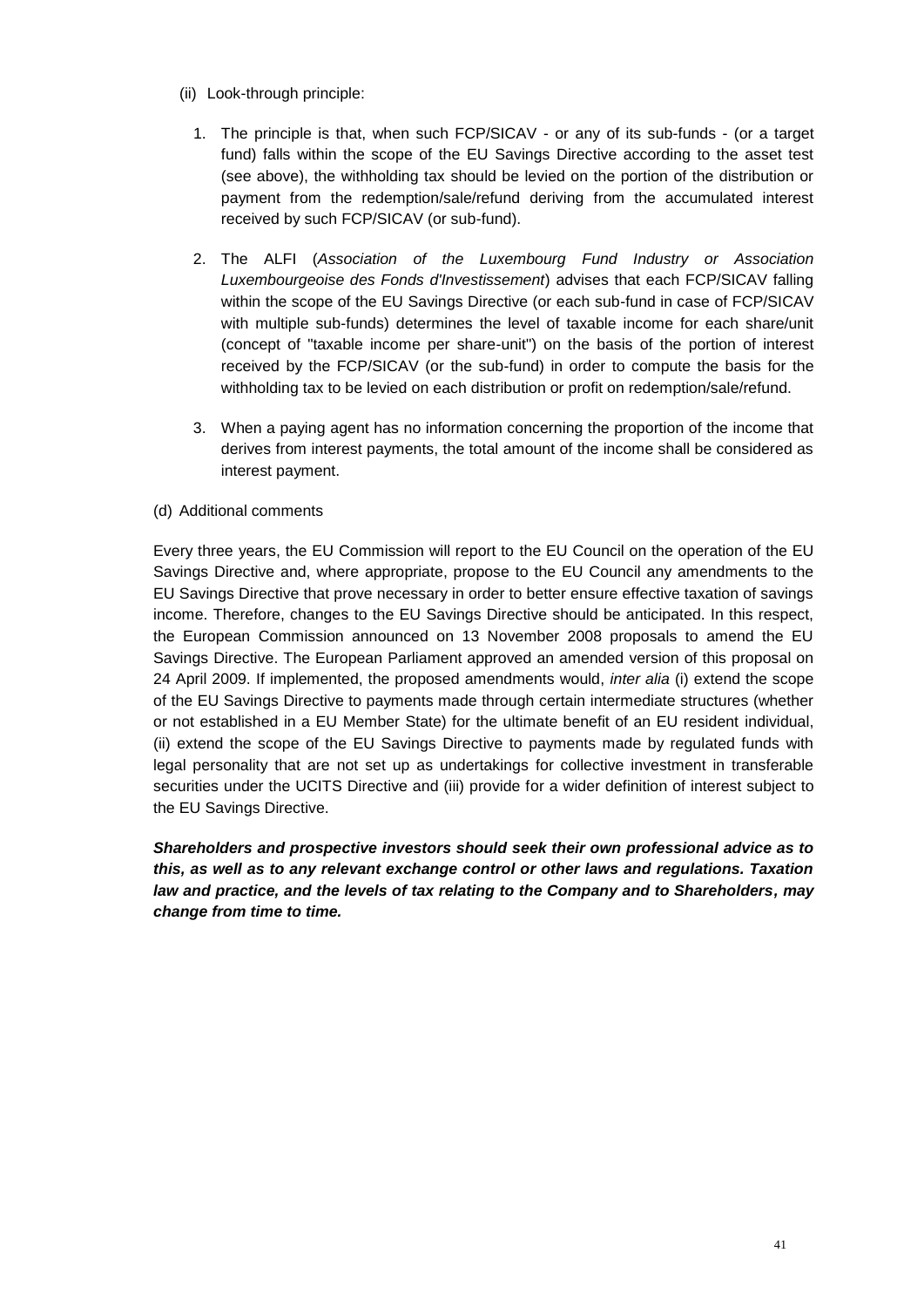(ii) Look-through principle:

1. The principle is that, when such FCP/SICAV - or any of its sub-funds - (or a target fund) falls within the scope of the EU Savings Directive according to the asset test (see above), the withholding tax should be levied on the portion of the distribution or payment from the redemption/sale/refund deriving from the accumulated interest received by such FCP/SICAV (or sub-fund).

2. The ALFI (*Association of the Luxembourg Fund Industry or Association Luxembourgeoise des Fonds d'Investissement*) advises that each FCP/SICAV falling within the scope of the EU Savings Directive (or each sub-fund in case of FCP/SICAV with multiple sub-funds) determines the level of taxable income for each share/unit (concept of "taxable income per share-unit") on the basis of the portion of interest received by the FCP/SICAV (or the sub-fund) in order to compute the basis for the withholding tax to be levied on each distribution or profit on redemption/sale/refund.

3. When a paying agent has no information concerning the proportion of the income that derives from interest payments, the total amount of the income shall be considered as interest payment.

(d) Additional comments

Every three years, the EU Commission will report to the EU Council on the operation of the EU Savings Directive and, where appropriate, propose to the EU Council any amendments to the EU Savings Directive that prove necessary in order to better ensure effective taxation of savings income. Therefore, changes to the EU Savings Directive should be anticipated. In this respect, the European Commission announced on 13 November 2008 proposals to amend the EU Savings Directive. The European Parliament approved an amended version of this proposal on 24 April 2009. If implemented, the proposed amendments would, *inter alia* (i) extend the scope of the EU Savings Directive to payments made through certain intermediate structures (whether or not established in a EU Member State) for the ultimate benefit of an EU resident individual, (ii) extend the scope of the EU Savings Directive to payments made by regulated funds with legal personality that are not set up as undertakings for collective investment in transferable securities under the UCITS Directive and (iii) provide for a wider definition of interest subject to the EU Savings Directive.

***Shareholders and prospective investors should seek their own professional advice as to this, as well as to any relevant exchange control or other laws and regulations. Taxation law and practice, and the levels of tax relating to the Company and to Shareholders, may change from time to time.***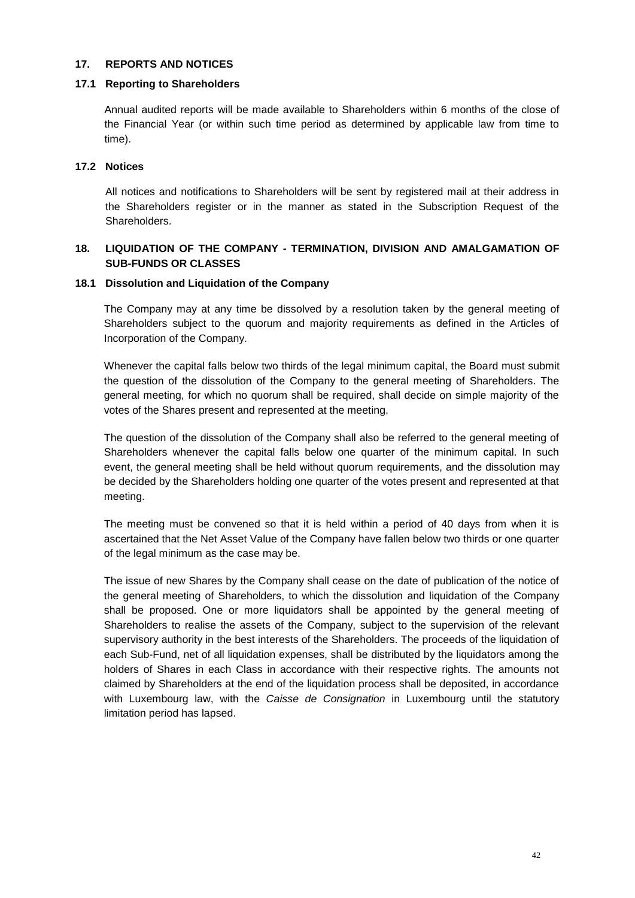## 17. REPORTS AND NOTICES

### 17.1 Reporting to Shareholders

Annual audited reports will be made available to Shareholders within 6 months of the close of the Financial Year (or within such time period as determined by applicable law from time to time).

### 17.2 Notices

All notices and notifications to Shareholders will be sent by registered mail at their address in the Shareholders register or in the manner as stated in the Subscription Request of the Shareholders.

## 18. LIQUIDATION OF THE COMPANY - TERMINATION, DIVISION AND AMALGAMATION OF SUB-FUNDS OR CLASSES

### 18.1 Dissolution and Liquidation of the Company

The Company may at any time be dissolved by a resolution taken by the general meeting of Shareholders subject to the quorum and majority requirements as defined in the Articles of Incorporation of the Company.

Whenever the capital falls below two thirds of the legal minimum capital, the Board must submit the question of the dissolution of the Company to the general meeting of Shareholders. The general meeting, for which no quorum shall be required, shall decide on simple majority of the votes of the Shares present and represented at the meeting.

The question of the dissolution of the Company shall also be referred to the general meeting of Shareholders whenever the capital falls below one quarter of the minimum capital. In such event, the general meeting shall be held without quorum requirements, and the dissolution may be decided by the Shareholders holding one quarter of the votes present and represented at that meeting.

The meeting must be convened so that it is held within a period of 40 days from when it is ascertained that the Net Asset Value of the Company have fallen below two thirds or one quarter of the legal minimum as the case may be.

The issue of new Shares by the Company shall cease on the date of publication of the notice of the general meeting of Shareholders, to which the dissolution and liquidation of the Company shall be proposed. One or more liquidators shall be appointed by the general meeting of Shareholders to realise the assets of the Company, subject to the supervision of the relevant supervisory authority in the best interests of the Shareholders. The proceeds of the liquidation of each Sub-Fund, net of all liquidation expenses, shall be distributed by the liquidators among the holders of Shares in each Class in accordance with their respective rights. The amounts not claimed by Shareholders at the end of the liquidation process shall be deposited, in accordance with Luxembourg law, with the *Caisse de Consignation* in Luxembourg until the statutory limitation period has lapsed.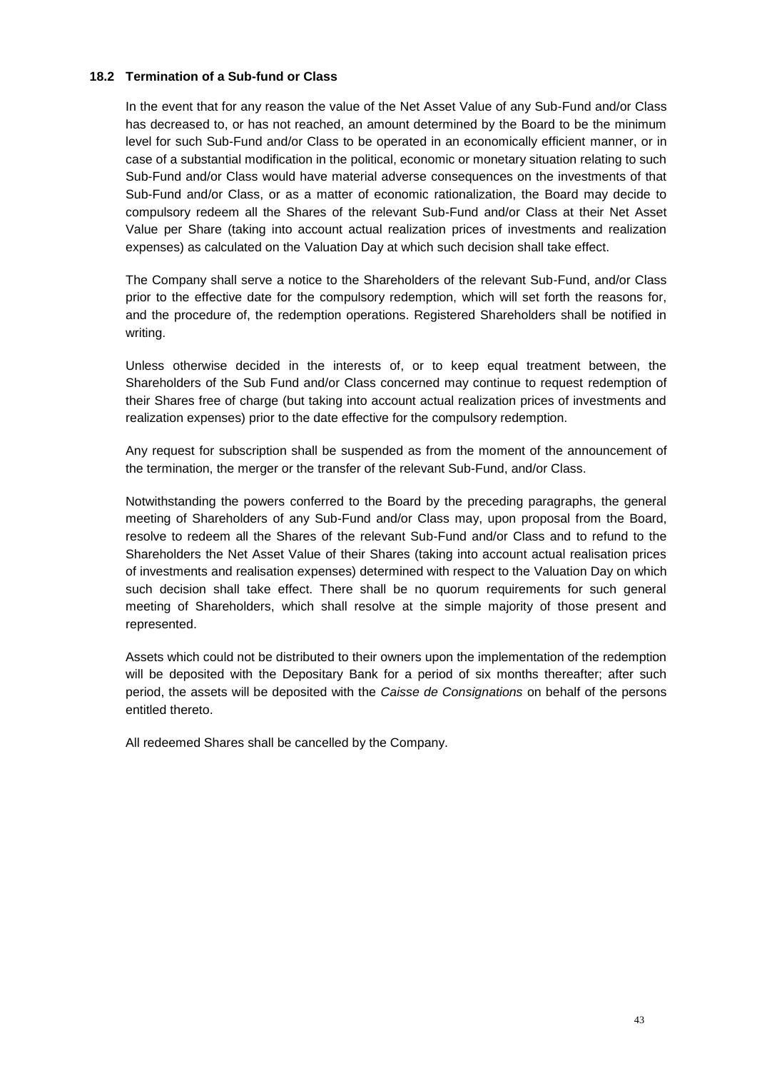### 18.2 Termination of a Sub-fund or Class

In the event that for any reason the value of the Net Asset Value of any Sub-Fund and/or Class has decreased to, or has not reached, an amount determined by the Board to be the minimum level for such Sub-Fund and/or Class to be operated in an economically efficient manner, or in case of a substantial modification in the political, economic or monetary situation relating to such Sub-Fund and/or Class would have material adverse consequences on the investments of that Sub-Fund and/or Class, or as a matter of economic rationalization, the Board may decide to compulsory redeem all the Shares of the relevant Sub-Fund and/or Class at their Net Asset Value per Share (taking into account actual realization prices of investments and realization expenses) as calculated on the Valuation Day at which such decision shall take effect.

The Company shall serve a notice to the Shareholders of the relevant Sub-Fund, and/or Class prior to the effective date for the compulsory redemption, which will set forth the reasons for, and the procedure of, the redemption operations. Registered Shareholders shall be notified in writing.

Unless otherwise decided in the interests of, or to keep equal treatment between, the Shareholders of the Sub Fund and/or Class concerned may continue to request redemption of their Shares free of charge (but taking into account actual realization prices of investments and realization expenses) prior to the date effective for the compulsory redemption.

Any request for subscription shall be suspended as from the moment of the announcement of the termination, the merger or the transfer of the relevant Sub-Fund, and/or Class.

Notwithstanding the powers conferred to the Board by the preceding paragraphs, the general meeting of Shareholders of any Sub-Fund and/or Class may, upon proposal from the Board, resolve to redeem all the Shares of the relevant Sub-Fund and/or Class and to refund to the Shareholders the Net Asset Value of their Shares (taking into account actual realisation prices of investments and realisation expenses) determined with respect to the Valuation Day on which such decision shall take effect. There shall be no quorum requirements for such general meeting of Shareholders, which shall resolve at the simple majority of those present and represented.

Assets which could not be distributed to their owners upon the implementation of the redemption will be deposited with the Depositary Bank for a period of six months thereafter; after such period, the assets will be deposited with the *Caisse de Consignations* on behalf of the persons entitled thereto.

All redeemed Shares shall be cancelled by the Company.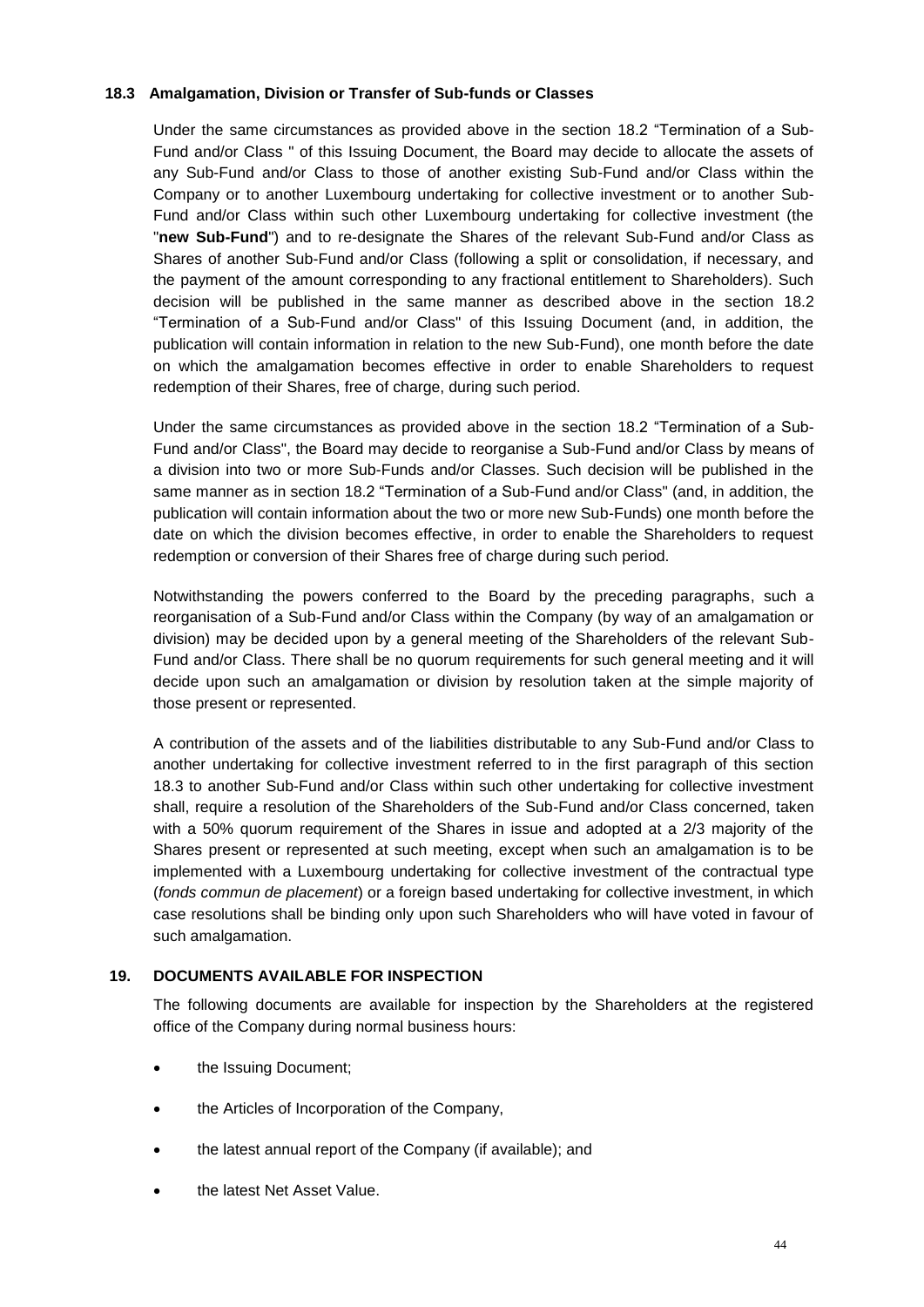### 18.3 Amalgamation, Division or Transfer of Sub-funds or Classes

Under the same circumstances as provided above in the section 18.2 "Termination of a Sub-Fund and/or Class " of this Issuing Document, the Board may decide to allocate the assets of any Sub-Fund and/or Class to those of another existing Sub-Fund and/or Class within the Company or to another Luxembourg undertaking for collective investment or to another Sub-Fund and/or Class within such other Luxembourg undertaking for collective investment (the "**new Sub-Fund**") and to re-designate the Shares of the relevant Sub-Fund and/or Class as Shares of another Sub-Fund and/or Class (following a split or consolidation, if necessary, and the payment of the amount corresponding to any fractional entitlement to Shareholders). Such decision will be published in the same manner as described above in the section 18.2 "Termination of a Sub-Fund and/or Class" of this Issuing Document (and, in addition, the publication will contain information in relation to the new Sub-Fund), one month before the date on which the amalgamation becomes effective in order to enable Shareholders to request redemption of their Shares, free of charge, during such period.

Under the same circumstances as provided above in the section 18.2 "Termination of a Sub-Fund and/or Class", the Board may decide to reorganise a Sub-Fund and/or Class by means of a division into two or more Sub-Funds and/or Classes. Such decision will be published in the same manner as in section 18.2 "Termination of a Sub-Fund and/or Class" (and, in addition, the publication will contain information about the two or more new Sub-Funds) one month before the date on which the division becomes effective, in order to enable the Shareholders to request redemption or conversion of their Shares free of charge during such period.

Notwithstanding the powers conferred to the Board by the preceding paragraphs, such a reorganisation of a Sub-Fund and/or Class within the Company (by way of an amalgamation or division) may be decided upon by a general meeting of the Shareholders of the relevant Sub-Fund and/or Class. There shall be no quorum requirements for such general meeting and it will decide upon such an amalgamation or division by resolution taken at the simple majority of those present or represented.

A contribution of the assets and of the liabilities distributable to any Sub-Fund and/or Class to another undertaking for collective investment referred to in the first paragraph of this section 18.3 to another Sub-Fund and/or Class within such other undertaking for collective investment shall, require a resolution of the Shareholders of the Sub-Fund and/or Class concerned, taken with a 50% quorum requirement of the Shares in issue and adopted at a 2/3 majority of the Shares present or represented at such meeting, except when such an amalgamation is to be implemented with a Luxembourg undertaking for collective investment of the contractual type (*fonds commun de placement*) or a foreign based undertaking for collective investment, in which case resolutions shall be binding only upon such Shareholders who will have voted in favour of such amalgamation.

## 19. DOCUMENTS AVAILABLE FOR INSPECTION

The following documents are available for inspection by the Shareholders at the registered office of the Company during normal business hours:

- the Issuing Document;
- the Articles of Incorporation of the Company,
- the latest annual report of the Company (if available); and
- the latest Net Asset Value.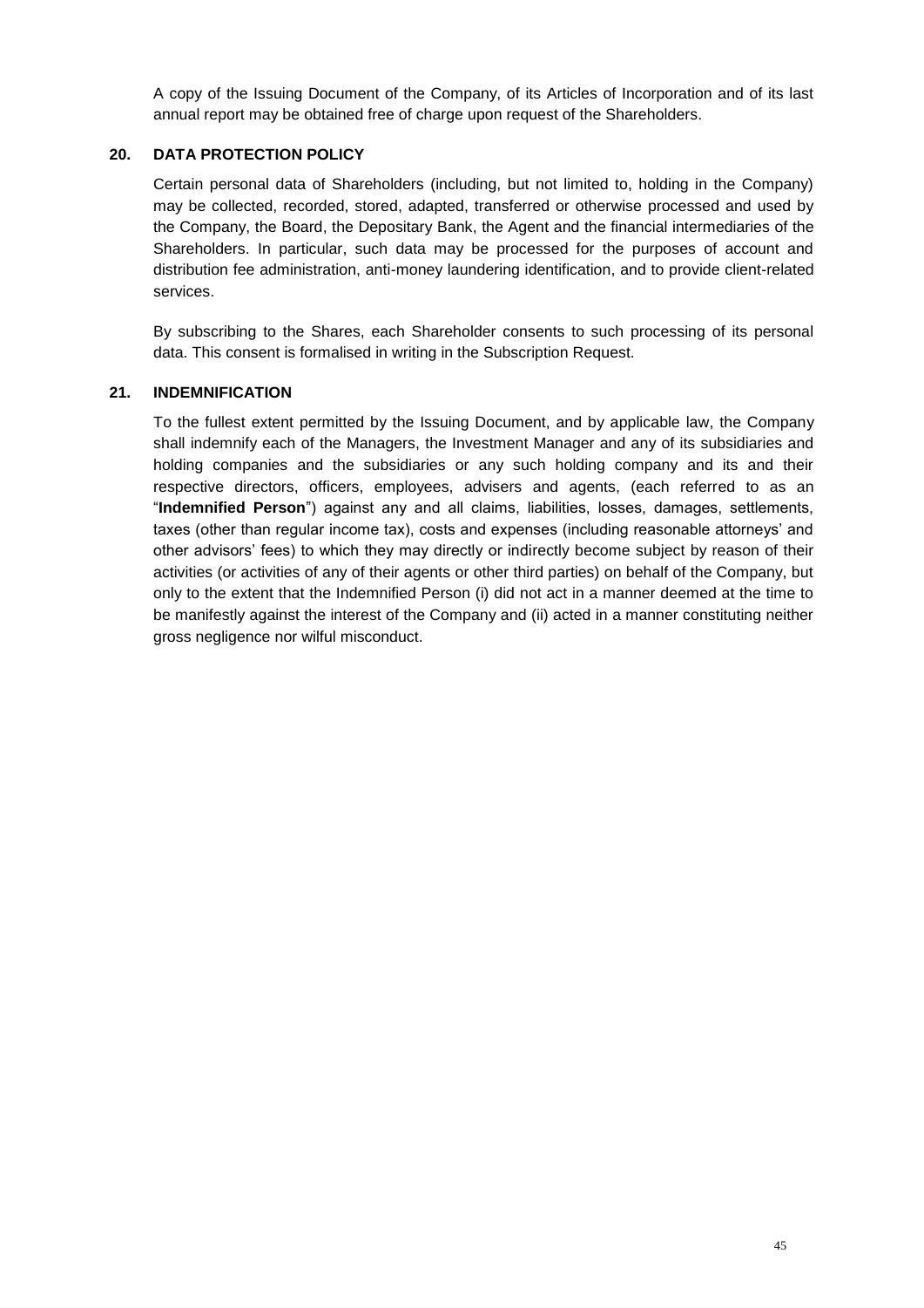A copy of the Issuing Document of the Company, of its Articles of Incorporation and of its last annual report may be obtained free of charge upon request of the Shareholders.

## 20. DATA PROTECTION POLICY

Certain personal data of Shareholders (including, but not limited to, holding in the Company) may be collected, recorded, stored, adapted, transferred or otherwise processed and used by the Company, the Board, the Depositary Bank, the Agent and the financial intermediaries of the Shareholders. In particular, such data may be processed for the purposes of account and distribution fee administration, anti-money laundering identification, and to provide client-related services.

By subscribing to the Shares, each Shareholder consents to such processing of its personal data. This consent is formalised in writing in the Subscription Request.

## 21. INDEMNIFICATION

To the fullest extent permitted by the Issuing Document, and by applicable law, the Company shall indemnify each of the Managers, the Investment Manager and any of its subsidiaries and holding companies and the subsidiaries or any such holding company and its and their respective directors, officers, employees, advisers and agents, (each referred to as an "**Indemnified Person**") against any and all claims, liabilities, losses, damages, settlements, taxes (other than regular income tax), costs and expenses (including reasonable attorneys' and other advisors' fees) to which they may directly or indirectly become subject by reason of their activities (or activities of any of their agents or other third parties) on behalf of the Company, but only to the extent that the Indemnified Person (i) did not act in a manner deemed at the time to be manifestly against the interest of the Company and (ii) acted in a manner constituting neither gross negligence nor wilful misconduct.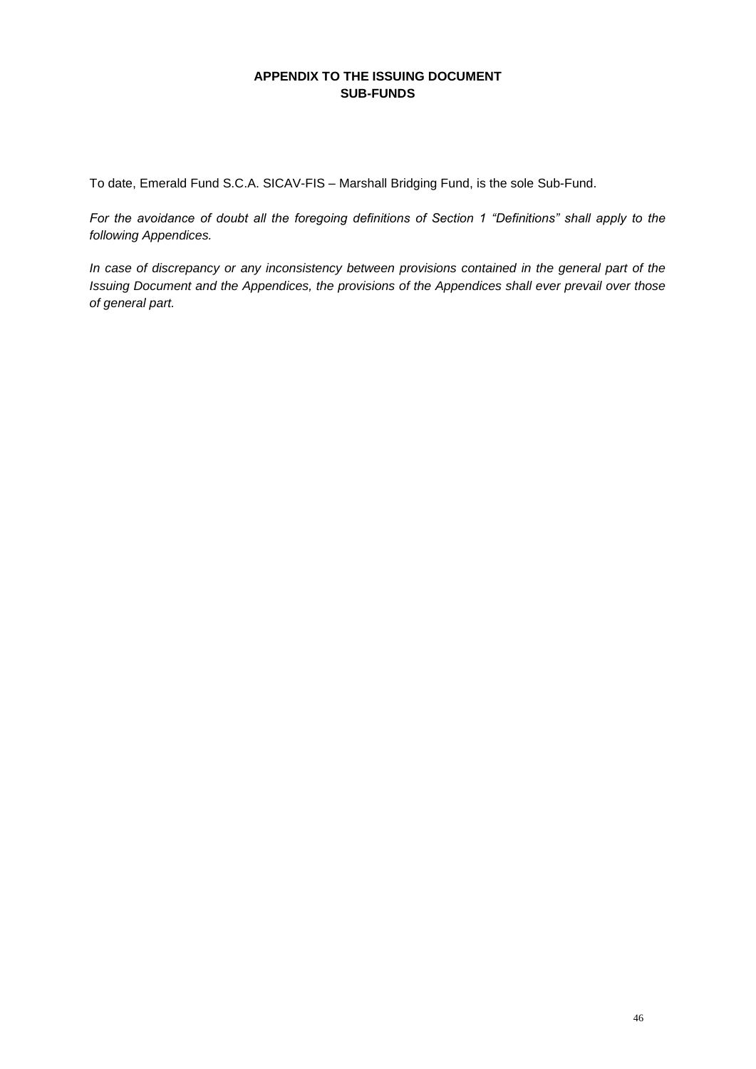# APPENDIX TO THE ISSUING DOCUMENT
## SUB-FUNDS

To date, Emerald Fund S.C.A. SICAV-FIS – Marshall Bridging Fund, is the sole Sub-Fund.

*For the avoidance of doubt all the foregoing definitions of Section 1 "Definitions" shall apply to the following Appendices.*

*In case of discrepancy or any inconsistency between provisions contained in the general part of the Issuing Document and the Appendices, the provisions of the Appendices shall ever prevail over those of general part.*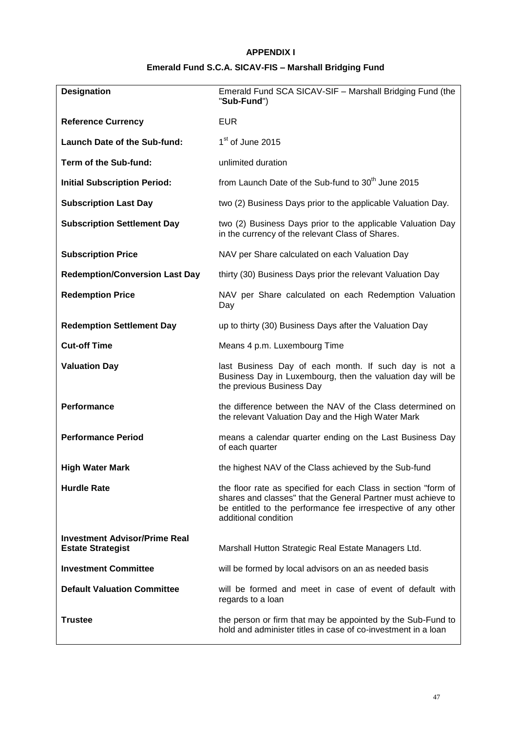# APPENDIX I

## Emerald Fund S.C.A. SICAV-FIS – Marshall Bridging Fund

| | |
|---|---|
| **Designation** | Emerald Fund SCA SICAV-SIF – Marshall Bridging Fund (the "**Sub-Fund**") |
| **Reference Currency** | EUR |
| **Launch Date of the Sub-fund:** | 1st of June 2015 |
| **Term of the Sub-fund:** | unlimited duration |
| **Initial Subscription Period:** | from Launch Date of the Sub-fund to 30th June 2015 |
| **Subscription Last Day** | two (2) Business Days prior to the applicable Valuation Day. |
| **Subscription Settlement Day** | two (2) Business Days prior to the applicable Valuation Day in the currency of the relevant Class of Shares. |
| **Subscription Price** | NAV per Share calculated on each Valuation Day |
| **Redemption/Conversion Last Day** | thirty (30) Business Days prior the relevant Valuation Day |
| **Redemption Price** | NAV per Share calculated on each Redemption Valuation Day |
| **Redemption Settlement Day** | up to thirty (30) Business Days after the Valuation Day |
| **Cut-off Time** | Means 4 p.m. Luxembourg Time |
| **Valuation Day** | last Business Day of each month. If such day is not a Business Day in Luxembourg, then the valuation day will be the previous Business Day |
| **Performance** | the difference between the NAV of the Class determined on the relevant Valuation Day and the High Water Mark |
| **Performance Period** | means a calendar quarter ending on the Last Business Day of each quarter |
| **High Water Mark** | the highest NAV of the Class achieved by the Sub-fund |
| **Hurdle Rate** | the floor rate as specified for each Class in section "form of shares and classes" that the General Partner must achieve to be entitled to the performance fee irrespective of any other additional condition |
| **Investment Advisor/Prime Real Estate Strategist** | Marshall Hutton Strategic Real Estate Managers Ltd. |
| **Investment Committee** | will be formed by local advisors on an as needed basis |
| **Default Valuation Committee** | will be formed and meet in case of event of default with regards to a loan |
| **Trustee** | the person or firm that may be appointed by the Sub-Fund to hold and administer titles in case of co-investment in a loan |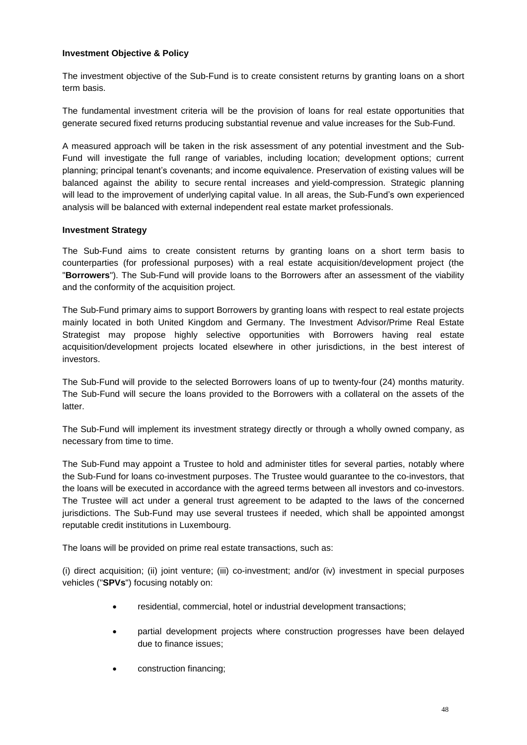**Investment Objective & Policy**

The investment objective of the Sub-Fund is to create consistent returns by granting loans on a short term basis.

The fundamental investment criteria will be the provision of loans for real estate opportunities that generate secured fixed returns producing substantial revenue and value increases for the Sub-Fund.

A measured approach will be taken in the risk assessment of any potential investment and the Sub-Fund will investigate the full range of variables, including location; development options; current planning; principal tenant's covenants; and income equivalence. Preservation of existing values will be balanced against the ability to secure rental increases and yield-compression. Strategic planning will lead to the improvement of underlying capital value. In all areas, the Sub-Fund's own experienced analysis will be balanced with external independent real estate market professionals.

**Investment Strategy**

The Sub-Fund aims to create consistent returns by granting loans on a short term basis to counterparties (for professional purposes) with a real estate acquisition/development project (the "**Borrowers**"). The Sub-Fund will provide loans to the Borrowers after an assessment of the viability and the conformity of the acquisition project.

The Sub-Fund primary aims to support Borrowers by granting loans with respect to real estate projects mainly located in both United Kingdom and Germany. The Investment Advisor/Prime Real Estate Strategist may propose highly selective opportunities with Borrowers having real estate acquisition/development projects located elsewhere in other jurisdictions, in the best interest of investors.

The Sub-Fund will provide to the selected Borrowers loans of up to twenty-four (24) months maturity. The Sub-Fund will secure the loans provided to the Borrowers with a collateral on the assets of the latter.

The Sub-Fund will implement its investment strategy directly or through a wholly owned company, as necessary from time to time.

The Sub-Fund may appoint a Trustee to hold and administer titles for several parties, notably where the Sub-Fund for loans co-investment purposes. The Trustee would guarantee to the co-investors, that the loans will be executed in accordance with the agreed terms between all investors and co-investors. The Trustee will act under a general trust agreement to be adapted to the laws of the concerned jurisdictions. The Sub-Fund may use several trustees if needed, which shall be appointed amongst reputable credit institutions in Luxembourg.

The loans will be provided on prime real estate transactions, such as:

(i) direct acquisition; (ii) joint venture; (iii) co-investment; and/or (iv) investment in special purposes vehicles ("**SPVs**") focusing notably on:

- residential, commercial, hotel or industrial development transactions;
- partial development projects where construction progresses have been delayed due to finance issues;
- construction financing;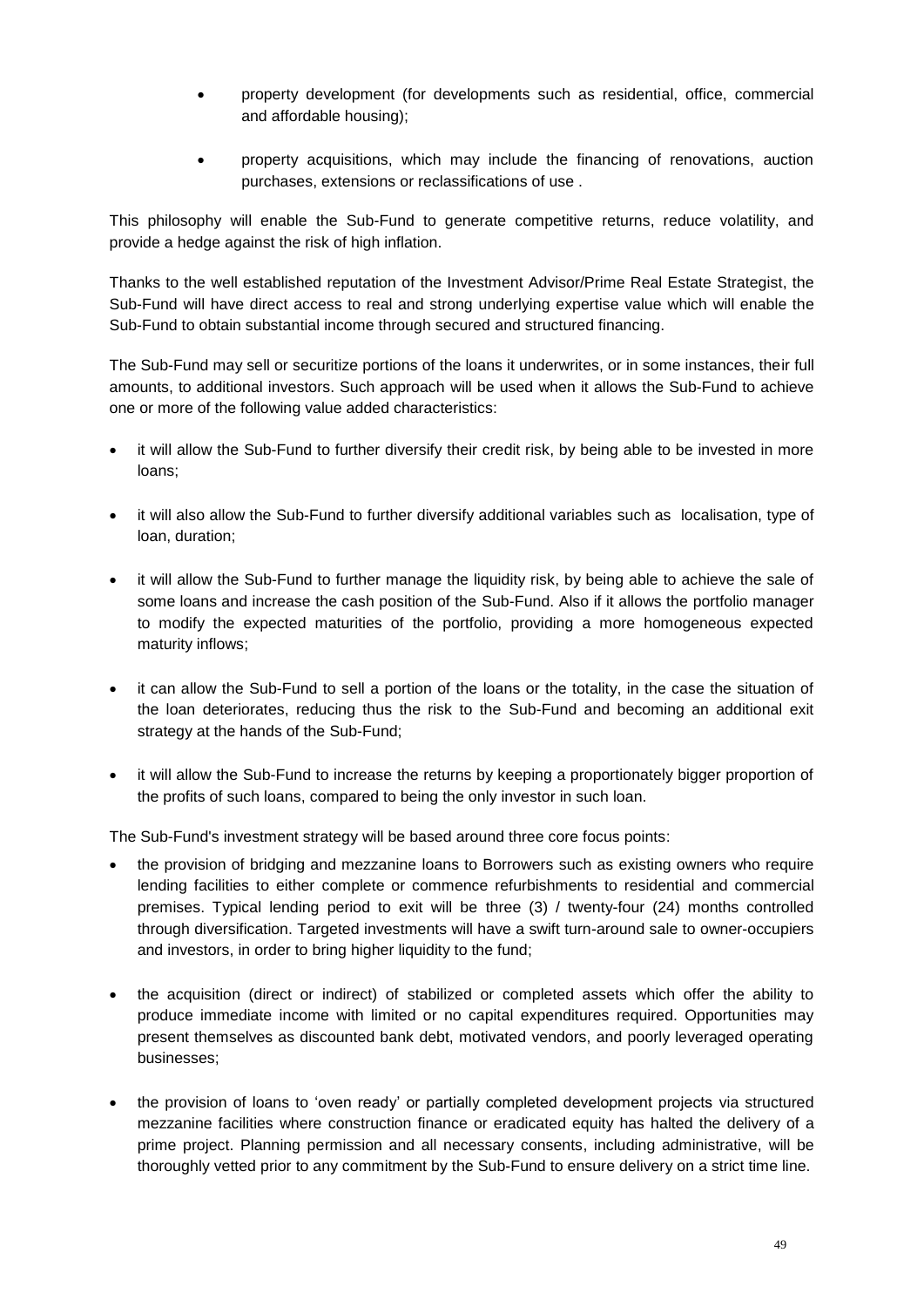- property development (for developments such as residential, office, commercial and affordable housing);
- property acquisitions, which may include the financing of renovations, auction purchases, extensions or reclassifications of use .

This philosophy will enable the Sub-Fund to generate competitive returns, reduce volatility, and provide a hedge against the risk of high inflation.

Thanks to the well established reputation of the Investment Advisor/Prime Real Estate Strategist, the Sub-Fund will have direct access to real and strong underlying expertise value which will enable the Sub-Fund to obtain substantial income through secured and structured financing.

The Sub-Fund may sell or securitize portions of the loans it underwrites, or in some instances, their full amounts, to additional investors. Such approach will be used when it allows the Sub-Fund to achieve one or more of the following value added characteristics:

- it will allow the Sub-Fund to further diversify their credit risk, by being able to be invested in more loans;
- it will also allow the Sub-Fund to further diversify additional variables such as localisation, type of loan, duration;
- it will allow the Sub-Fund to further manage the liquidity risk, by being able to achieve the sale of some loans and increase the cash position of the Sub-Fund. Also if it allows the portfolio manager to modify the expected maturities of the portfolio, providing a more homogeneous expected maturity inflows;
- it can allow the Sub-Fund to sell a portion of the loans or the totality, in the case the situation of the loan deteriorates, reducing thus the risk to the Sub-Fund and becoming an additional exit strategy at the hands of the Sub-Fund;
- it will allow the Sub-Fund to increase the returns by keeping a proportionately bigger proportion of the profits of such loans, compared to being the only investor in such loan.

The Sub-Fund's investment strategy will be based around three core focus points:

- the provision of bridging and mezzanine loans to Borrowers such as existing owners who require lending facilities to either complete or commence refurbishments to residential and commercial premises. Typical lending period to exit will be three (3) / twenty-four (24) months controlled through diversification. Targeted investments will have a swift turn-around sale to owner-occupiers and investors, in order to bring higher liquidity to the fund;
- the acquisition (direct or indirect) of stabilized or completed assets which offer the ability to produce immediate income with limited or no capital expenditures required. Opportunities may present themselves as discounted bank debt, motivated vendors, and poorly leveraged operating businesses;
- the provision of loans to 'oven ready' or partially completed development projects via structured mezzanine facilities where construction finance or eradicated equity has halted the delivery of a prime project. Planning permission and all necessary consents, including administrative, will be thoroughly vetted prior to any commitment by the Sub-Fund to ensure delivery on a strict time line.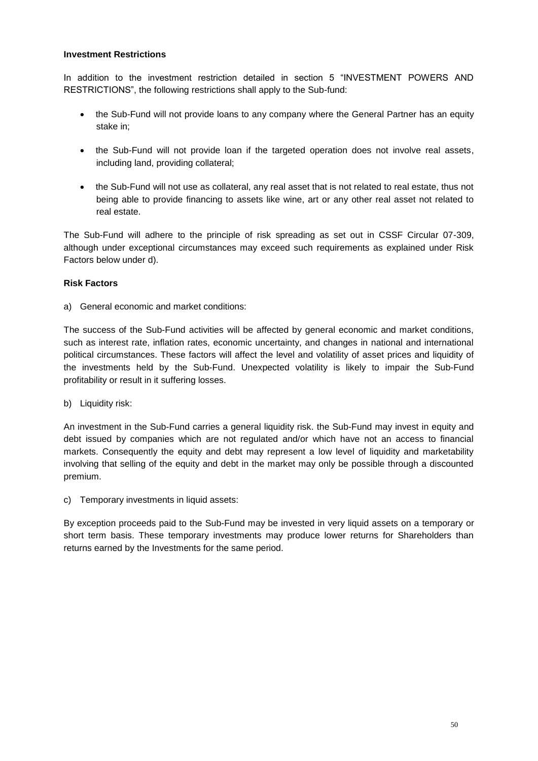**Investment Restrictions**

In addition to the investment restriction detailed in section 5 “INVESTMENT POWERS AND RESTRICTIONS”, the following restrictions shall apply to the Sub-fund:

- the Sub-Fund will not provide loans to any company where the General Partner has an equity stake in;
- the Sub-Fund will not provide loan if the targeted operation does not involve real assets, including land, providing collateral;
- the Sub-Fund will not use as collateral, any real asset that is not related to real estate, thus not being able to provide financing to assets like wine, art or any other real asset not related to real estate.

The Sub-Fund will adhere to the principle of risk spreading as set out in CSSF Circular 07-309, although under exceptional circumstances may exceed such requirements as explained under Risk Factors below under d).

**Risk Factors**

a) General economic and market conditions:

The success of the Sub-Fund activities will be affected by general economic and market conditions, such as interest rate, inflation rates, economic uncertainty, and changes in national and international political circumstances. These factors will affect the level and volatility of asset prices and liquidity of the investments held by the Sub-Fund. Unexpected volatility is likely to impair the Sub-Fund profitability or result in it suffering losses.

b) Liquidity risk:

An investment in the Sub-Fund carries a general liquidity risk. the Sub-Fund may invest in equity and debt issued by companies which are not regulated and/or which have not an access to financial markets. Consequently the equity and debt may represent a low level of liquidity and marketability involving that selling of the equity and debt in the market may only be possible through a discounted premium.

c) Temporary investments in liquid assets:

By exception proceeds paid to the Sub-Fund may be invested in very liquid assets on a temporary or short term basis. These temporary investments may produce lower returns for Shareholders than returns earned by the Investments for the same period.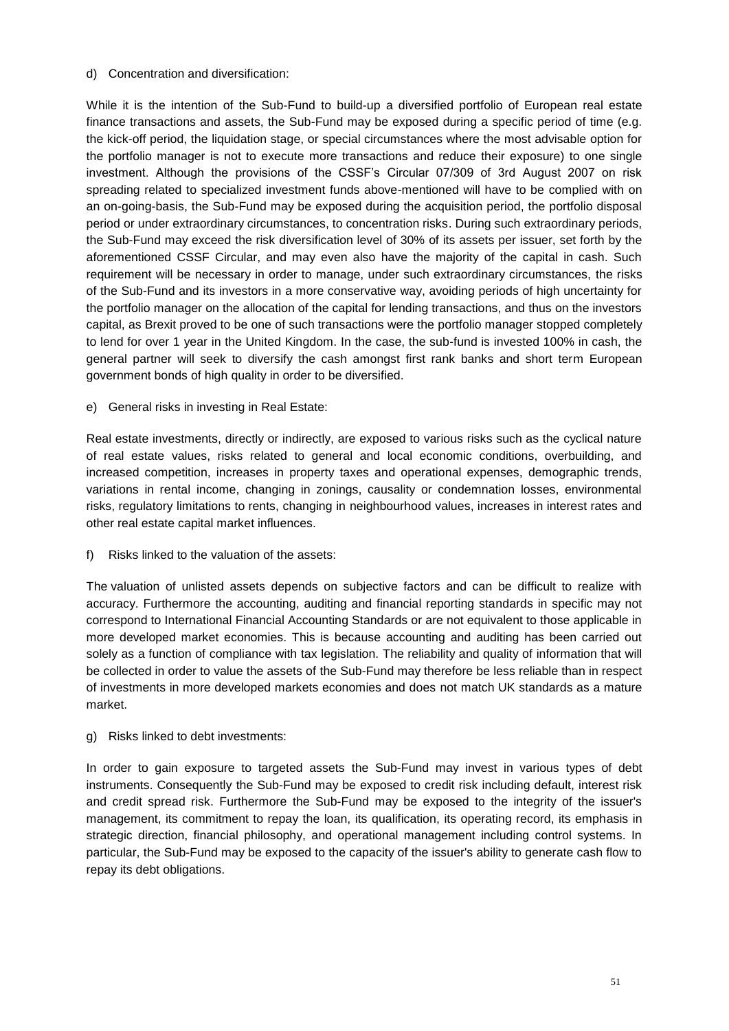d) Concentration and diversification:

While it is the intention of the Sub-Fund to build-up a diversified portfolio of European real estate finance transactions and assets, the Sub-Fund may be exposed during a specific period of time (e.g. the kick-off period, the liquidation stage, or special circumstances where the most advisable option for the portfolio manager is not to execute more transactions and reduce their exposure) to one single investment. Although the provisions of the CSSF's Circular 07/309 of 3rd August 2007 on risk spreading related to specialized investment funds above-mentioned will have to be complied with on an on-going-basis, the Sub-Fund may be exposed during the acquisition period, the portfolio disposal period or under extraordinary circumstances, to concentration risks. During such extraordinary periods, the Sub-Fund may exceed the risk diversification level of 30% of its assets per issuer, set forth by the aforementioned CSSF Circular, and may even also have the majority of the capital in cash. Such requirement will be necessary in order to manage, under such extraordinary circumstances, the risks of the Sub-Fund and its investors in a more conservative way, avoiding periods of high uncertainty for the portfolio manager on the allocation of the capital for lending transactions, and thus on the investors capital, as Brexit proved to be one of such transactions were the portfolio manager stopped completely to lend for over 1 year in the United Kingdom. In the case, the sub-fund is invested 100% in cash, the general partner will seek to diversify the cash amongst first rank banks and short term European government bonds of high quality in order to be diversified.

e) General risks in investing in Real Estate:

Real estate investments, directly or indirectly, are exposed to various risks such as the cyclical nature of real estate values, risks related to general and local economic conditions, overbuilding, and increased competition, increases in property taxes and operational expenses, demographic trends, variations in rental income, changing in zonings, causality or condemnation losses, environmental risks, regulatory limitations to rents, changing in neighbourhood values, increases in interest rates and other real estate capital market influences.

f) Risks linked to the valuation of the assets:

The valuation of unlisted assets depends on subjective factors and can be difficult to realize with accuracy. Furthermore the accounting, auditing and financial reporting standards in specific may not correspond to International Financial Accounting Standards or are not equivalent to those applicable in more developed market economies. This is because accounting and auditing has been carried out solely as a function of compliance with tax legislation. The reliability and quality of information that will be collected in order to value the assets of the Sub-Fund may therefore be less reliable than in respect of investments in more developed markets economies and does not match UK standards as a mature market.

g) Risks linked to debt investments:

In order to gain exposure to targeted assets the Sub-Fund may invest in various types of debt instruments. Consequently the Sub-Fund may be exposed to credit risk including default, interest risk and credit spread risk. Furthermore the Sub-Fund may be exposed to the integrity of the issuer's management, its commitment to repay the loan, its qualification, its operating record, its emphasis in strategic direction, financial philosophy, and operational management including control systems. In particular, the Sub-Fund may be exposed to the capacity of the issuer's ability to generate cash flow to repay its debt obligations.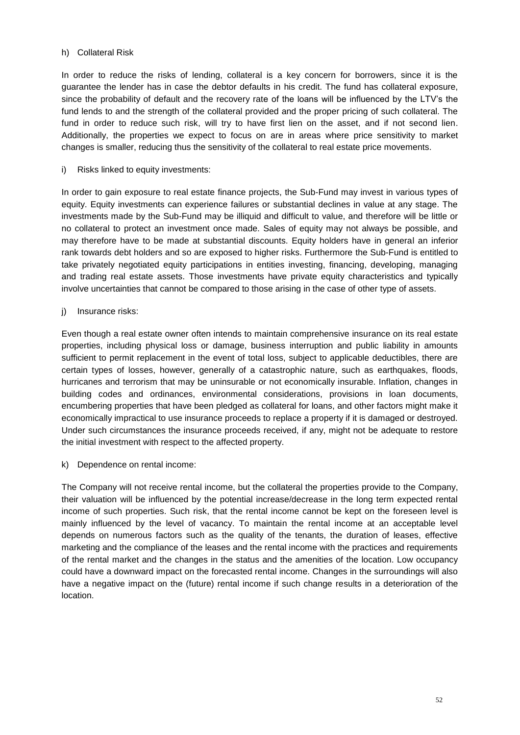h) Collateral Risk

In order to reduce the risks of lending, collateral is a key concern for borrowers, since it is the guarantee the lender has in case the debtor defaults in his credit. The fund has collateral exposure, since the probability of default and the recovery rate of the loans will be influenced by the LTV's the fund lends to and the strength of the collateral provided and the proper pricing of such collateral. The fund in order to reduce such risk, will try to have first lien on the asset, and if not second lien. Additionally, the properties we expect to focus on are in areas where price sensitivity to market changes is smaller, reducing thus the sensitivity of the collateral to real estate price movements.

i) Risks linked to equity investments:

In order to gain exposure to real estate finance projects, the Sub-Fund may invest in various types of equity. Equity investments can experience failures or substantial declines in value at any stage. The investments made by the Sub-Fund may be illiquid and difficult to value, and therefore will be little or no collateral to protect an investment once made. Sales of equity may not always be possible, and may therefore have to be made at substantial discounts. Equity holders have in general an inferior rank towards debt holders and so are exposed to higher risks. Furthermore the Sub-Fund is entitled to take privately negotiated equity participations in entities investing, financing, developing, managing and trading real estate assets. Those investments have private equity characteristics and typically involve uncertainties that cannot be compared to those arising in the case of other type of assets.

j) Insurance risks:

Even though a real estate owner often intends to maintain comprehensive insurance on its real estate properties, including physical loss or damage, business interruption and public liability in amounts sufficient to permit replacement in the event of total loss, subject to applicable deductibles, there are certain types of losses, however, generally of a catastrophic nature, such as earthquakes, floods, hurricanes and terrorism that may be uninsurable or not economically insurable. Inflation, changes in building codes and ordinances, environmental considerations, provisions in loan documents, encumbering properties that have been pledged as collateral for loans, and other factors might make it economically impractical to use insurance proceeds to replace a property if it is damaged or destroyed. Under such circumstances the insurance proceeds received, if any, might not be adequate to restore the initial investment with respect to the affected property.

k) Dependence on rental income:

The Company will not receive rental income, but the collateral the properties provide to the Company, their valuation will be influenced by the potential increase/decrease in the long term expected rental income of such properties. Such risk, that the rental income cannot be kept on the foreseen level is mainly influenced by the level of vacancy. To maintain the rental income at an acceptable level depends on numerous factors such as the quality of the tenants, the duration of leases, effective marketing and the compliance of the leases and the rental income with the practices and requirements of the rental market and the changes in the status and the amenities of the location. Low occupancy could have a downward impact on the forecasted rental income. Changes in the surroundings will also have a negative impact on the (future) rental income if such change results in a deterioration of the location.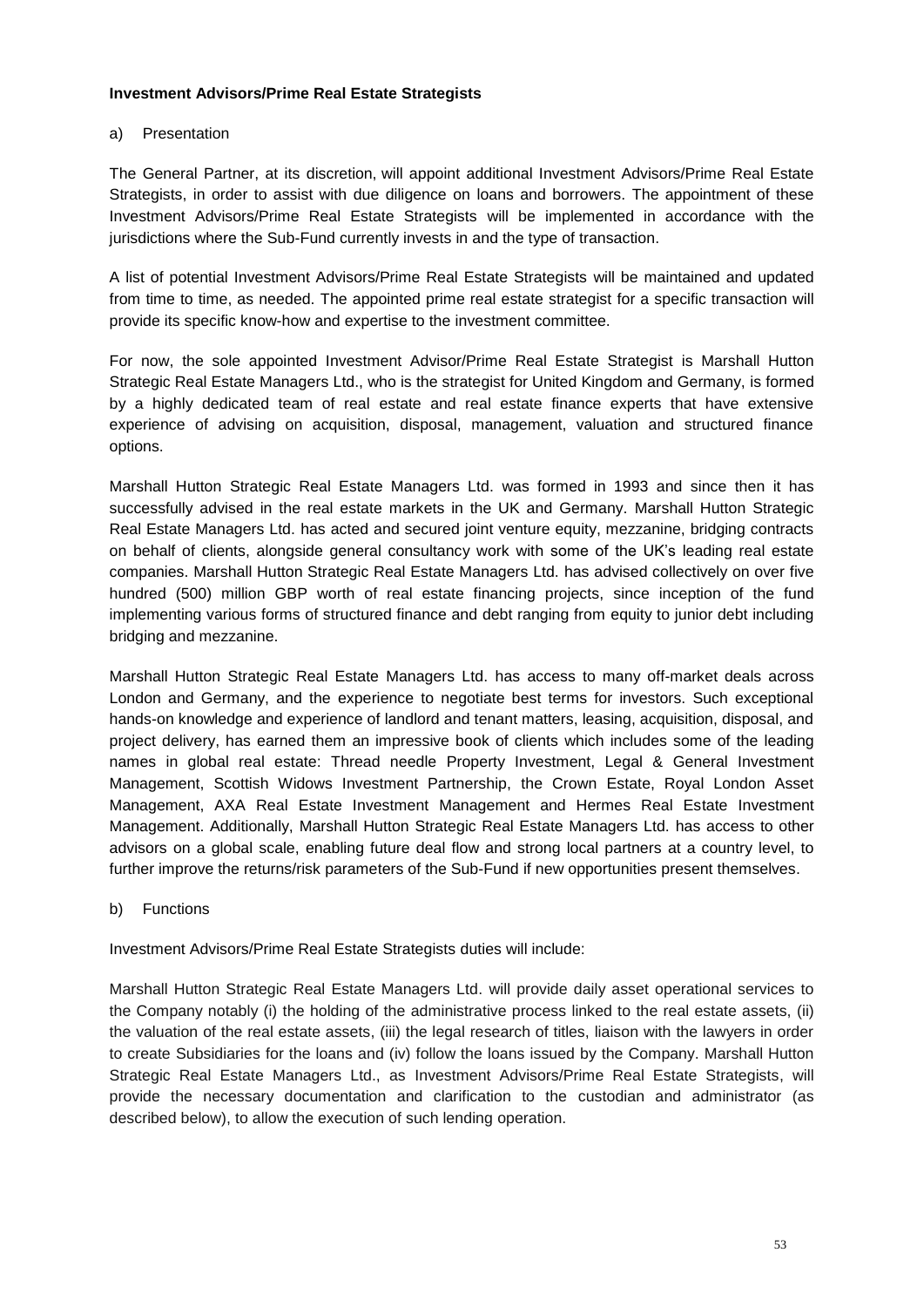**Investment Advisors/Prime Real Estate Strategists**

a) Presentation

The General Partner, at its discretion, will appoint additional Investment Advisors/Prime Real Estate Strategists, in order to assist with due diligence on loans and borrowers. The appointment of these Investment Advisors/Prime Real Estate Strategists will be implemented in accordance with the jurisdictions where the Sub-Fund currently invests in and the type of transaction.

A list of potential Investment Advisors/Prime Real Estate Strategists will be maintained and updated from time to time, as needed. The appointed prime real estate strategist for a specific transaction will provide its specific know-how and expertise to the investment committee.

For now, the sole appointed Investment Advisor/Prime Real Estate Strategist is Marshall Hutton Strategic Real Estate Managers Ltd., who is the strategist for United Kingdom and Germany, is formed by a highly dedicated team of real estate and real estate finance experts that have extensive experience of advising on acquisition, disposal, management, valuation and structured finance options.

Marshall Hutton Strategic Real Estate Managers Ltd. was formed in 1993 and since then it has successfully advised in the real estate markets in the UK and Germany. Marshall Hutton Strategic Real Estate Managers Ltd. has acted and secured joint venture equity, mezzanine, bridging contracts on behalf of clients, alongside general consultancy work with some of the UK's leading real estate companies. Marshall Hutton Strategic Real Estate Managers Ltd. has advised collectively on over five hundred (500) million GBP worth of real estate financing projects, since inception of the fund implementing various forms of structured finance and debt ranging from equity to junior debt including bridging and mezzanine.

Marshall Hutton Strategic Real Estate Managers Ltd. has access to many off-market deals across London and Germany, and the experience to negotiate best terms for investors. Such exceptional hands-on knowledge and experience of landlord and tenant matters, leasing, acquisition, disposal, and project delivery, has earned them an impressive book of clients which includes some of the leading names in global real estate: Thread needle Property Investment, Legal & General Investment Management, Scottish Widows Investment Partnership, the Crown Estate, Royal London Asset Management, AXA Real Estate Investment Management and Hermes Real Estate Investment Management. Additionally, Marshall Hutton Strategic Real Estate Managers Ltd. has access to other advisors on a global scale, enabling future deal flow and strong local partners at a country level, to further improve the returns/risk parameters of the Sub-Fund if new opportunities present themselves.

b) Functions

Investment Advisors/Prime Real Estate Strategists duties will include:

Marshall Hutton Strategic Real Estate Managers Ltd. will provide daily asset operational services to the Company notably (i) the holding of the administrative process linked to the real estate assets, (ii) the valuation of the real estate assets, (iii) the legal research of titles, liaison with the lawyers in order to create Subsidiaries for the loans and (iv) follow the loans issued by the Company. Marshall Hutton Strategic Real Estate Managers Ltd., as Investment Advisors/Prime Real Estate Strategists, will provide the necessary documentation and clarification to the custodian and administrator (as described below), to allow the execution of such lending operation.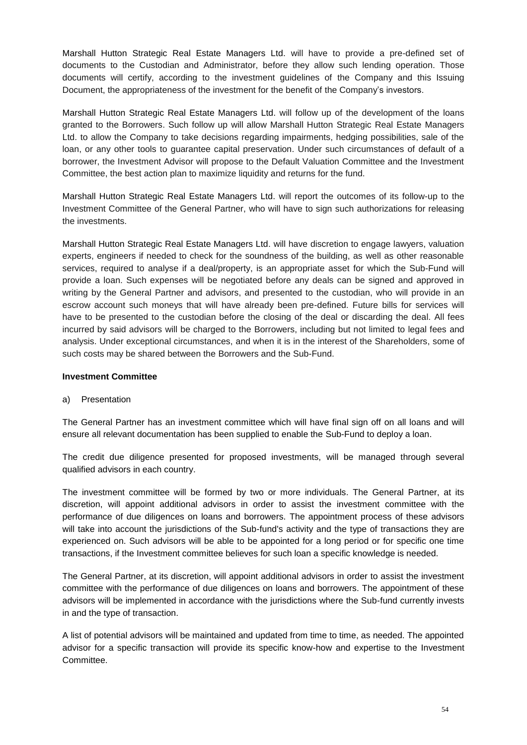Marshall Hutton Strategic Real Estate Managers Ltd. will have to provide a pre-defined set of documents to the Custodian and Administrator, before they allow such lending operation. Those documents will certify, according to the investment guidelines of the Company and this Issuing Document, the appropriateness of the investment for the benefit of the Company's investors.

Marshall Hutton Strategic Real Estate Managers Ltd. will follow up of the development of the loans granted to the Borrowers. Such follow up will allow Marshall Hutton Strategic Real Estate Managers Ltd. to allow the Company to take decisions regarding impairments, hedging possibilities, sale of the loan, or any other tools to guarantee capital preservation. Under such circumstances of default of a borrower, the Investment Advisor will propose to the Default Valuation Committee and the Investment Committee, the best action plan to maximize liquidity and returns for the fund.

Marshall Hutton Strategic Real Estate Managers Ltd. will report the outcomes of its follow-up to the Investment Committee of the General Partner, who will have to sign such authorizations for releasing the investments.

Marshall Hutton Strategic Real Estate Managers Ltd. will have discretion to engage lawyers, valuation experts, engineers if needed to check for the soundness of the building, as well as other reasonable services, required to analyse if a deal/property, is an appropriate asset for which the Sub-Fund will provide a loan. Such expenses will be negotiated before any deals can be signed and approved in writing by the General Partner and advisors, and presented to the custodian, who will provide in an escrow account such moneys that will have already been pre-defined. Future bills for services will have to be presented to the custodian before the closing of the deal or discarding the deal. All fees incurred by said advisors will be charged to the Borrowers, including but not limited to legal fees and analysis. Under exceptional circumstances, and when it is in the interest of the Shareholders, some of such costs may be shared between the Borrowers and the Sub-Fund.

**Investment Committee**

a) Presentation

The General Partner has an investment committee which will have final sign off on all loans and will ensure all relevant documentation has been supplied to enable the Sub-Fund to deploy a loan.

The credit due diligence presented for proposed investments, will be managed through several qualified advisors in each country.

The investment committee will be formed by two or more individuals. The General Partner, at its discretion, will appoint additional advisors in order to assist the investment committee with the performance of due diligences on loans and borrowers. The appointment process of these advisors will take into account the jurisdictions of the Sub-fund's activity and the type of transactions they are experienced on. Such advisors will be able to be appointed for a long period or for specific one time transactions, if the Investment committee believes for such loan a specific knowledge is needed.

The General Partner, at its discretion, will appoint additional advisors in order to assist the investment committee with the performance of due diligences on loans and borrowers. The appointment of these advisors will be implemented in accordance with the jurisdictions where the Sub-fund currently invests in and the type of transaction.

A list of potential advisors will be maintained and updated from time to time, as needed. The appointed advisor for a specific transaction will provide its specific know-how and expertise to the Investment Committee.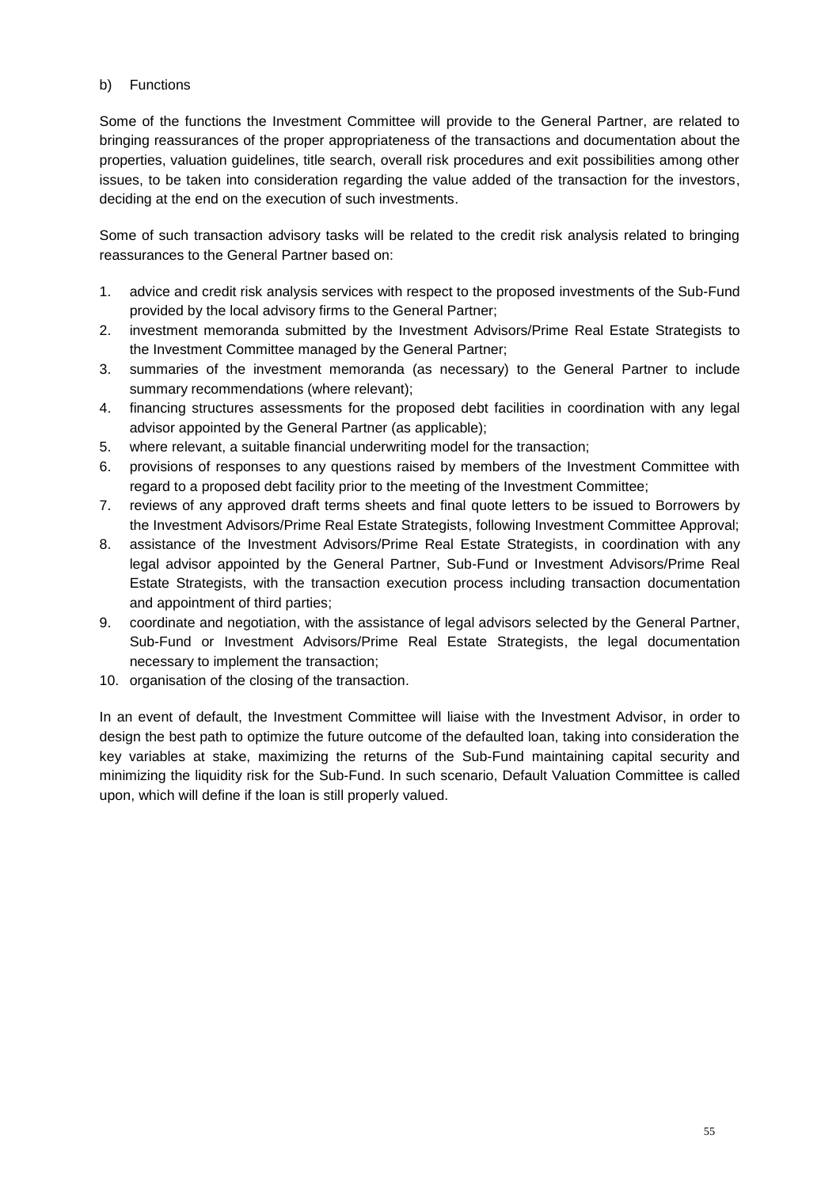b) Functions

Some of the functions the Investment Committee will provide to the General Partner, are related to bringing reassurances of the proper appropriateness of the transactions and documentation about the properties, valuation guidelines, title search, overall risk procedures and exit possibilities among other issues, to be taken into consideration regarding the value added of the transaction for the investors, deciding at the end on the execution of such investments.

Some of such transaction advisory tasks will be related to the credit risk analysis related to bringing reassurances to the General Partner based on:

1. advice and credit risk analysis services with respect to the proposed investments of the Sub-Fund provided by the local advisory firms to the General Partner;
2. investment memoranda submitted by the Investment Advisors/Prime Real Estate Strategists to the Investment Committee managed by the General Partner;
3. summaries of the investment memoranda (as necessary) to the General Partner to include summary recommendations (where relevant);
4. financing structures assessments for the proposed debt facilities in coordination with any legal advisor appointed by the General Partner (as applicable);
5. where relevant, a suitable financial underwriting model for the transaction;
6. provisions of responses to any questions raised by members of the Investment Committee with regard to a proposed debt facility prior to the meeting of the Investment Committee;
7. reviews of any approved draft terms sheets and final quote letters to be issued to Borrowers by the Investment Advisors/Prime Real Estate Strategists, following Investment Committee Approval;
8. assistance of the Investment Advisors/Prime Real Estate Strategists, in coordination with any legal advisor appointed by the General Partner, Sub-Fund or Investment Advisors/Prime Real Estate Strategists, with the transaction execution process including transaction documentation and appointment of third parties;
9. coordinate and negotiation, with the assistance of legal advisors selected by the General Partner, Sub-Fund or Investment Advisors/Prime Real Estate Strategists, the legal documentation necessary to implement the transaction;
10. organisation of the closing of the transaction.

In an event of default, the Investment Committee will liaise with the Investment Advisor, in order to design the best path to optimize the future outcome of the defaulted loan, taking into consideration the key variables at stake, maximizing the returns of the Sub-Fund maintaining capital security and minimizing the liquidity risk for the Sub-Fund. In such scenario, Default Valuation Committee is called upon, which will define if the loan is still properly valued.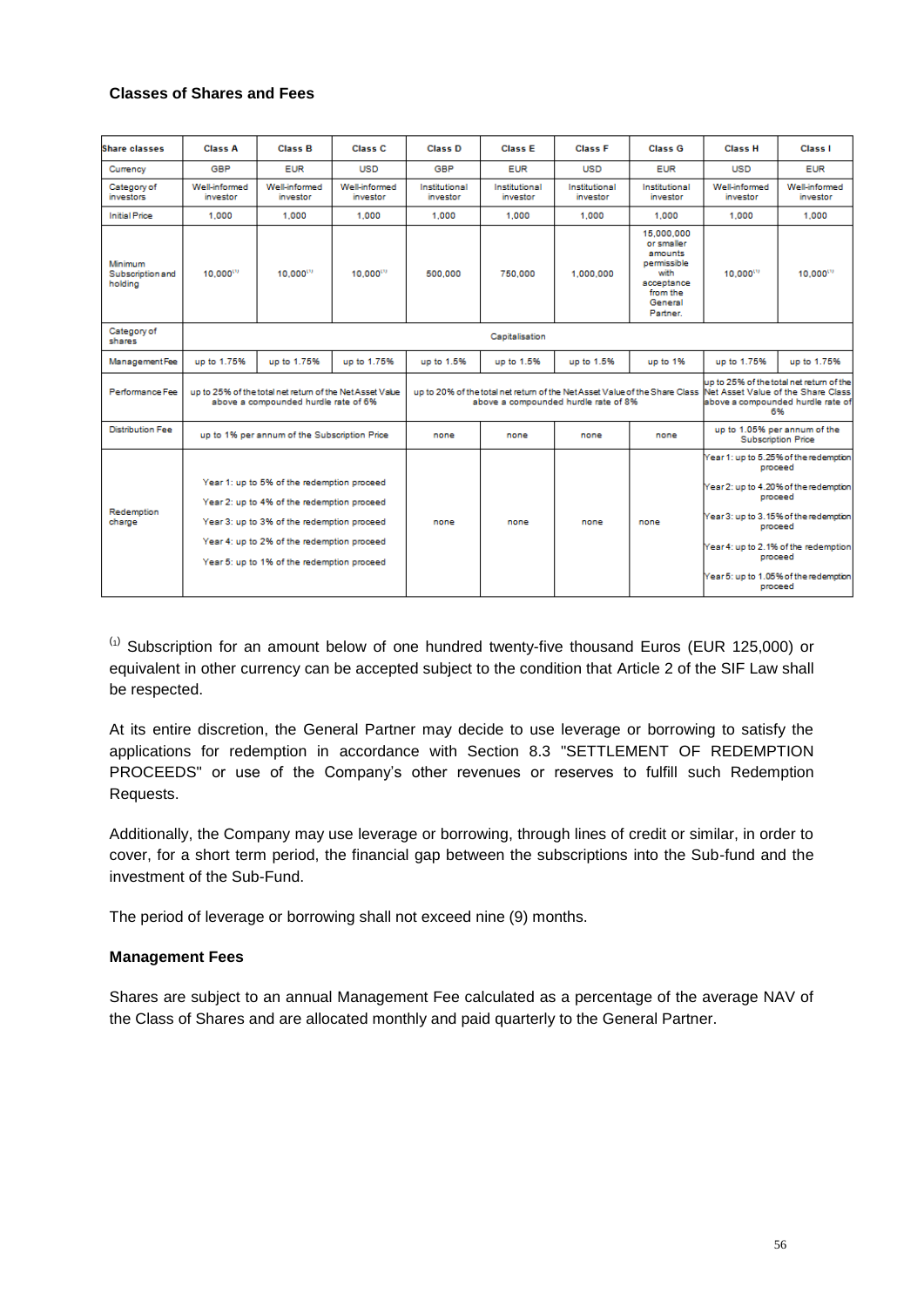### Classes of Shares and Fees

| Share classes | Class A | Class B | Class C | Class D | Class E | Class F | Class G | Class H | Class I |
|---|---|---|---|---|---|---|---|---|---|
| Currency | GBP | EUR | USD | GBP | EUR | USD | EUR | USD | EUR |
| Category of investors | Well-informed investor | Well-informed investor | Well-informed investor | Institutional investor | Institutional investor | Institutional investor | Institutional investor | Well-informed investor | Well-informed investor |
| Initial Price | 1,000 | 1,000 | 1,000 | 1,000 | 1,000 | 1,000 | 1,000 | 1,000 | 1,000 |
| Minimum Subscription and holding | 10,000[1] | 10,000[1] | 10,000[1] | 500,000 | 750,000 | 1,000,000 | 15,000,000 or smaller amounts permissible with acceptance from the General Partner. | 10,000[1] | 10,000[1] |
| Category of shares | Capitalisation | | | | | | | | |
| Management Fee | up to 1.75% | up to 1.75% | up to 1.75% | up to 1.5% | up to 1.5% | up to 1.5% | up to 1% | up to 1.75% | up to 1.75% |
| Performance Fee | up to 25% of the total net return of the Net Asset Value above a compounded hurdle rate of 6% | | | up to 20% of the total net return of the Net Asset Value of the Share Class above a compounded hurdle rate of 8% | | | | up to 25% of the total net return of the Net Asset Value of the Share Class above a compounded hurdle rate of 6% | |
| Distribution Fee | up to 1% per annum of the Subscription Price | | | none | none | none | none | up to 1.05% per annum of the Subscription Price | |
| Redemption charge | Year 1: up to 5% of the redemption proceed<br>Year 2: up to 4% of the redemption proceed<br>Year 3: up to 3% of the redemption proceed<br>Year 4: up to 2% of the redemption proceed<br>Year 5: up to 1% of the redemption proceed | | | none | none | none | none | Year 1: up to 5.25% of the redemption proceed<br>Year 2: up to 4.20% of the redemption proceed<br>Year 3: up to 3.15% of the redemption proceed<br>Year 4: up to 2.1% of the redemption proceed<br>Year 5: up to 1.05% of the redemption proceed | |

[1] Subscription for an amount below of one hundred twenty-five thousand Euros (EUR 125,000) or equivalent in other currency can be accepted subject to the condition that Article 2 of the SIF Law shall be respected.

At its entire discretion, the General Partner may decide to use leverage or borrowing to satisfy the applications for redemption in accordance with Section 8.3 "SETTLEMENT OF REDEMPTION PROCEEDS" or use of the Company's other revenues or reserves to fulfill such Redemption Requests.

Additionally, the Company may use leverage or borrowing, through lines of credit or similar, in order to cover, for a short term period, the financial gap between the subscriptions into the Sub-fund and the investment of the Sub-Fund.

The period of leverage or borrowing shall not exceed nine (9) months.

### Management Fees

Shares are subject to an annual Management Fee calculated as a percentage of the average NAV of the Class of Shares and are allocated monthly and paid quarterly to the General Partner.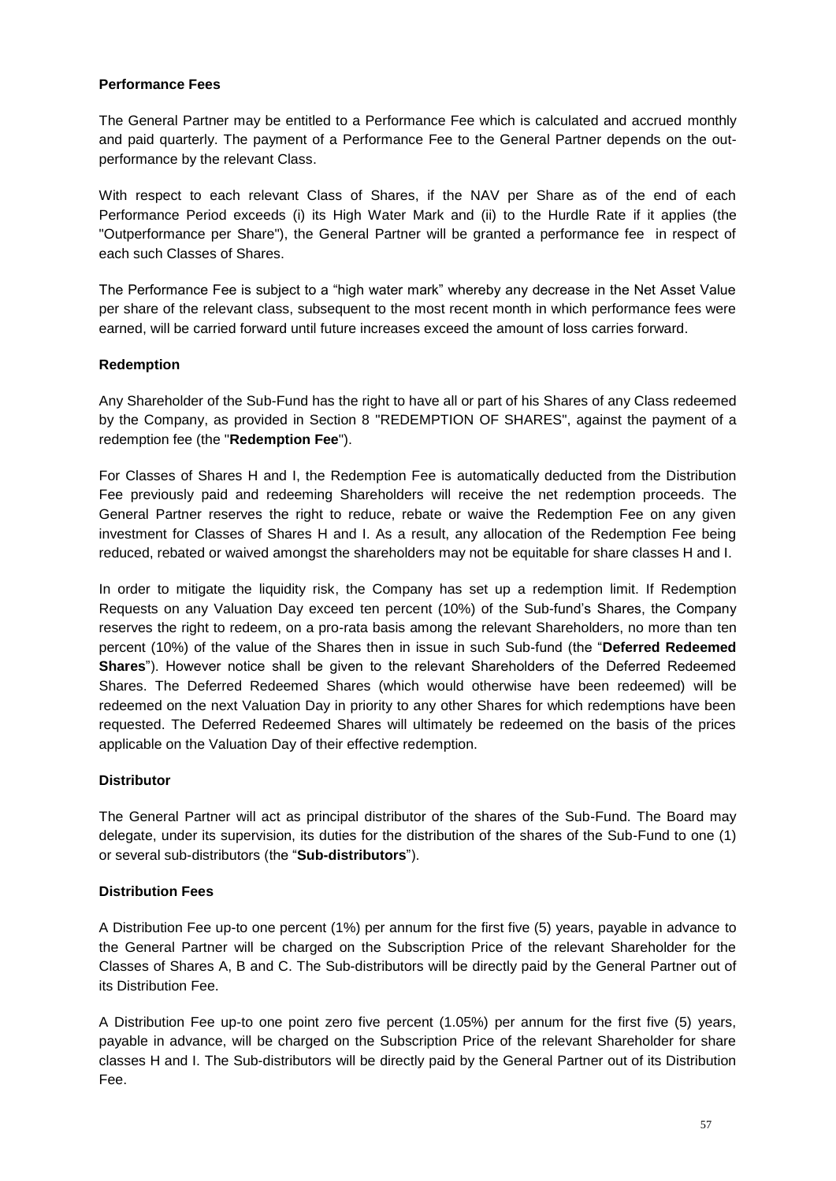**Performance Fees**

The General Partner may be entitled to a Performance Fee which is calculated and accrued monthly and paid quarterly. The payment of a Performance Fee to the General Partner depends on the out-performance by the relevant Class.

With respect to each relevant Class of Shares, if the NAV per Share as of the end of each Performance Period exceeds (i) its High Water Mark and (ii) to the Hurdle Rate if it applies (the "Outperformance per Share"), the General Partner will be granted a performance fee in respect of each such Classes of Shares.

The Performance Fee is subject to a "high water mark" whereby any decrease in the Net Asset Value per share of the relevant class, subsequent to the most recent month in which performance fees were earned, will be carried forward until future increases exceed the amount of loss carries forward.

**Redemption**

Any Shareholder of the Sub-Fund has the right to have all or part of his Shares of any Class redeemed by the Company, as provided in Section 8 "REDEMPTION OF SHARES", against the payment of a redemption fee (the "**Redemption Fee**").

For Classes of Shares H and I, the Redemption Fee is automatically deducted from the Distribution Fee previously paid and redeeming Shareholders will receive the net redemption proceeds. The General Partner reserves the right to reduce, rebate or waive the Redemption Fee on any given investment for Classes of Shares H and I. As a result, any allocation of the Redemption Fee being reduced, rebated or waived amongst the shareholders may not be equitable for share classes H and I.

In order to mitigate the liquidity risk, the Company has set up a redemption limit. If Redemption Requests on any Valuation Day exceed ten percent (10%) of the Sub-fund's Shares, the Company reserves the right to redeem, on a pro-rata basis among the relevant Shareholders, no more than ten percent (10%) of the value of the Shares then in issue in such Sub-fund (the "**Deferred Redeemed Shares**"). However notice shall be given to the relevant Shareholders of the Deferred Redeemed Shares. The Deferred Redeemed Shares (which would otherwise have been redeemed) will be redeemed on the next Valuation Day in priority to any other Shares for which redemptions have been requested. The Deferred Redeemed Shares will ultimately be redeemed on the basis of the prices applicable on the Valuation Day of their effective redemption.

**Distributor**

The General Partner will act as principal distributor of the shares of the Sub-Fund. The Board may delegate, under its supervision, its duties for the distribution of the shares of the Sub-Fund to one (1) or several sub-distributors (the "**Sub-distributors**").

**Distribution Fees**

A Distribution Fee up-to one percent (1%) per annum for the first five (5) years, payable in advance to the General Partner will be charged on the Subscription Price of the relevant Shareholder for the Classes of Shares A, B and C. The Sub-distributors will be directly paid by the General Partner out of its Distribution Fee.

A Distribution Fee up-to one point zero five percent (1.05%) per annum for the first five (5) years, payable in advance, will be charged on the Subscription Price of the relevant Shareholder for share classes H and I. The Sub-distributors will be directly paid by the General Partner out of its Distribution Fee.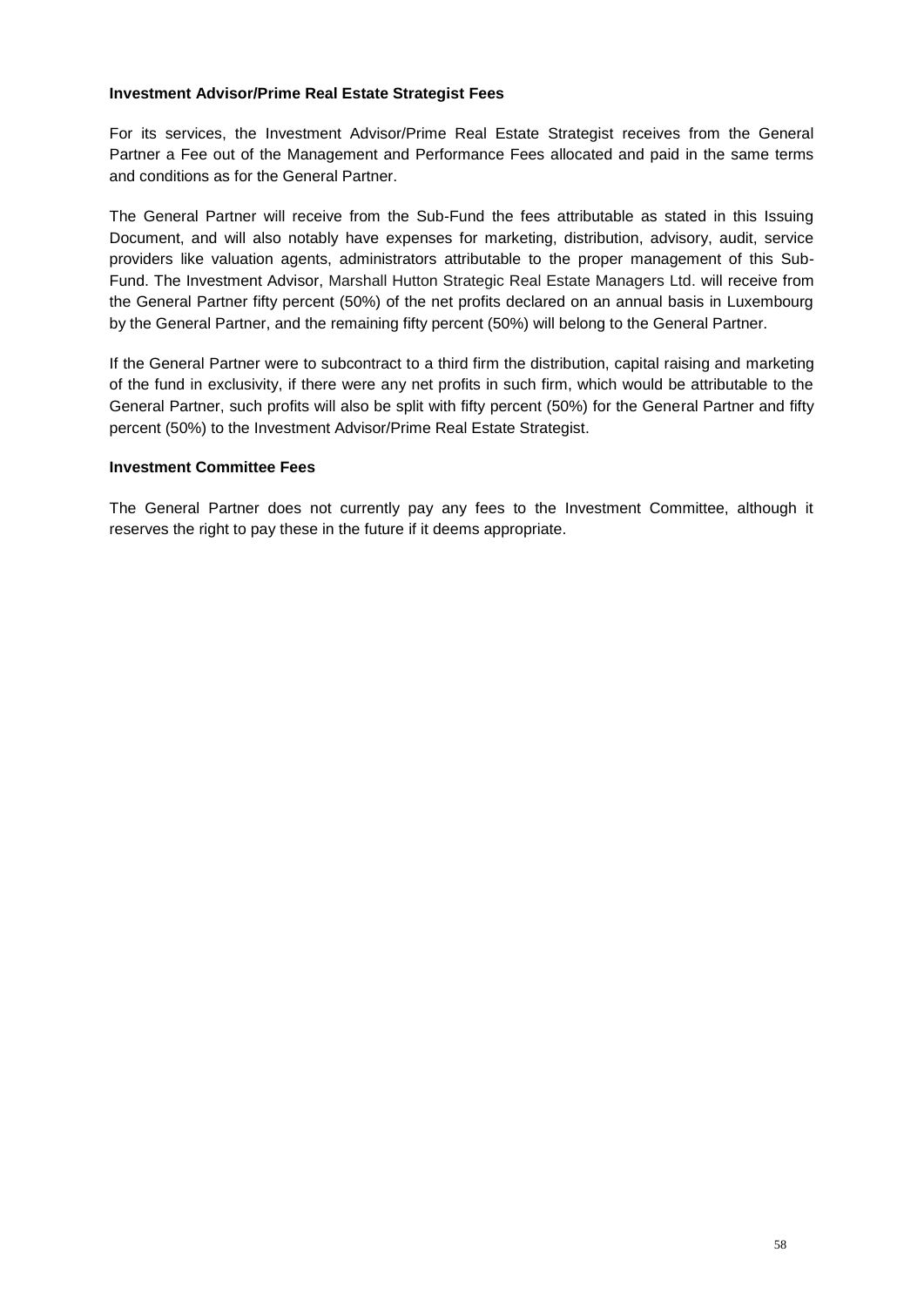**Investment Advisor/Prime Real Estate Strategist Fees**

For its services, the Investment Advisor/Prime Real Estate Strategist receives from the General Partner a Fee out of the Management and Performance Fees allocated and paid in the same terms and conditions as for the General Partner.

The General Partner will receive from the Sub-Fund the fees attributable as stated in this Issuing Document, and will also notably have expenses for marketing, distribution, advisory, audit, service providers like valuation agents, administrators attributable to the proper management of this Sub-Fund. The Investment Advisor, Marshall Hutton Strategic Real Estate Managers Ltd. will receive from the General Partner fifty percent (50%) of the net profits declared on an annual basis in Luxembourg by the General Partner, and the remaining fifty percent (50%) will belong to the General Partner.

If the General Partner were to subcontract to a third firm the distribution, capital raising and marketing of the fund in exclusivity, if there were any net profits in such firm, which would be attributable to the General Partner, such profits will also be split with fifty percent (50%) for the General Partner and fifty percent (50%) to the Investment Advisor/Prime Real Estate Strategist.

**Investment Committee Fees**

The General Partner does not currently pay any fees to the Investment Committee, although it reserves the right to pay these in the future if it deems appropriate.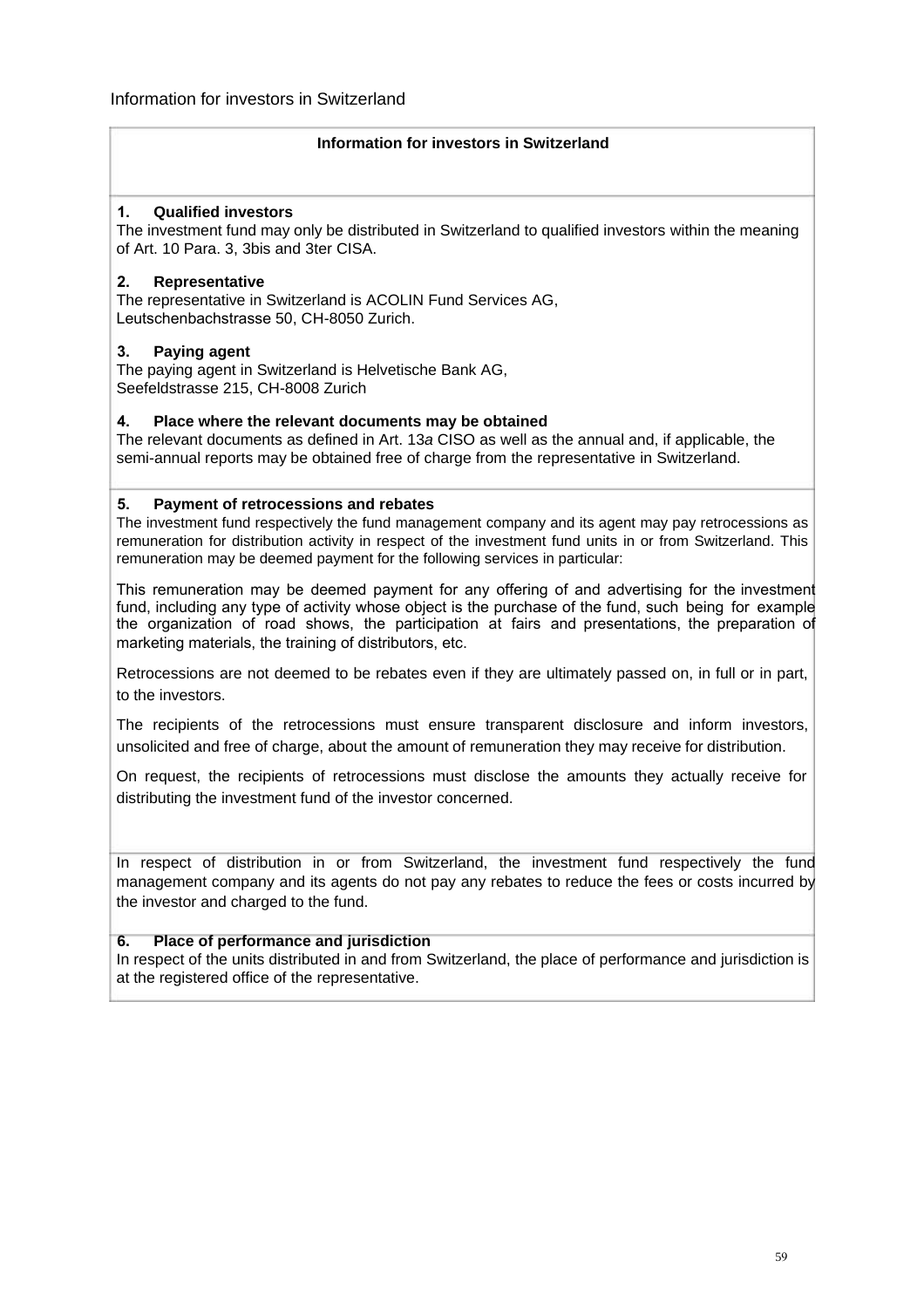Information for investors in Switzerland

## Information for investors in Switzerland

### 1. Qualified investors

The investment fund may only be distributed in Switzerland to qualified investors within the meaning of Art. 10 Para. 3, 3bis and 3ter CISA.

### 2. Representative

The representative in Switzerland is ACOLIN Fund Services AG,
Leutschenbachstrasse 50, CH-8050 Zurich.

### 3. Paying agent

The paying agent in Switzerland is Helvetische Bank AG,
Seefeldstrasse 215, CH-8008 Zurich

### 4. Place where the relevant documents may be obtained

The relevant documents as defined in Art. 13*a* CISO as well as the annual and, if applicable, the semi-annual reports may be obtained free of charge from the representative in Switzerland.

### 5. Payment of retrocessions and rebates

The investment fund respectively the fund management company and its agent may pay retrocessions as remuneration for distribution activity in respect of the investment fund units in or from Switzerland. This remuneration may be deemed payment for the following services in particular:

This remuneration may be deemed payment for any offering of and advertising for the investment fund, including any type of activity whose object is the purchase of the fund, such being for example the organization of road shows, the participation at fairs and presentations, the preparation of marketing materials, the training of distributors, etc.

Retrocessions are not deemed to be rebates even if they are ultimately passed on, in full or in part, to the investors.

The recipients of the retrocessions must ensure transparent disclosure and inform investors, unsolicited and free of charge, about the amount of remuneration they may receive for distribution.

On request, the recipients of retrocessions must disclose the amounts they actually receive for distributing the investment fund of the investor concerned.

In respect of distribution in or from Switzerland, the investment fund respectively the fund management company and its agents do not pay any rebates to reduce the fees or costs incurred by the investor and charged to the fund.

### 6. Place of performance and jurisdiction

In respect of the units distributed in and from Switzerland, the place of performance and jurisdiction is at the registered office of the representative.